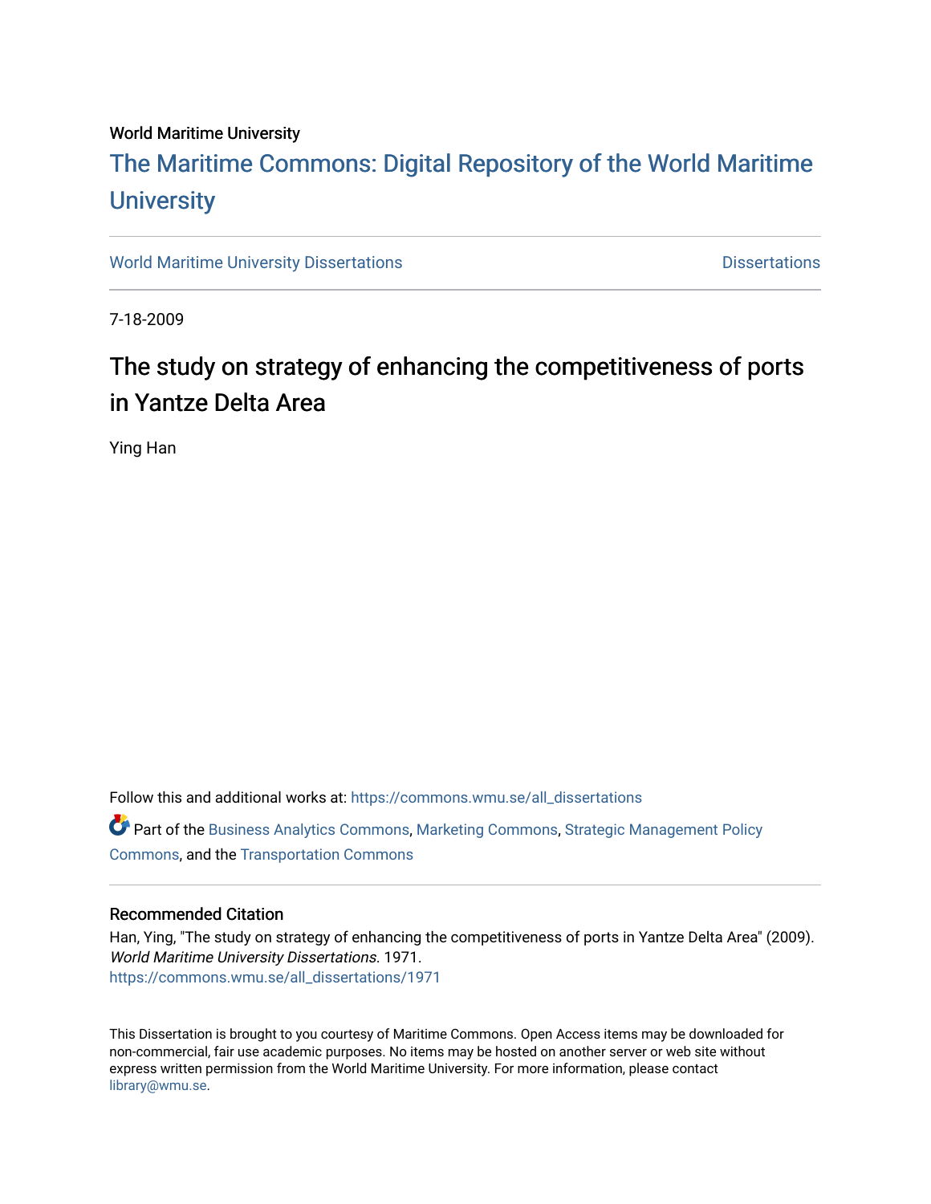World Maritime University

# The Maritime Commons: Digital Repository of the World Maritime University

World Maritime University Dissertations | Dissertations

7-18-2009

## The study on strategy of enhancing the competitiveness of ports in Yantze Delta Area

Ying Han

Follow this and additional works at: https://commons.wmu.se/all_dissertations

Part of the Business Analytics Commons, Marketing Commons, Strategic Management Policy Commons, and the Transportation Commons

### Recommended Citation

Han, Ying, "The study on strategy of enhancing the competitiveness of ports in Yantze Delta Area" (2009). *World Maritime University Dissertations*. 1971.
https://commons.wmu.se/all_dissertations/1971

This Dissertation is brought to you courtesy of Maritime Commons. Open Access items may be downloaded for non-commercial, fair use academic purposes. No items may be hosted on another server or web site without express written permission from the World Maritime University. For more information, please contact library@wmu.se.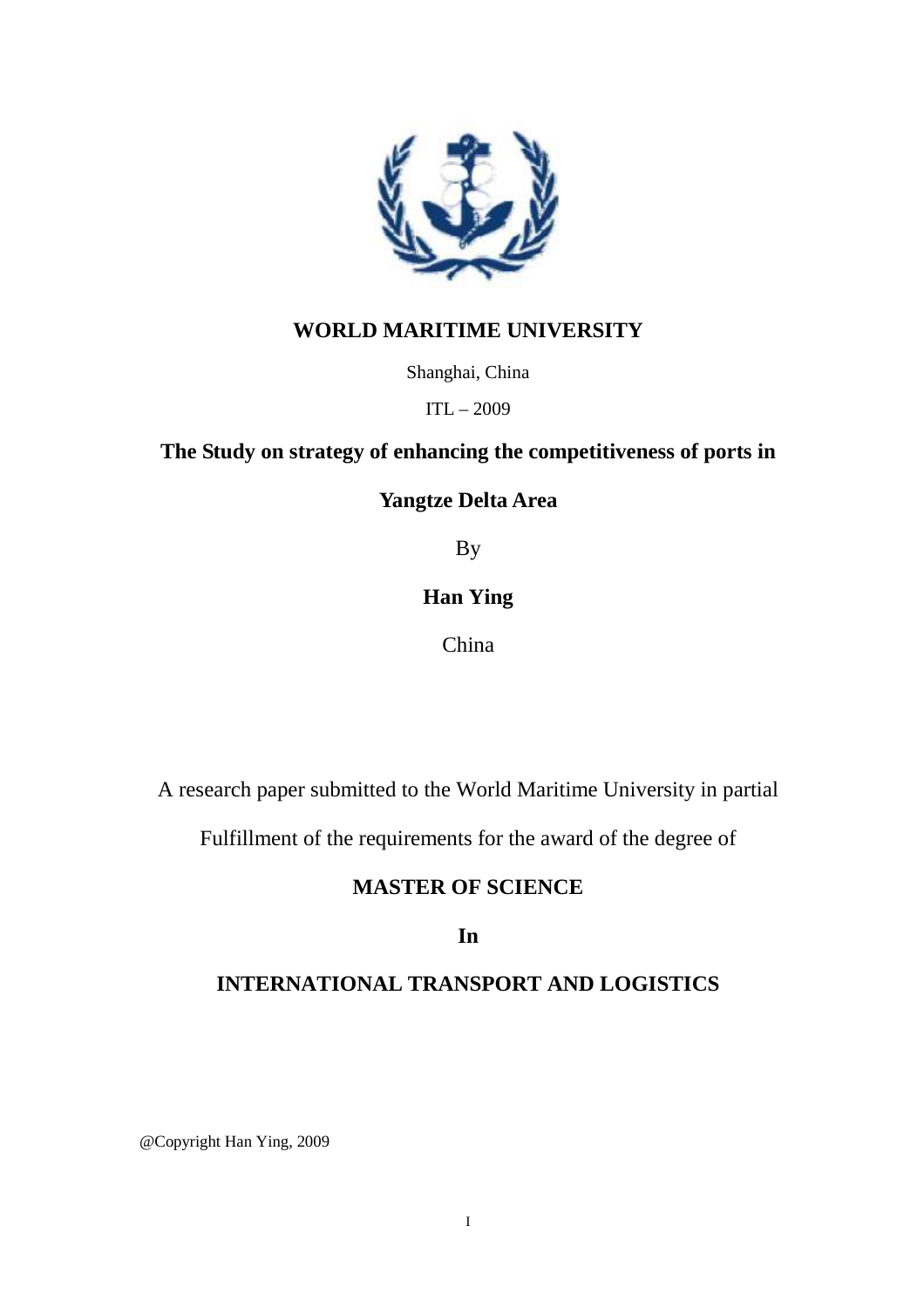**WORLD MARITIME UNIVERSITY**

Shanghai, China

ITL – 2009

**The Study on strategy of enhancing the competitiveness of ports in Yangtze Delta Area**

By

**Han Ying**

China

A research paper submitted to the World Maritime University in partial Fulfillment of the requirements for the award of the degree of

**MASTER OF SCIENCE**

**In**

**INTERNATIONAL TRANSPORT AND LOGISTICS**

@Copyright Han Ying, 2009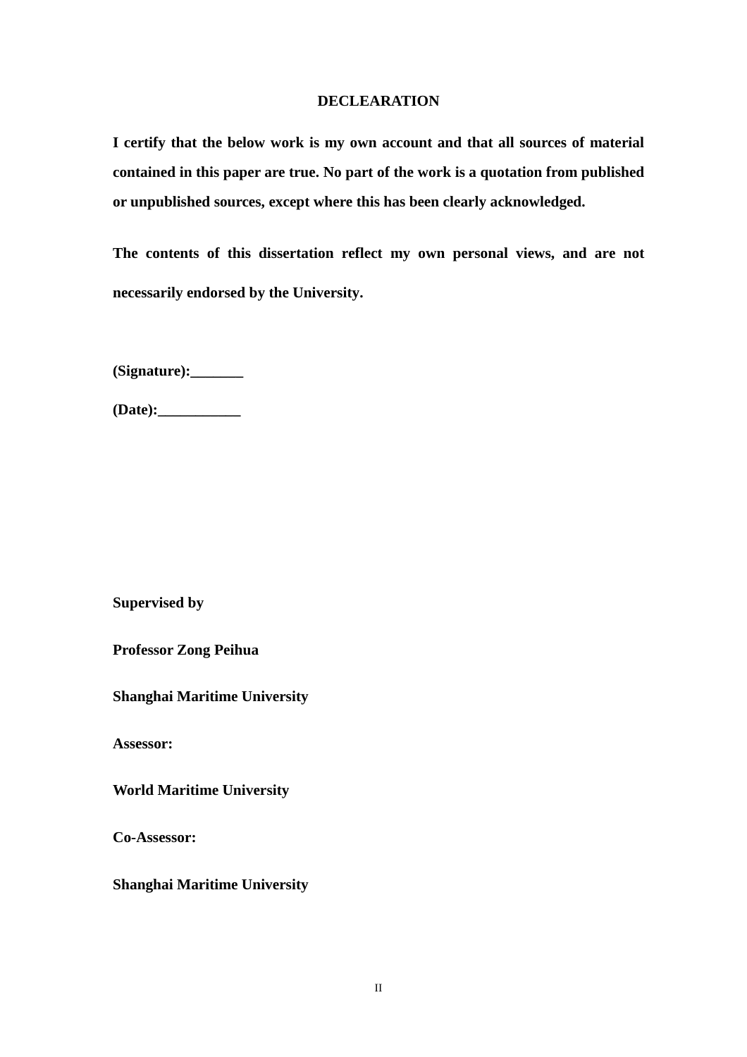## DECLEARATION

**I certify that the below work is my own account and that all sources of material contained in this paper are true. No part of the work is a quotation from published or unpublished sources, except where this has been clearly acknowledged.**

**The contents of this dissertation reflect my own personal views, and are not necessarily endorsed by the University.**

**(Signature):_______**

**(Date):___________**

**Supervised by**

**Professor Zong Peihua**

**Shanghai Maritime University**

**Assessor:**

**World Maritime University**

**Co-Assessor:**

**Shanghai Maritime University**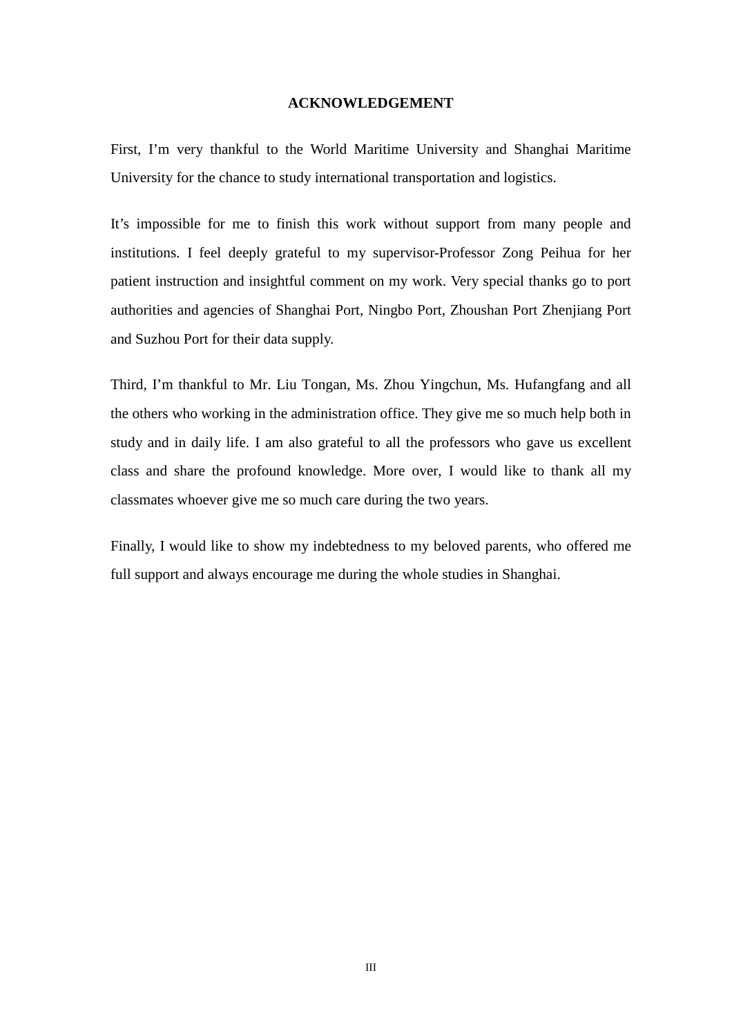# ACKNOWLEDGEMENT

First, I'm very thankful to the World Maritime University and Shanghai Maritime University for the chance to study international transportation and logistics.

It's impossible for me to finish this work without support from many people and institutions. I feel deeply grateful to my supervisor-Professor Zong Peihua for her patient instruction and insightful comment on my work. Very special thanks go to port authorities and agencies of Shanghai Port, Ningbo Port, Zhoushan Port Zhenjiang Port and Suzhou Port for their data supply.

Third, I'm thankful to Mr. Liu Tongan, Ms. Zhou Yingchun, Ms. Hufangfang and all the others who working in the administration office. They give me so much help both in study and in daily life. I am also grateful to all the professors who gave us excellent class and share the profound knowledge. More over, I would like to thank all my classmates whoever give me so much care during the two years.

Finally, I would like to show my indebtedness to my beloved parents, who offered me full support and always encourage me during the whole studies in Shanghai.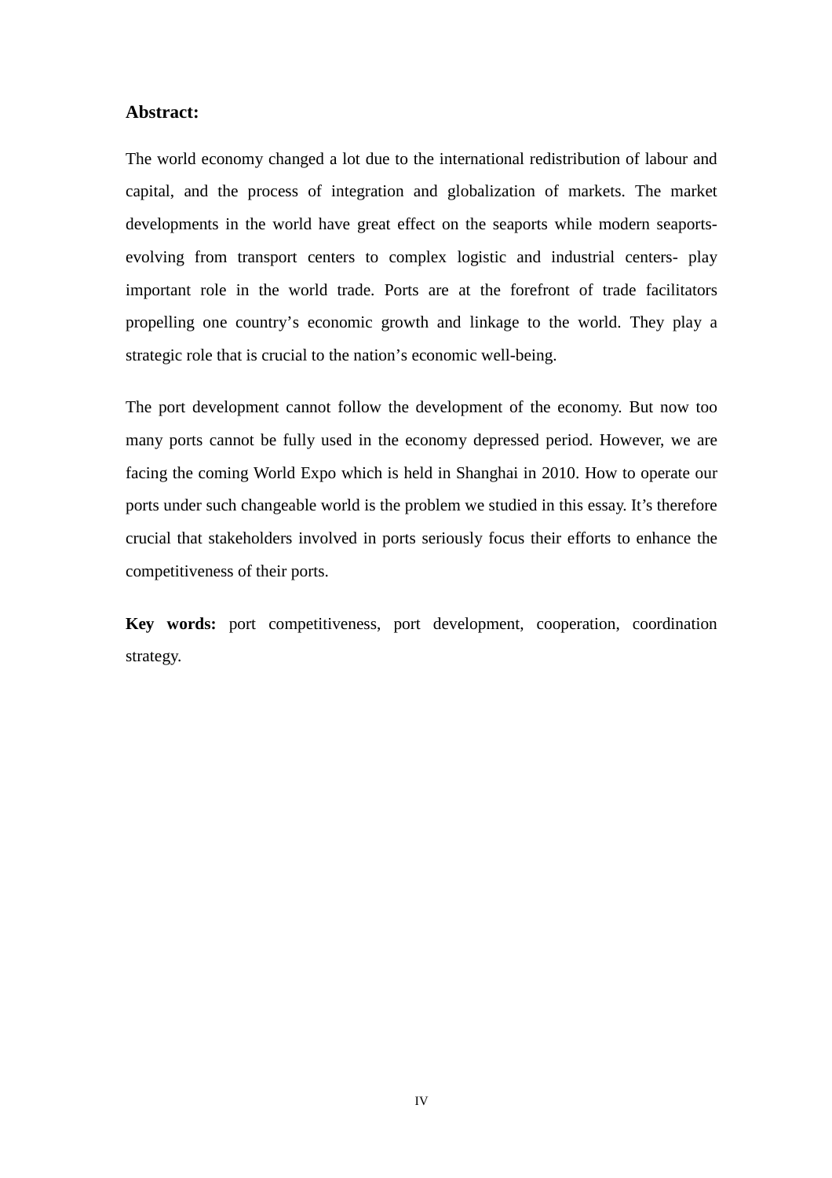## Abstract:

The world economy changed a lot due to the international redistribution of labour and capital, and the process of integration and globalization of markets. The market developments in the world have great effect on the seaports while modern seaports-evolving from transport centers to complex logistic and industrial centers- play important role in the world trade. Ports are at the forefront of trade facilitators propelling one country's economic growth and linkage to the world. They play a strategic role that is crucial to the nation's economic well-being.

The port development cannot follow the development of the economy. But now too many ports cannot be fully used in the economy depressed period. However, we are facing the coming World Expo which is held in Shanghai in 2010. How to operate our ports under such changeable world is the problem we studied in this essay. It's therefore crucial that stakeholders involved in ports seriously focus their efforts to enhance the competitiveness of their ports.

**Key words:** port competitiveness, port development, cooperation, coordination strategy.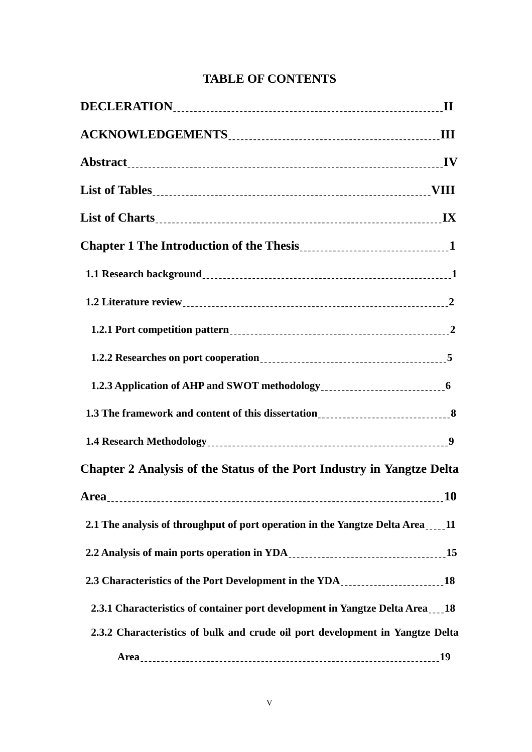# TABLE OF CONTENTS

**DECLERATION** ........ II

**ACKNOWLEDGEMENTS** ........ III

**Abstract** ........ IV

**List of Tables** ........ VIII

**List of Charts** ........ IX

**Chapter 1 The Introduction of the Thesis** ........ 1

- **1.1 Research background** ........ 1
- **1.2 Literature review** ........ 2
  - **1.2.1 Port competition pattern** ........ 2
  - **1.2.2 Researches on port cooperation** ........ 5
  - **1.2.3 Application of AHP and SWOT methodology** ........ 6
- **1.3 The framework and content of this dissertation** ........ 8
- **1.4 Research Methodology** ........ 9

**Chapter 2 Analysis of the Status of the Port Industry in Yangtze Delta Area** ........ 10

- **2.1 The analysis of throughput of port operation in the Yangtze Delta Area** ........ 11
- **2.2 Analysis of main ports operation in YDA** ........ 15
- **2.3 Characteristics of the Port Development in the YDA** ........ 18
  - **2.3.1 Characteristics of container port development in Yangtze Delta Area** ........ 18
  - **2.3.2 Characteristics of bulk and crude oil port development in Yangtze Delta Area** ........ 19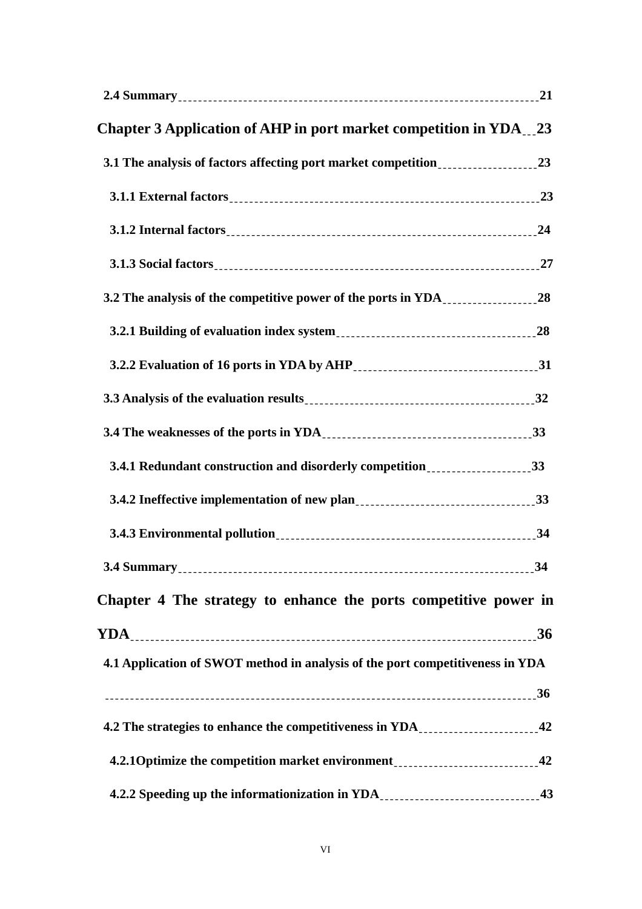**2.4 Summary** 21

**Chapter 3 Application of AHP in port market competition in YDA** 23

**3.1 The analysis of factors affecting port market competition** 23

**3.1.1 External factors** 23

**3.1.2 Internal factors** 24

**3.1.3 Social factors** 27

**3.2 The analysis of the competitive power of the ports in YDA** 28

**3.2.1 Building of evaluation index system** 28

**3.2.2 Evaluation of 16 ports in YDA by AHP** 31

**3.3 Analysis of the evaluation results** 32

**3.4 The weaknesses of the ports in YDA** 33

**3.4.1 Redundant construction and disorderly competition** 33

**3.4.2 Ineffective implementation of new plan** 33

**3.4.3 Environmental pollution** 34

**3.4 Summary** 34

**Chapter 4 The strategy to enhance the ports competitive power in YDA** 36

**4.1 Application of SWOT method in analysis of the port competitiveness in YDA** 36

**4.2 The strategies to enhance the competitiveness in YDA** 42

**4.2.1Optimize the competition market environment** 42

**4.2.2 Speeding up the informationization in YDA** 43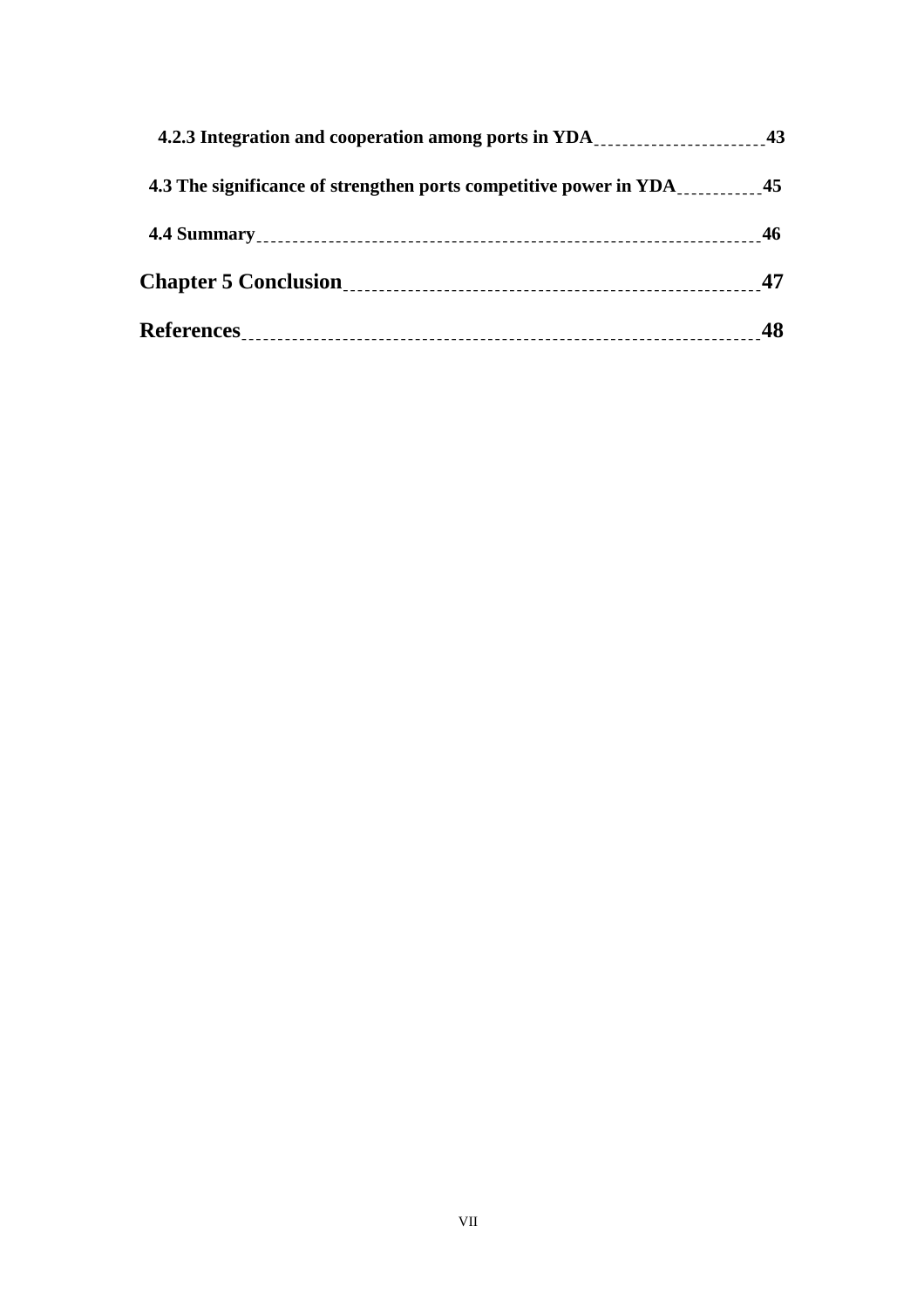**4.2.3 Integration and cooperation among ports in YDA** ---------- **43**

**4.3 The significance of strengthen ports competitive power in YDA** ---------- **45**

**4.4 Summary** ---------- **46**

**Chapter 5 Conclusion** ---------- **47**

**References** ---------- **48**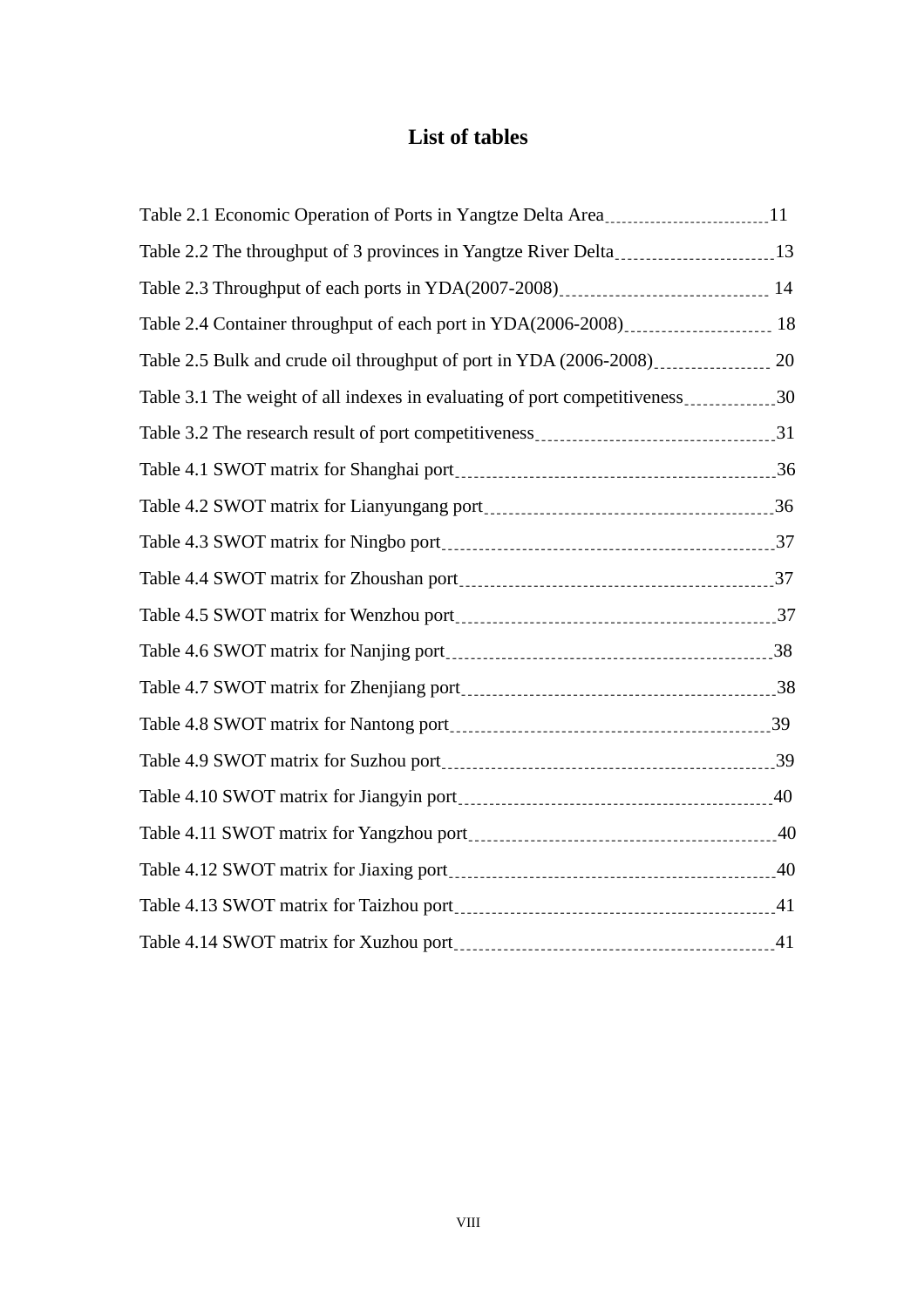# List of tables

Table 2.1 Economic Operation of Ports in Yangtze Delta Area 11

Table 2.2 The throughput of 3 provinces in Yangtze River Delta 13

Table 2.3 Throughput of each ports in YDA(2007-2008) 14

Table 2.4 Container throughput of each port in YDA(2006-2008) 18

Table 2.5 Bulk and crude oil throughput of port in YDA (2006-2008) 20

Table 3.1 The weight of all indexes in evaluating of port competitiveness 30

Table 3.2 The research result of port competitiveness 31

Table 4.1 SWOT matrix for Shanghai port 36

Table 4.2 SWOT matrix for Lianyungang port 36

Table 4.3 SWOT matrix for Ningbo port 37

Table 4.4 SWOT matrix for Zhoushan port 37

Table 4.5 SWOT matrix for Wenzhou port 37

Table 4.6 SWOT matrix for Nanjing port 38

Table 4.7 SWOT matrix for Zhenjiang port 38

Table 4.8 SWOT matrix for Nantong port 39

Table 4.9 SWOT matrix for Suzhou port 39

Table 4.10 SWOT matrix for Jiangyin port 40

Table 4.11 SWOT matrix for Yangzhou port 40

Table 4.12 SWOT matrix for Jiaxing port 40

Table 4.13 SWOT matrix for Taizhou port 41

Table 4.14 SWOT matrix for Xuzhou port 41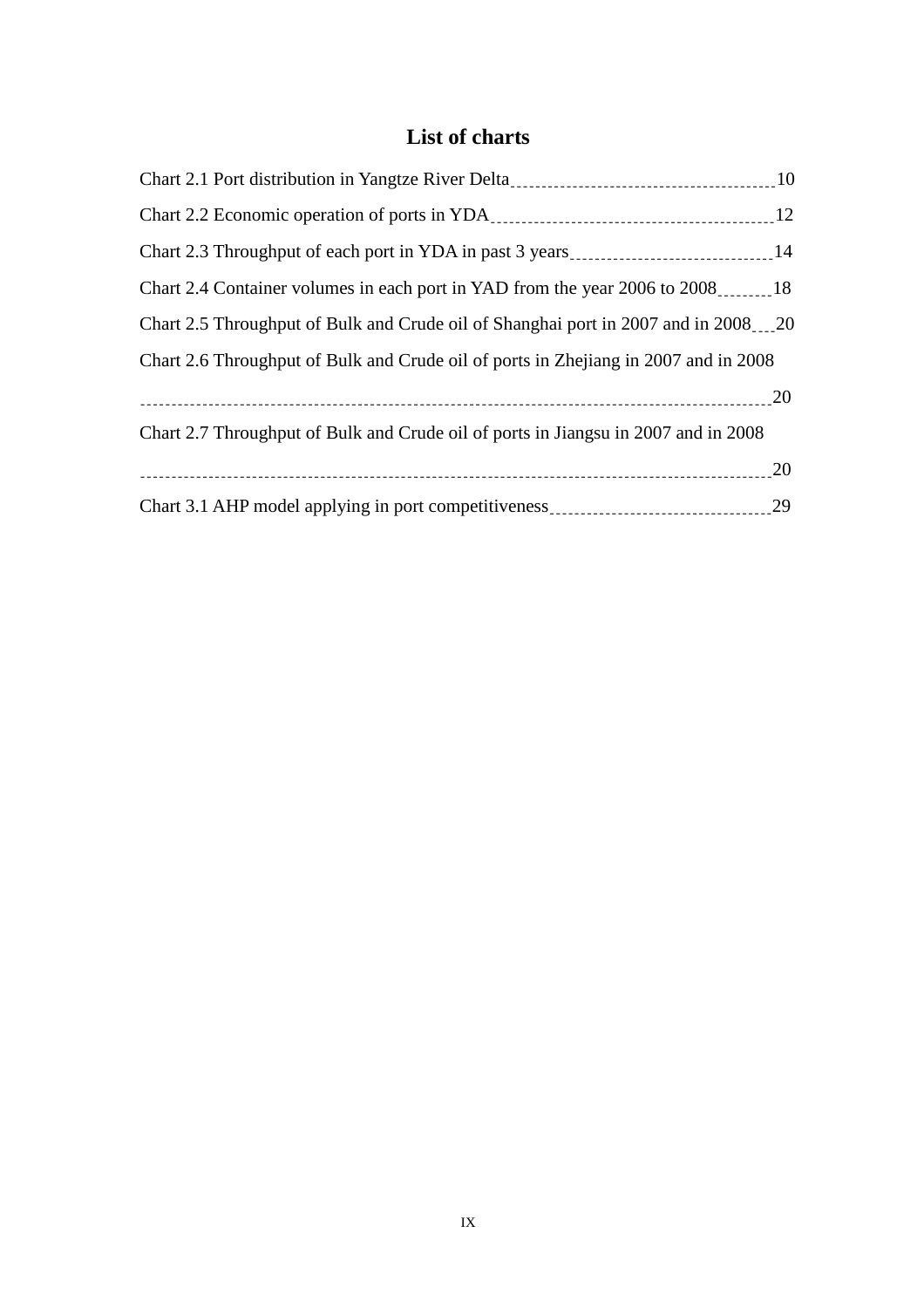# List of charts

Chart 2.1 Port distribution in Yangtze River Delta 10

Chart 2.2 Economic operation of ports in YDA 12

Chart 2.3 Throughput of each port in YDA in past 3 years 14

Chart 2.4 Container volumes in each port in YAD from the year 2006 to 2008 18

Chart 2.5 Throughput of Bulk and Crude oil of Shanghai port in 2007 and in 2008 20

Chart 2.6 Throughput of Bulk and Crude oil of ports in Zhejiang in 2007 and in 2008 20

Chart 2.7 Throughput of Bulk and Crude oil of ports in Jiangsu in 2007 and in 2008 20

Chart 3.1 AHP model applying in port competitiveness 29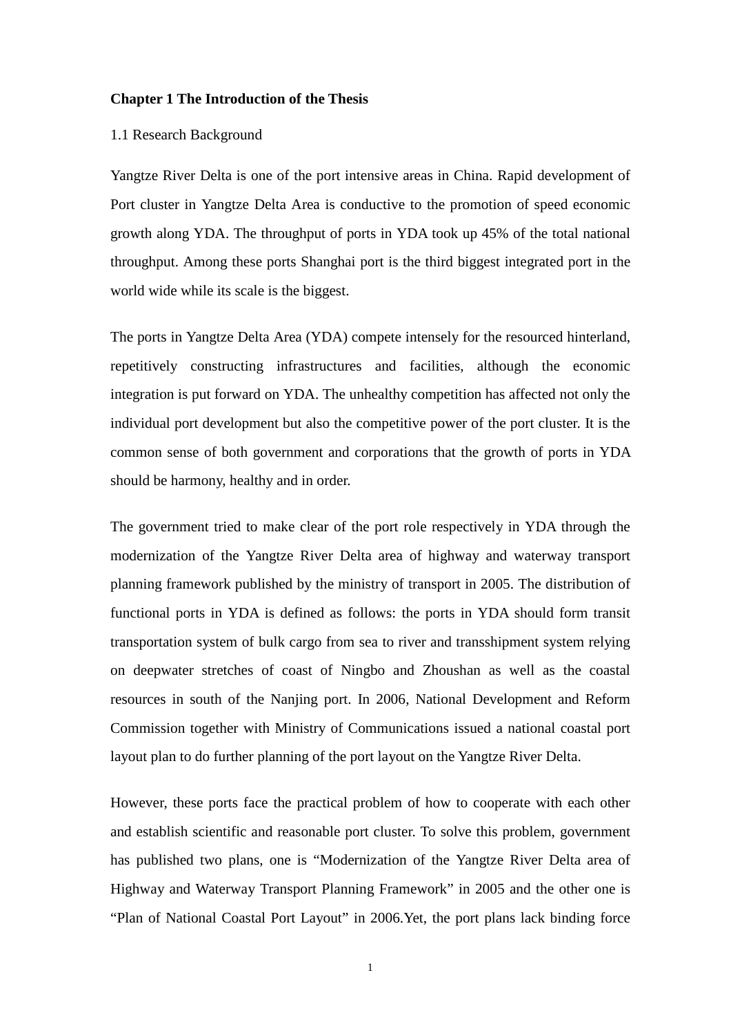# Chapter 1 The Introduction of the Thesis

## 1.1 Research Background

Yangtze River Delta is one of the port intensive areas in China. Rapid development of Port cluster in Yangtze Delta Area is conductive to the promotion of speed economic growth along YDA. The throughput of ports in YDA took up 45% of the total national throughput. Among these ports Shanghai port is the third biggest integrated port in the world wide while its scale is the biggest.

The ports in Yangtze Delta Area (YDA) compete intensely for the resourced hinterland, repetitively constructing infrastructures and facilities, although the economic integration is put forward on YDA. The unhealthy competition has affected not only the individual port development but also the competitive power of the port cluster. It is the common sense of both government and corporations that the growth of ports in YDA should be harmony, healthy and in order.

The government tried to make clear of the port role respectively in YDA through the modernization of the Yangtze River Delta area of highway and waterway transport planning framework published by the ministry of transport in 2005. The distribution of functional ports in YDA is defined as follows: the ports in YDA should form transit transportation system of bulk cargo from sea to river and transshipment system relying on deepwater stretches of coast of Ningbo and Zhoushan as well as the coastal resources in south of the Nanjing port. In 2006, National Development and Reform Commission together with Ministry of Communications issued a national coastal port layout plan to do further planning of the port layout on the Yangtze River Delta.

However, these ports face the practical problem of how to cooperate with each other and establish scientific and reasonable port cluster. To solve this problem, government has published two plans, one is "Modernization of the Yangtze River Delta area of Highway and Waterway Transport Planning Framework" in 2005 and the other one is "Plan of National Coastal Port Layout" in 2006.Yet, the port plans lack binding force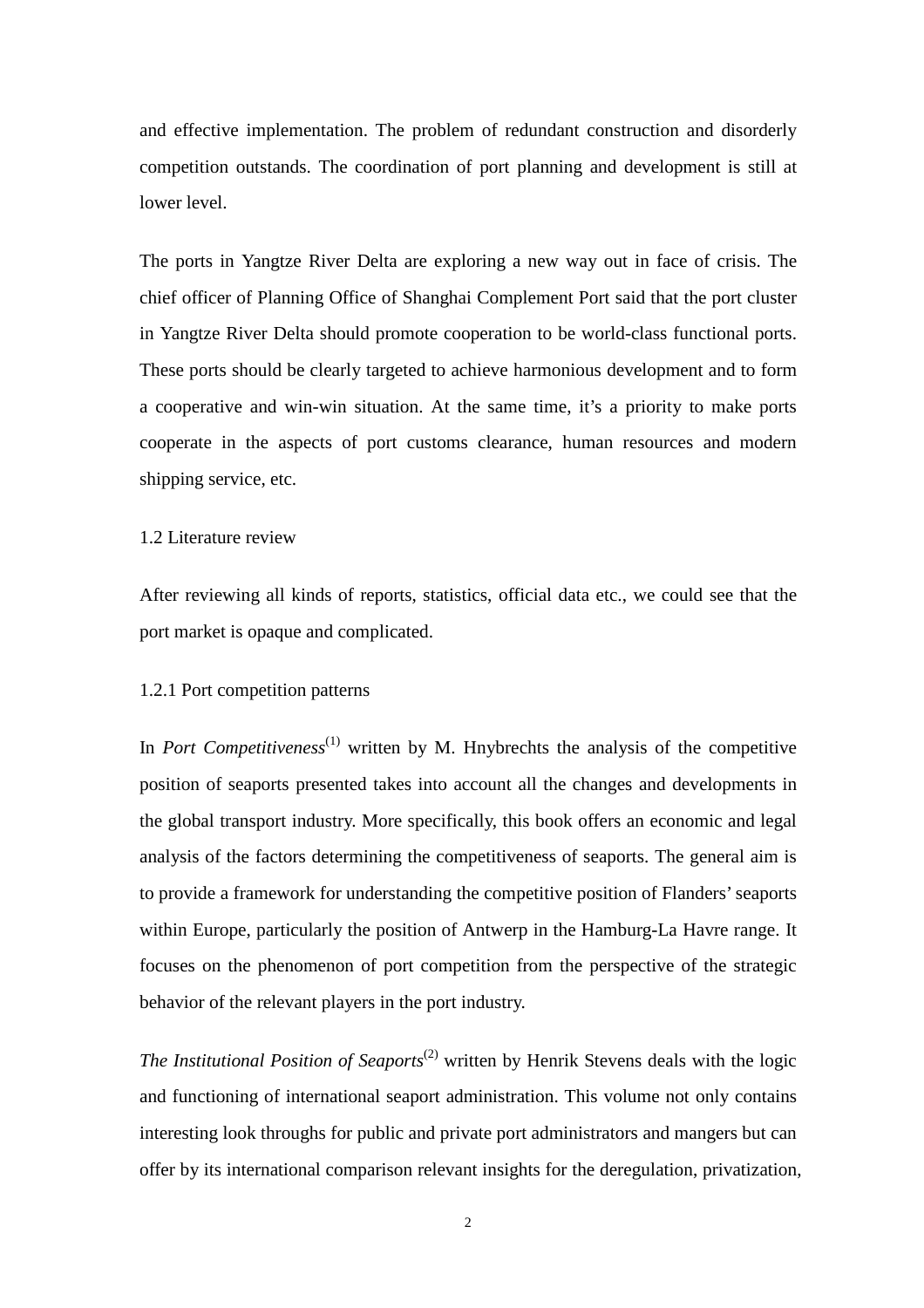and effective implementation. The problem of redundant construction and disorderly competition outstands. The coordination of port planning and development is still at lower level.

The ports in Yangtze River Delta are exploring a new way out in face of crisis. The chief officer of Planning Office of Shanghai Complement Port said that the port cluster in Yangtze River Delta should promote cooperation to be world-class functional ports. These ports should be clearly targeted to achieve harmonious development and to form a cooperative and win-win situation. At the same time, it's a priority to make ports cooperate in the aspects of port customs clearance, human resources and modern shipping service, etc.

## 1.2 Literature review

After reviewing all kinds of reports, statistics, official data etc., we could see that the port market is opaque and complicated.

### 1.2.1 Port competition patterns

In *Port Competitiveness*(1) written by M. Hnybrechts the analysis of the competitive position of seaports presented takes into account all the changes and developments in the global transport industry. More specifically, this book offers an economic and legal analysis of the factors determining the competitiveness of seaports. The general aim is to provide a framework for understanding the competitive position of Flanders' seaports within Europe, particularly the position of Antwerp in the Hamburg-La Havre range. It focuses on the phenomenon of port competition from the perspective of the strategic behavior of the relevant players in the port industry.

*The Institutional Position of Seaports*(2) written by Henrik Stevens deals with the logic and functioning of international seaport administration. This volume not only contains interesting look throughs for public and private port administrators and mangers but can offer by its international comparison relevant insights for the deregulation, privatization,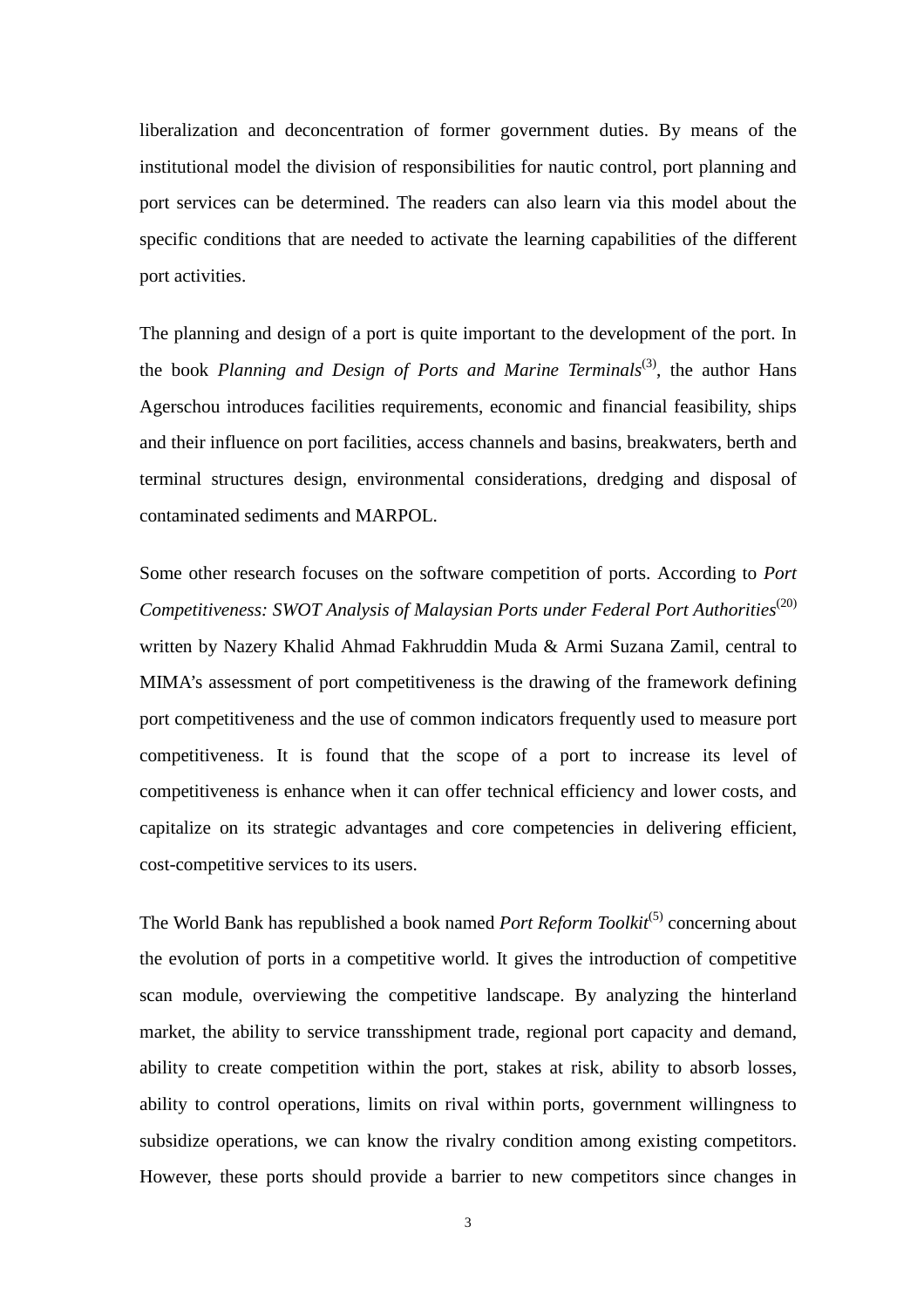liberalization and deconcentration of former government duties. By means of the institutional model the division of responsibilities for nautic control, port planning and port services can be determined. The readers can also learn via this model about the specific conditions that are needed to activate the learning capabilities of the different port activities.

The planning and design of a port is quite important to the development of the port. In the book *Planning and Design of Ports and Marine Terminals*[3], the author Hans Agerschou introduces facilities requirements, economic and financial feasibility, ships and their influence on port facilities, access channels and basins, breakwaters, berth and terminal structures design, environmental considerations, dredging and disposal of contaminated sediments and MARPOL.

Some other research focuses on the software competition of ports. According to *Port Competitiveness: SWOT Analysis of Malaysian Ports under Federal Port Authorities*[20] written by Nazery Khalid Ahmad Fakhruddin Muda & Armi Suzana Zamil, central to MIMA's assessment of port competitiveness is the drawing of the framework defining port competitiveness and the use of common indicators frequently used to measure port competitiveness. It is found that the scope of a port to increase its level of competitiveness is enhance when it can offer technical efficiency and lower costs, and capitalize on its strategic advantages and core competencies in delivering efficient, cost-competitive services to its users.

The World Bank has republished a book named *Port Reform Toolkit*[5] concerning about the evolution of ports in a competitive world. It gives the introduction of competitive scan module, overviewing the competitive landscape. By analyzing the hinterland market, the ability to service transshipment trade, regional port capacity and demand, ability to create competition within the port, stakes at risk, ability to absorb losses, ability to control operations, limits on rival within ports, government willingness to subsidize operations, we can know the rivalry condition among existing competitors. However, these ports should provide a barrier to new competitors since changes in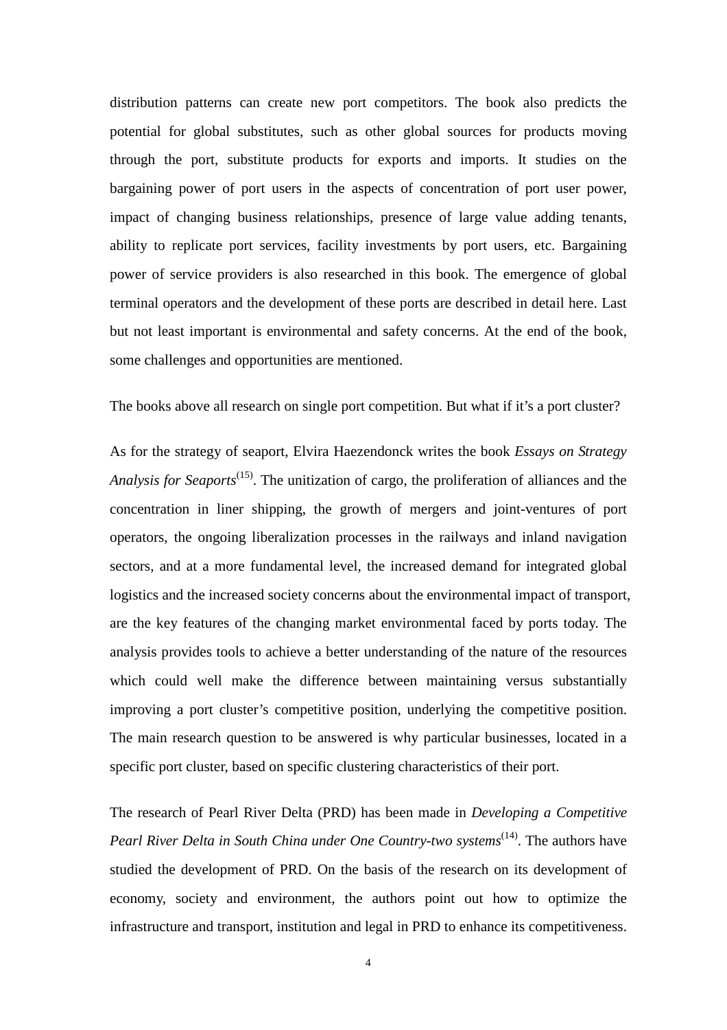distribution patterns can create new port competitors. The book also predicts the potential for global substitutes, such as other global sources for products moving through the port, substitute products for exports and imports. It studies on the bargaining power of port users in the aspects of concentration of port user power, impact of changing business relationships, presence of large value adding tenants, ability to replicate port services, facility investments by port users, etc. Bargaining power of service providers is also researched in this book. The emergence of global terminal operators and the development of these ports are described in detail here. Last but not least important is environmental and safety concerns. At the end of the book, some challenges and opportunities are mentioned.

The books above all research on single port competition. But what if it's a port cluster?

As for the strategy of seaport, Elvira Haezendonck writes the book *Essays on Strategy Analysis for Seaports*[(15)]. The unitization of cargo, the proliferation of alliances and the concentration in liner shipping, the growth of mergers and joint-ventures of port operators, the ongoing liberalization processes in the railways and inland navigation sectors, and at a more fundamental level, the increased demand for integrated global logistics and the increased society concerns about the environmental impact of transport, are the key features of the changing market environmental faced by ports today. The analysis provides tools to achieve a better understanding of the nature of the resources which could well make the difference between maintaining versus substantially improving a port cluster's competitive position, underlying the competitive position. The main research question to be answered is why particular businesses, located in a specific port cluster, based on specific clustering characteristics of their port.

The research of Pearl River Delta (PRD) has been made in *Developing a Competitive Pearl River Delta in South China under One Country-two systems*[(14)]. The authors have studied the development of PRD. On the basis of the research on its development of economy, society and environment, the authors point out how to optimize the infrastructure and transport, institution and legal in PRD to enhance its competitiveness.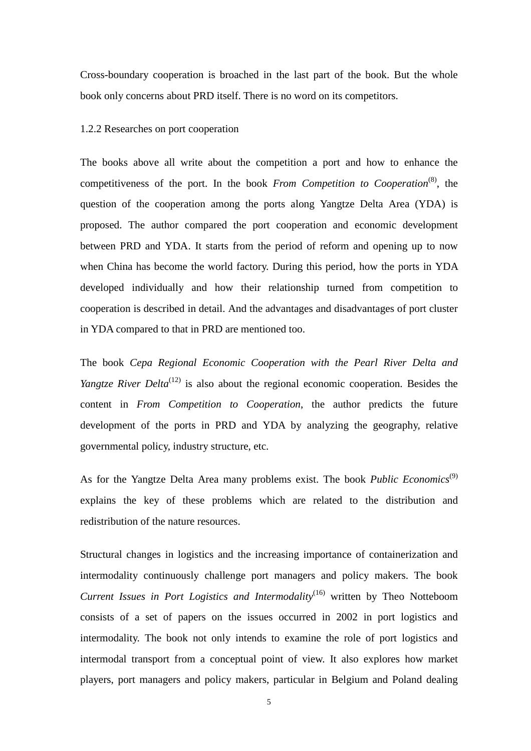Cross-boundary cooperation is broached in the last part of the book. But the whole book only concerns about PRD itself. There is no word on its competitors.

### 1.2.2 Researches on port cooperation

The books above all write about the competition a port and how to enhance the competitiveness of the port. In the book *From Competition to Cooperation*[8], the question of the cooperation among the ports along Yangtze Delta Area (YDA) is proposed. The author compared the port cooperation and economic development between PRD and YDA. It starts from the period of reform and opening up to now when China has become the world factory. During this period, how the ports in YDA developed individually and how their relationship turned from competition to cooperation is described in detail. And the advantages and disadvantages of port cluster in YDA compared to that in PRD are mentioned too.

The book *Cepa Regional Economic Cooperation with the Pearl River Delta and Yangtze River Delta*[12] is also about the regional economic cooperation. Besides the content in *From Competition to Cooperation*, the author predicts the future development of the ports in PRD and YDA by analyzing the geography, relative governmental policy, industry structure, etc.

As for the Yangtze Delta Area many problems exist. The book *Public Economics*[9] explains the key of these problems which are related to the distribution and redistribution of the nature resources.

Structural changes in logistics and the increasing importance of containerization and intermodality continuously challenge port managers and policy makers. The book *Current Issues in Port Logistics and Intermodality*[16] written by Theo Notteboom consists of a set of papers on the issues occurred in 2002 in port logistics and intermodality. The book not only intends to examine the role of port logistics and intermodal transport from a conceptual point of view. It also explores how market players, port managers and policy makers, particular in Belgium and Poland dealing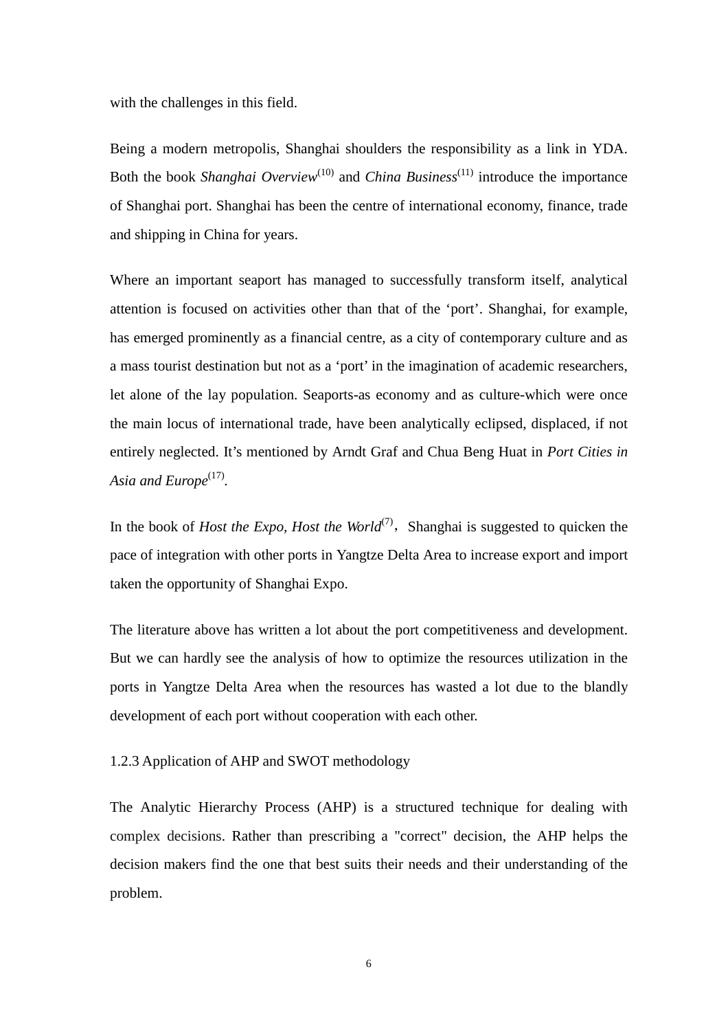with the challenges in this field.

Being a modern metropolis, Shanghai shoulders the responsibility as a link in YDA. Both the book *Shanghai Overview*[10] and *China Business*[11] introduce the importance of Shanghai port. Shanghai has been the centre of international economy, finance, trade and shipping in China for years.

Where an important seaport has managed to successfully transform itself, analytical attention is focused on activities other than that of the 'port'. Shanghai, for example, has emerged prominently as a financial centre, as a city of contemporary culture and as a mass tourist destination but not as a 'port' in the imagination of academic researchers, let alone of the lay population. Seaports-as economy and as culture-which were once the main locus of international trade, have been analytically eclipsed, displaced, if not entirely neglected. It's mentioned by Arndt Graf and Chua Beng Huat in *Port Cities in Asia and Europe*[17].

In the book of *Host the Expo, Host the World*[7]， Shanghai is suggested to quicken the pace of integration with other ports in Yangtze Delta Area to increase export and import taken the opportunity of Shanghai Expo.

The literature above has written a lot about the port competitiveness and development. But we can hardly see the analysis of how to optimize the resources utilization in the ports in Yangtze Delta Area when the resources has wasted a lot due to the blandly development of each port without cooperation with each other.

### 1.2.3 Application of AHP and SWOT methodology

The Analytic Hierarchy Process (AHP) is a structured technique for dealing with complex decisions. Rather than prescribing a "correct" decision, the AHP helps the decision makers find the one that best suits their needs and their understanding of the problem.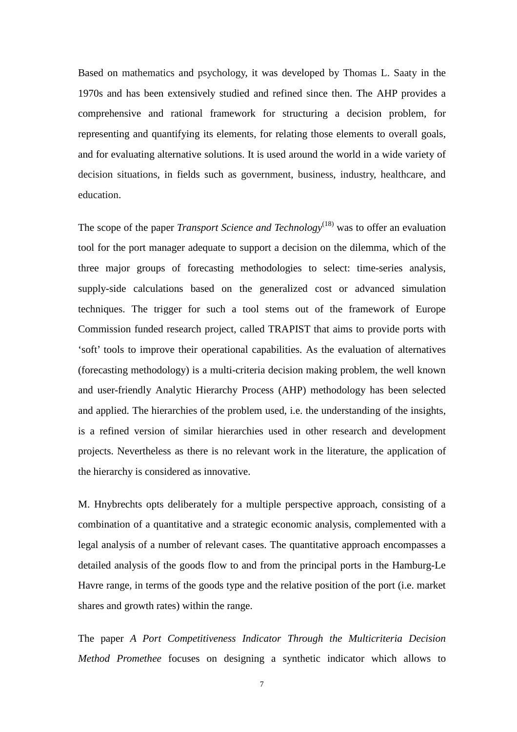Based on mathematics and psychology, it was developed by Thomas L. Saaty in the 1970s and has been extensively studied and refined since then. The AHP provides a comprehensive and rational framework for structuring a decision problem, for representing and quantifying its elements, for relating those elements to overall goals, and for evaluating alternative solutions. It is used around the world in a wide variety of decision situations, in fields such as government, business, industry, healthcare, and education.

The scope of the paper *Transport Science and Technology*(18) was to offer an evaluation tool for the port manager adequate to support a decision on the dilemma, which of the three major groups of forecasting methodologies to select: time-series analysis, supply-side calculations based on the generalized cost or advanced simulation techniques. The trigger for such a tool stems out of the framework of Europe Commission funded research project, called TRAPIST that aims to provide ports with 'soft' tools to improve their operational capabilities. As the evaluation of alternatives (forecasting methodology) is a multi-criteria decision making problem, the well known and user-friendly Analytic Hierarchy Process (AHP) methodology has been selected and applied. The hierarchies of the problem used, i.e. the understanding of the insights, is a refined version of similar hierarchies used in other research and development projects. Nevertheless as there is no relevant work in the literature, the application of the hierarchy is considered as innovative.

M. Hnybrechts opts deliberately for a multiple perspective approach, consisting of a combination of a quantitative and a strategic economic analysis, complemented with a legal analysis of a number of relevant cases. The quantitative approach encompasses a detailed analysis of the goods flow to and from the principal ports in the Hamburg-Le Havre range, in terms of the goods type and the relative position of the port (i.e. market shares and growth rates) within the range.

The paper *A Port Competitiveness Indicator Through the Multicriteria Decision Method Promethee* focuses on designing a synthetic indicator which allows to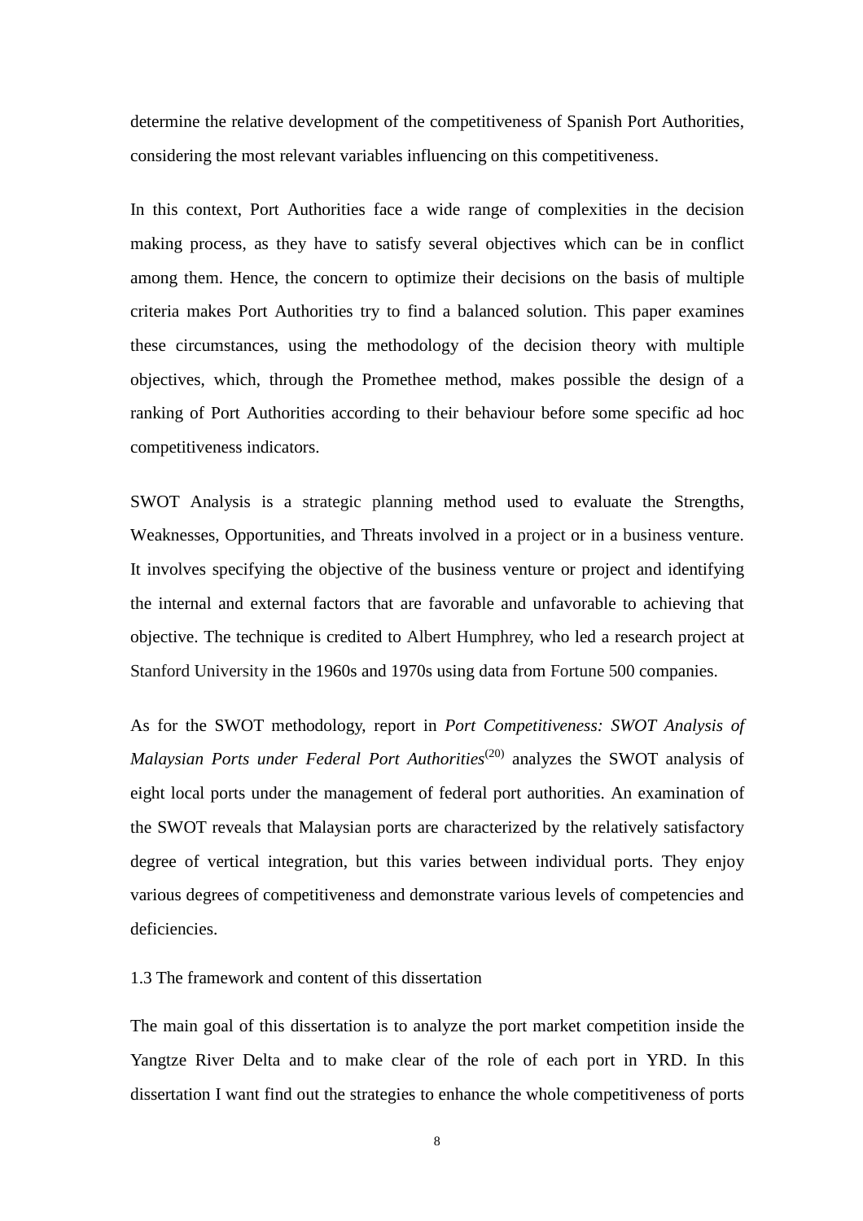determine the relative development of the competitiveness of Spanish Port Authorities, considering the most relevant variables influencing on this competitiveness.

In this context, Port Authorities face a wide range of complexities in the decision making process, as they have to satisfy several objectives which can be in conflict among them. Hence, the concern to optimize their decisions on the basis of multiple criteria makes Port Authorities try to find a balanced solution. This paper examines these circumstances, using the methodology of the decision theory with multiple objectives, which, through the Promethee method, makes possible the design of a ranking of Port Authorities according to their behaviour before some specific ad hoc competitiveness indicators.

SWOT Analysis is a strategic planning method used to evaluate the Strengths, Weaknesses, Opportunities, and Threats involved in a project or in a business venture. It involves specifying the objective of the business venture or project and identifying the internal and external factors that are favorable and unfavorable to achieving that objective. The technique is credited to Albert Humphrey, who led a research project at Stanford University in the 1960s and 1970s using data from Fortune 500 companies.

As for the SWOT methodology, report in *Port Competitiveness: SWOT Analysis of Malaysian Ports under Federal Port Authorities*(20) analyzes the SWOT analysis of eight local ports under the management of federal port authorities. An examination of the SWOT reveals that Malaysian ports are characterized by the relatively satisfactory degree of vertical integration, but this varies between individual ports. They enjoy various degrees of competitiveness and demonstrate various levels of competencies and deficiencies.

### 1.3 The framework and content of this dissertation

The main goal of this dissertation is to analyze the port market competition inside the Yangtze River Delta and to make clear of the role of each port in YRD. In this dissertation I want find out the strategies to enhance the whole competitiveness of ports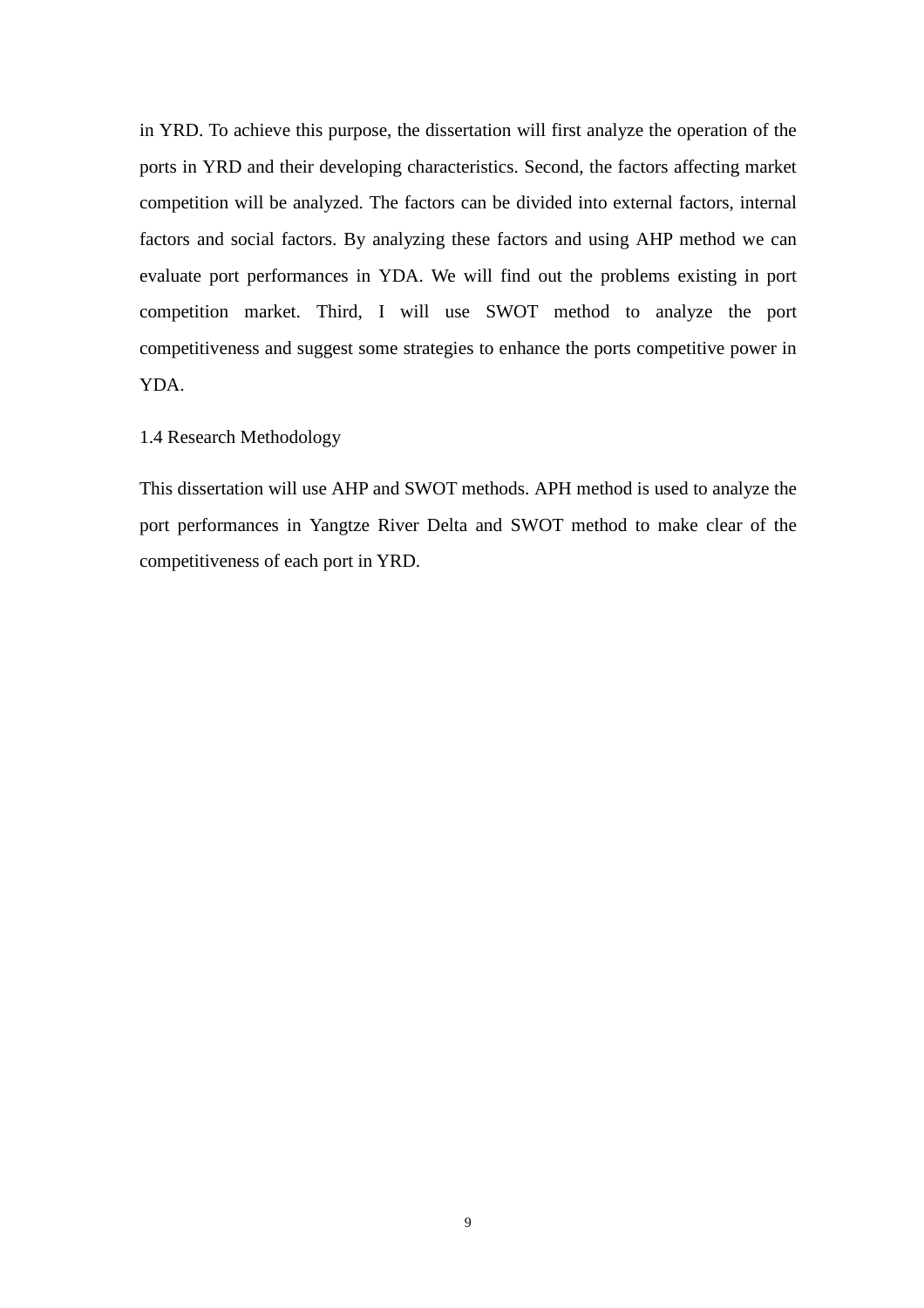in YRD. To achieve this purpose, the dissertation will first analyze the operation of the ports in YRD and their developing characteristics. Second, the factors affecting market competition will be analyzed. The factors can be divided into external factors, internal factors and social factors. By analyzing these factors and using AHP method we can evaluate port performances in YDA. We will find out the problems existing in port competition market. Third, I will use SWOT method to analyze the port competitiveness and suggest some strategies to enhance the ports competitive power in YDA.

### 1.4 Research Methodology

This dissertation will use AHP and SWOT methods. APH method is used to analyze the port performances in Yangtze River Delta and SWOT method to make clear of the competitiveness of each port in YRD.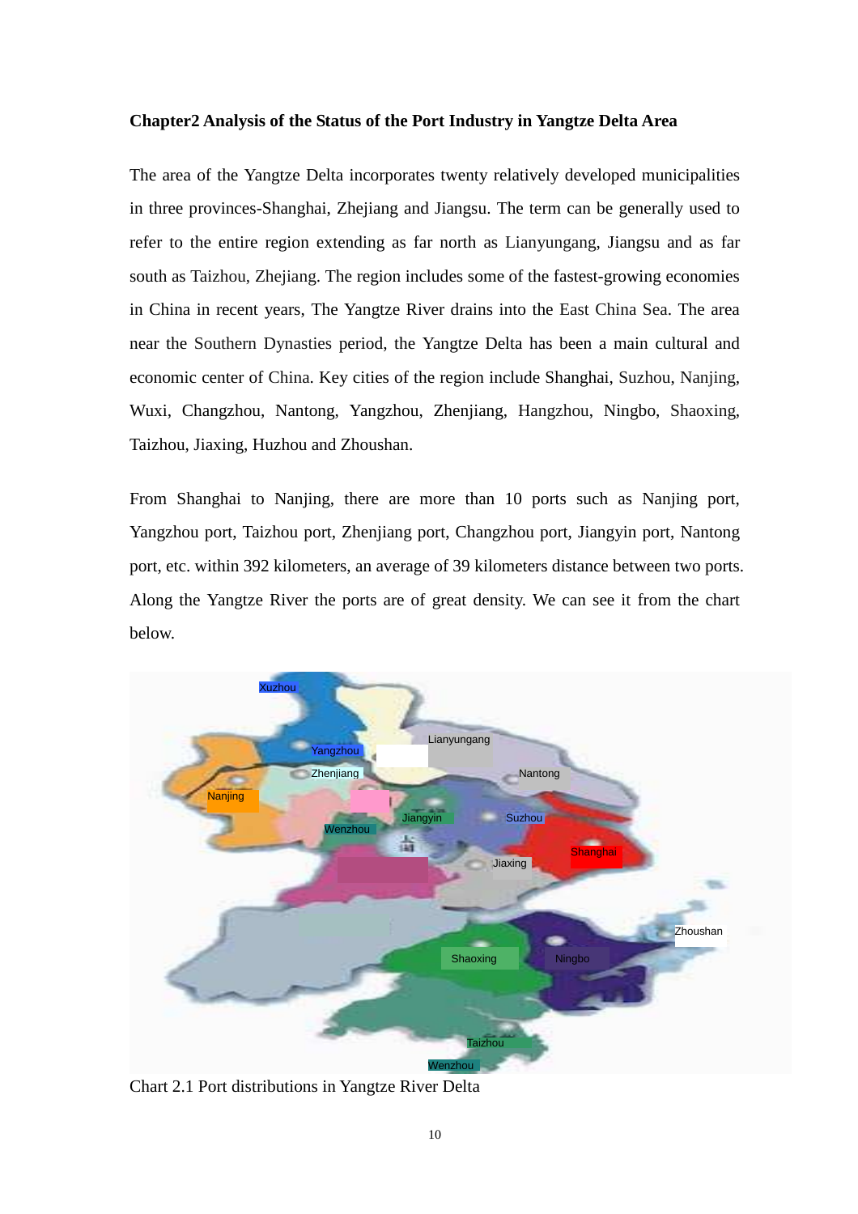**Chapter2 Analysis of the Status of the Port Industry in Yangtze Delta Area**

The area of the Yangtze Delta incorporates twenty relatively developed municipalities in three provinces-Shanghai, Zhejiang and Jiangsu. The term can be generally used to refer to the entire region extending as far north as Lianyungang, Jiangsu and as far south as Taizhou, Zhejiang. The region includes some of the fastest-growing economies in China in recent years, The Yangtze River drains into the East China Sea. The area near the Southern Dynasties period, the Yangtze Delta has been a main cultural and economic center of China. Key cities of the region include Shanghai, Suzhou, Nanjing, Wuxi, Changzhou, Nantong, Yangzhou, Zhenjiang, Hangzhou, Ningbo, Shaoxing, Taizhou, Jiaxing, Huzhou and Zhoushan.

From Shanghai to Nanjing, there are more than 10 ports such as Nanjing port, Yangzhou port, Taizhou port, Zhenjiang port, Changzhou port, Jiangyin port, Nantong port, etc. within 392 kilometers, an average of 39 kilometers distance between two ports. Along the Yangtze River the ports are of great density. We can see it from the chart below.

Xuzhou
Lianyungang
Yangzhou
Zhenjiang
Nantong
Nanjing
Jiangyin
Suzhou
Wenzhou
Shanghai
Jiaxing
Zhoushan
Shaoxing
Ningbo
Taizhou
Wenzhou

Chart 2.1 Port distributions in Yangtze River Delta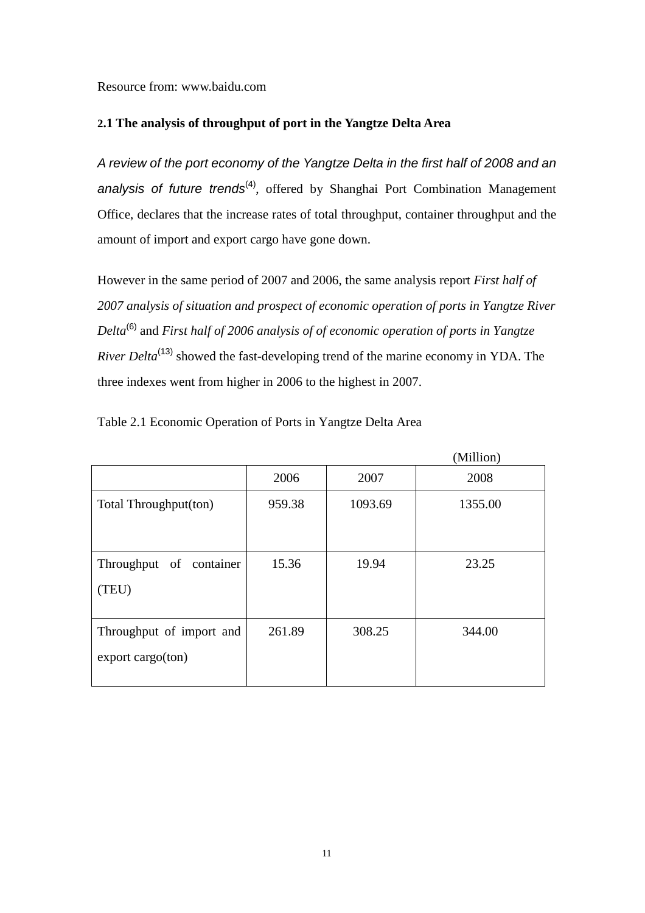Resource from: www.baidu.com

### 2.1 The analysis of throughput of port in the Yangtze Delta Area

*A review of the port economy of the Yangtze Delta in the first half of 2008 and an analysis of future trends*[4], offered by Shanghai Port Combination Management Office, declares that the increase rates of total throughput, container throughput and the amount of import and export cargo have gone down.

However in the same period of 2007 and 2006, the same analysis report *First half of 2007 analysis of situation and prospect of economic operation of ports in Yangtze River Delta*[6] and *First half of 2006 analysis of of economic operation of ports in Yangtze River Delta*[13] showed the fast-developing trend of the marine economy in YDA. The three indexes went from higher in 2006 to the highest in 2007.

Table 2.1 Economic Operation of Ports in Yangtze Delta Area

(Million)

| | 2006 | 2007 | 2008 |
|---|---|---|---|
| Total Throughput(ton) | 959.38 | 1093.69 | 1355.00 |
| Throughput of container (TEU) | 15.36 | 19.94 | 23.25 |
| Throughput of import and export cargo(ton) | 261.89 | 308.25 | 344.00 |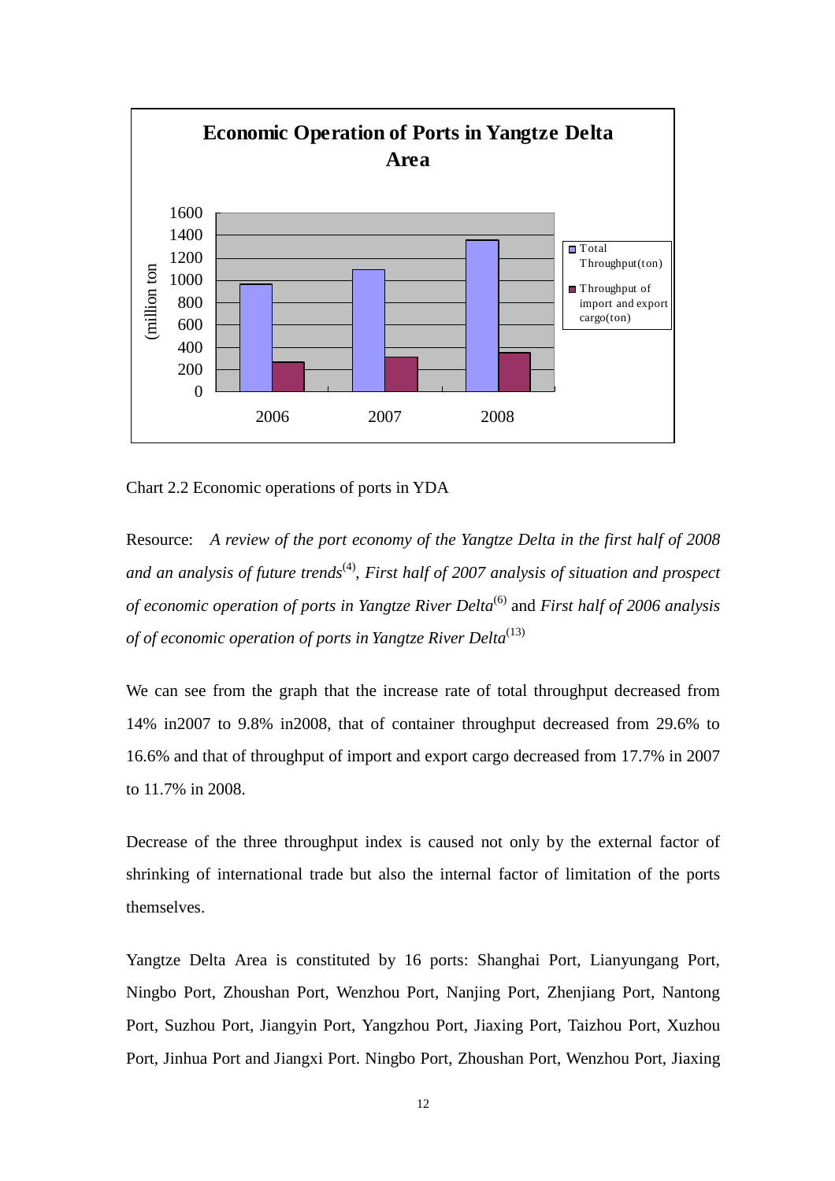Chart 2.2 Economic operations of ports in YDA

Resource: *A review of the port economy of the Yangtze Delta in the first half of 2008 and an analysis of future trends*[(4)], *First half of 2007 analysis of situation and prospect of economic operation of ports in Yangtze River Delta*[(6)] and *First half of 2006 analysis of of economic operation of ports in Yangtze River Delta*[(13)]

We can see from the graph that the increase rate of total throughput decreased from 14% in2007 to 9.8% in2008, that of container throughput decreased from 29.6% to 16.6% and that of throughput of import and export cargo decreased from 17.7% in 2007 to 11.7% in 2008.

Decrease of the three throughput index is caused not only by the external factor of shrinking of international trade but also the internal factor of limitation of the ports themselves.

Yangtze Delta Area is constituted by 16 ports: Shanghai Port, Lianyungang Port, Ningbo Port, Zhoushan Port, Wenzhou Port, Nanjing Port, Zhenjiang Port, Nantong Port, Suzhou Port, Jiangyin Port, Yangzhou Port, Jiaxing Port, Taizhou Port, Xuzhou Port, Jinhua Port and Jiangxi Port. Ningbo Port, Zhoushan Port, Wenzhou Port, Jiaxing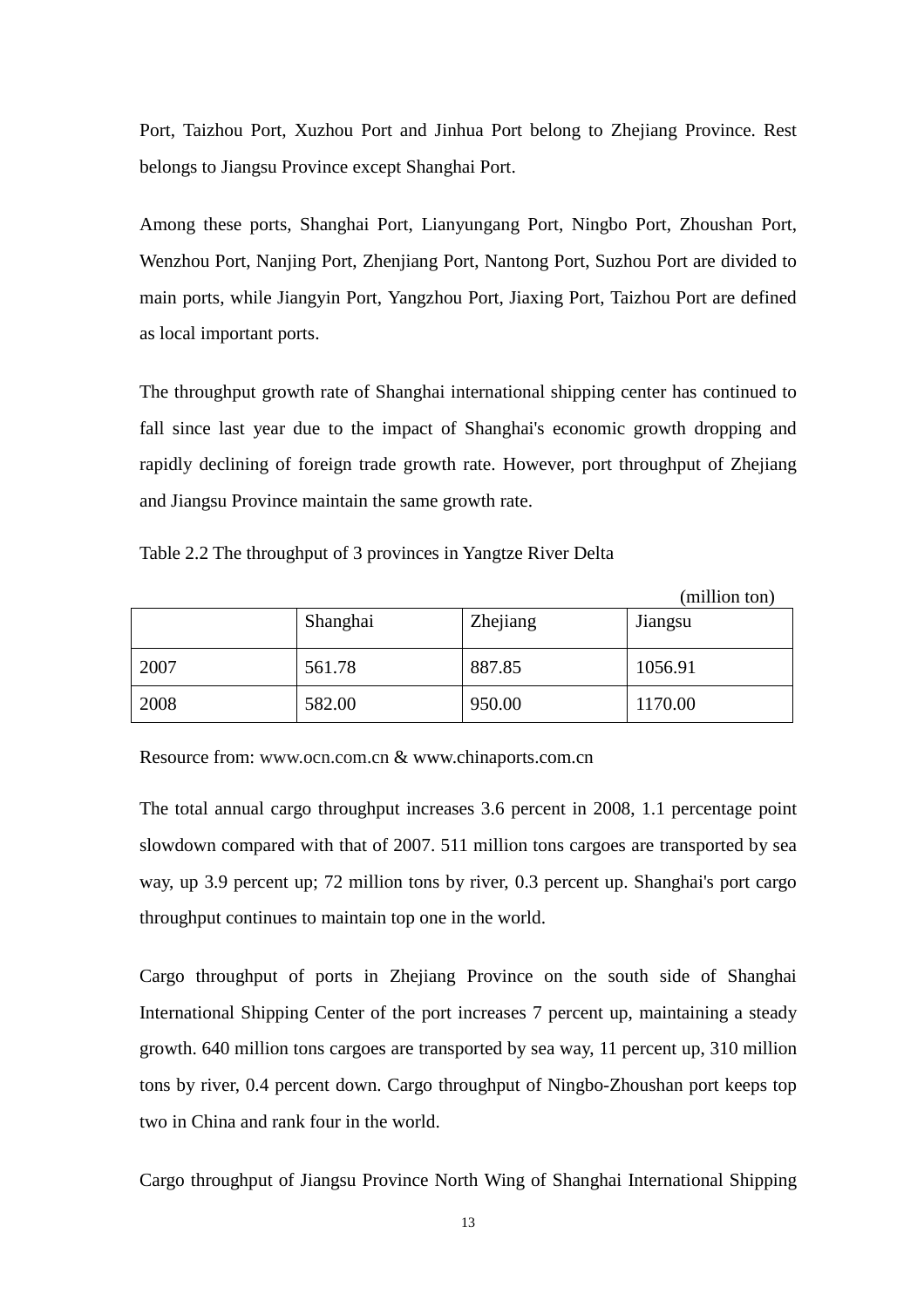Port, Taizhou Port, Xuzhou Port and Jinhua Port belong to Zhejiang Province. Rest belongs to Jiangsu Province except Shanghai Port.

Among these ports, Shanghai Port, Lianyungang Port, Ningbo Port, Zhoushan Port, Wenzhou Port, Nanjing Port, Zhenjiang Port, Nantong Port, Suzhou Port are divided to main ports, while Jiangyin Port, Yangzhou Port, Jiaxing Port, Taizhou Port are defined as local important ports.

The throughput growth rate of Shanghai international shipping center has continued to fall since last year due to the impact of Shanghai's economic growth dropping and rapidly declining of foreign trade growth rate. However, port throughput of Zhejiang and Jiangsu Province maintain the same growth rate.

Table 2.2 The throughput of 3 provinces in Yangtze River Delta

(million ton)

| | Shanghai | Zhejiang | Jiangsu |
|---|---|---|---|
| 2007 | 561.78 | 887.85 | 1056.91 |
| 2008 | 582.00 | 950.00 | 1170.00 |

Resource from: www.ocn.com.cn & www.chinaports.com.cn

The total annual cargo throughput increases 3.6 percent in 2008, 1.1 percentage point slowdown compared with that of 2007. 511 million tons cargoes are transported by sea way, up 3.9 percent up; 72 million tons by river, 0.3 percent up. Shanghai's port cargo throughput continues to maintain top one in the world.

Cargo throughput of ports in Zhejiang Province on the south side of Shanghai International Shipping Center of the port increases 7 percent up, maintaining a steady growth. 640 million tons cargoes are transported by sea way, 11 percent up, 310 million tons by river, 0.4 percent down. Cargo throughput of Ningbo-Zhoushan port keeps top two in China and rank four in the world.

Cargo throughput of Jiangsu Province North Wing of Shanghai International Shipping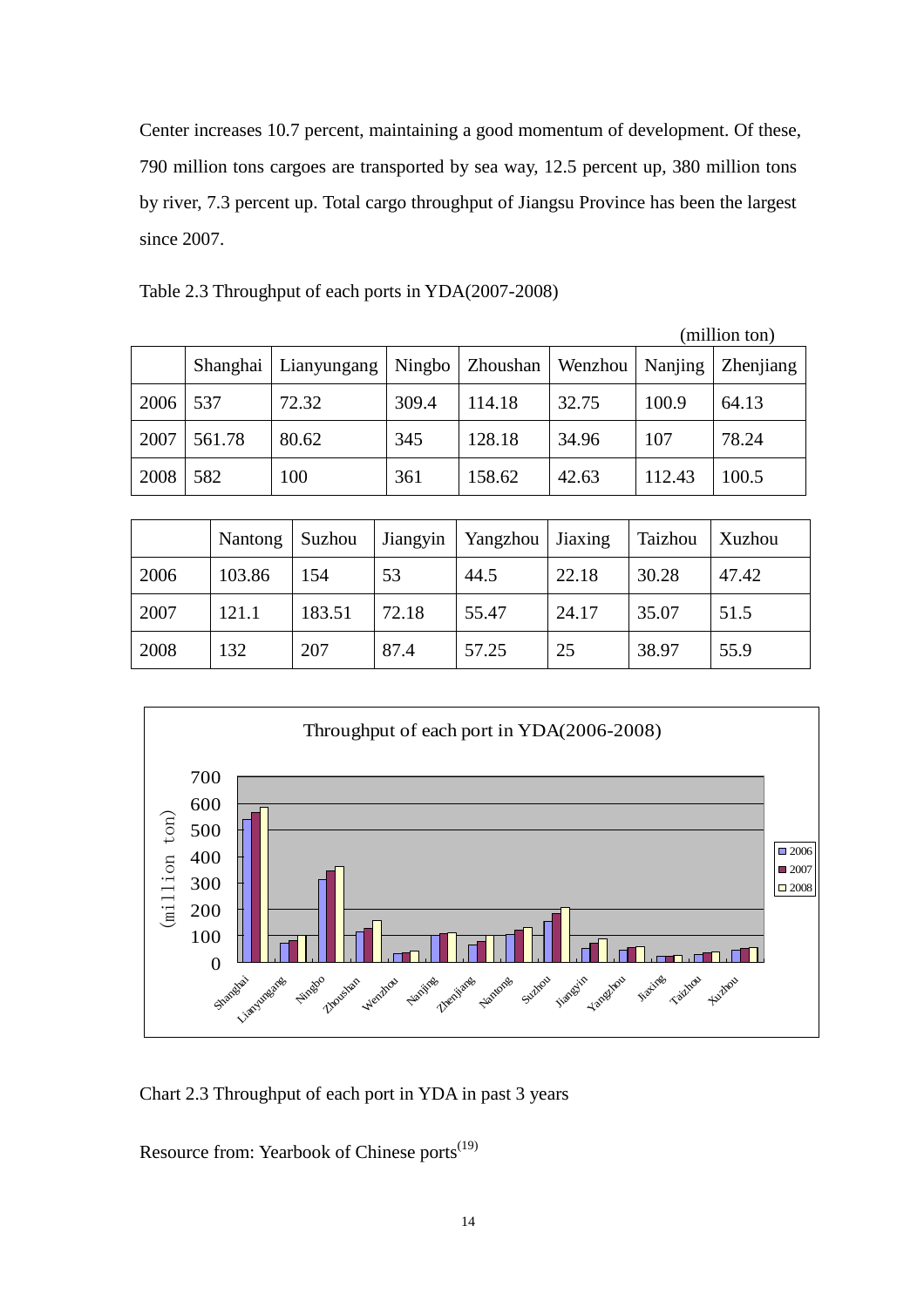Center increases 10.7 percent, maintaining a good momentum of development. Of these, 790 million tons cargoes are transported by sea way, 12.5 percent up, 380 million tons by river, 7.3 percent up. Total cargo throughput of Jiangsu Province has been the largest since 2007.

Table 2.3 Throughput of each ports in YDA(2007-2008)

(million ton)

| | Shanghai | Lianyungang | Ningbo | Zhoushan | Wenzhou | Nanjing | Zhenjiang |
|---|---|---|---|---|---|---|---|
| 2006 | 537 | 72.32 | 309.4 | 114.18 | 32.75 | 100.9 | 64.13 |
| 2007 | 561.78 | 80.62 | 345 | 128.18 | 34.96 | 107 | 78.24 |
| 2008 | 582 | 100 | 361 | 158.62 | 42.63 | 112.43 | 100.5 |

| | Nantong | Suzhou | Jiangyin | Yangzhou | Jiaxing | Taizhou | Xuzhou |
|---|---|---|---|---|---|---|---|
| 2006 | 103.86 | 154 | 53 | 44.5 | 22.18 | 30.28 | 47.42 |
| 2007 | 121.1 | 183.51 | 72.18 | 55.47 | 24.17 | 35.07 | 51.5 |
| 2008 | 132 | 207 | 87.4 | 57.25 | 25 | 38.97 | 55.9 |

Chart 2.3 Throughput of each port in YDA in past 3 years

Resource from: Yearbook of Chinese ports(19)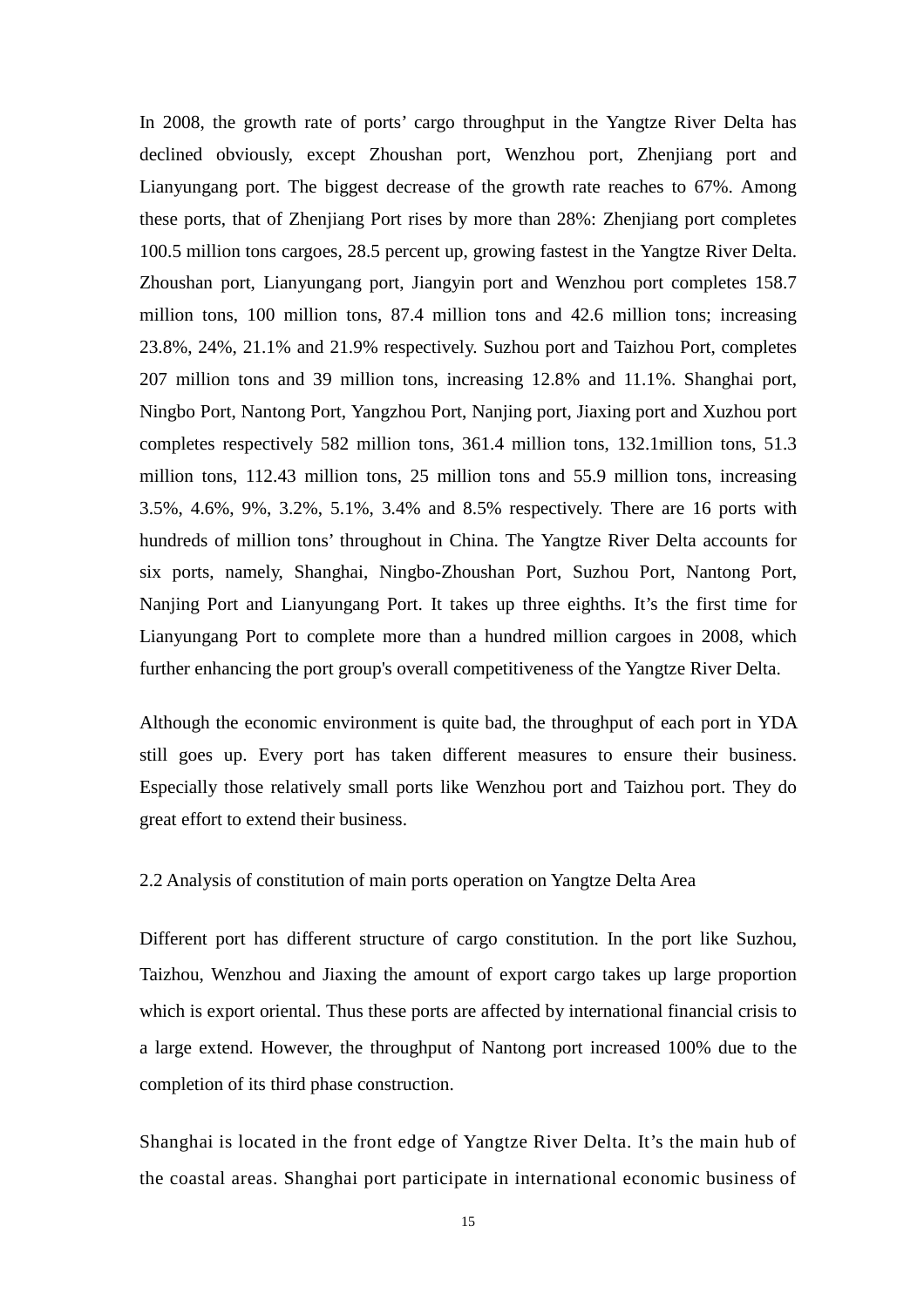In 2008, the growth rate of ports' cargo throughput in the Yangtze River Delta has declined obviously, except Zhoushan port, Wenzhou port, Zhenjiang port and Lianyungang port. The biggest decrease of the growth rate reaches to 67%. Among these ports, that of Zhenjiang Port rises by more than 28%: Zhenjiang port completes 100.5 million tons cargoes, 28.5 percent up, growing fastest in the Yangtze River Delta. Zhoushan port, Lianyungang port, Jiangyin port and Wenzhou port completes 158.7 million tons, 100 million tons, 87.4 million tons and 42.6 million tons; increasing 23.8%, 24%, 21.1% and 21.9% respectively. Suzhou port and Taizhou Port, completes 207 million tons and 39 million tons, increasing 12.8% and 11.1%. Shanghai port, Ningbo Port, Nantong Port, Yangzhou Port, Nanjing port, Jiaxing port and Xuzhou port completes respectively 582 million tons, 361.4 million tons, 132.1million tons, 51.3 million tons, 112.43 million tons, 25 million tons and 55.9 million tons, increasing 3.5%, 4.6%, 9%, 3.2%, 5.1%, 3.4% and 8.5% respectively. There are 16 ports with hundreds of million tons' throughout in China. The Yangtze River Delta accounts for six ports, namely, Shanghai, Ningbo-Zhoushan Port, Suzhou Port, Nantong Port, Nanjing Port and Lianyungang Port. It takes up three eighths. It's the first time for Lianyungang Port to complete more than a hundred million cargoes in 2008, which further enhancing the port group's overall competitiveness of the Yangtze River Delta.

Although the economic environment is quite bad, the throughput of each port in YDA still goes up. Every port has taken different measures to ensure their business. Especially those relatively small ports like Wenzhou port and Taizhou port. They do great effort to extend their business.

## 2.2 Analysis of constitution of main ports operation on Yangtze Delta Area

Different port has different structure of cargo constitution. In the port like Suzhou, Taizhou, Wenzhou and Jiaxing the amount of export cargo takes up large proportion which is export oriental. Thus these ports are affected by international financial crisis to a large extend. However, the throughput of Nantong port increased 100% due to the completion of its third phase construction.

Shanghai is located in the front edge of Yangtze River Delta. It's the main hub of the coastal areas. Shanghai port participate in international economic business of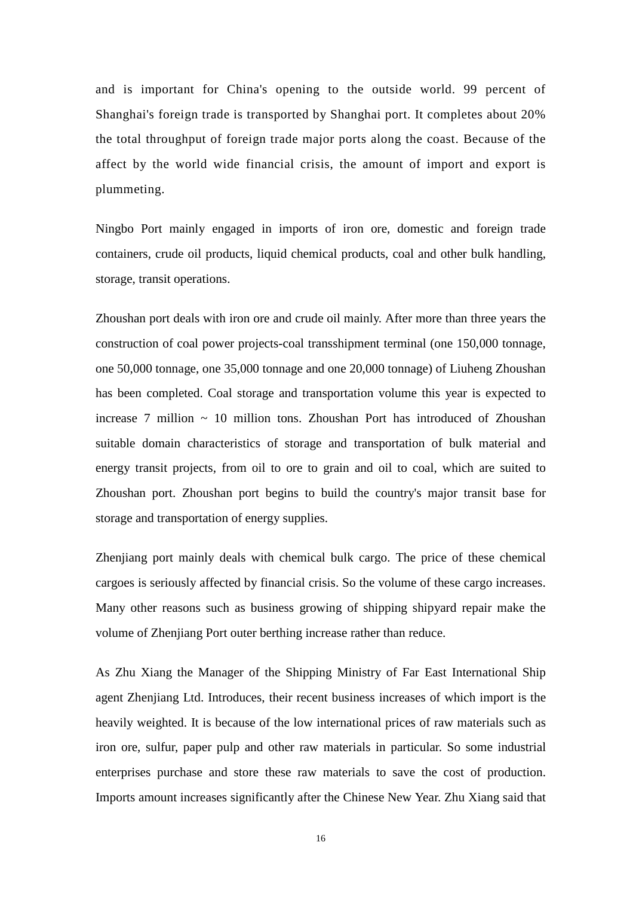and is important for China's opening to the outside world. 99 percent of Shanghai's foreign trade is transported by Shanghai port. It completes about 20% the total throughput of foreign trade major ports along the coast. Because of the affect by the world wide financial crisis, the amount of import and export is plummeting.

Ningbo Port mainly engaged in imports of iron ore, domestic and foreign trade containers, crude oil products, liquid chemical products, coal and other bulk handling, storage, transit operations.

Zhoushan port deals with iron ore and crude oil mainly. After more than three years the construction of coal power projects-coal transshipment terminal (one 150,000 tonnage, one 50,000 tonnage, one 35,000 tonnage and one 20,000 tonnage) of Liuheng Zhoushan has been completed. Coal storage and transportation volume this year is expected to increase 7 million ~ 10 million tons. Zhoushan Port has introduced of Zhoushan suitable domain characteristics of storage and transportation of bulk material and energy transit projects, from oil to ore to grain and oil to coal, which are suited to Zhoushan port. Zhoushan port begins to build the country's major transit base for storage and transportation of energy supplies.

Zhenjiang port mainly deals with chemical bulk cargo. The price of these chemical cargoes is seriously affected by financial crisis. So the volume of these cargo increases. Many other reasons such as business growing of shipping shipyard repair make the volume of Zhenjiang Port outer berthing increase rather than reduce.

As Zhu Xiang the Manager of the Shipping Ministry of Far East International Ship agent Zhenjiang Ltd. Introduces, their recent business increases of which import is the heavily weighted. It is because of the low international prices of raw materials such as iron ore, sulfur, paper pulp and other raw materials in particular. So some industrial enterprises purchase and store these raw materials to save the cost of production. Imports amount increases significantly after the Chinese New Year. Zhu Xiang said that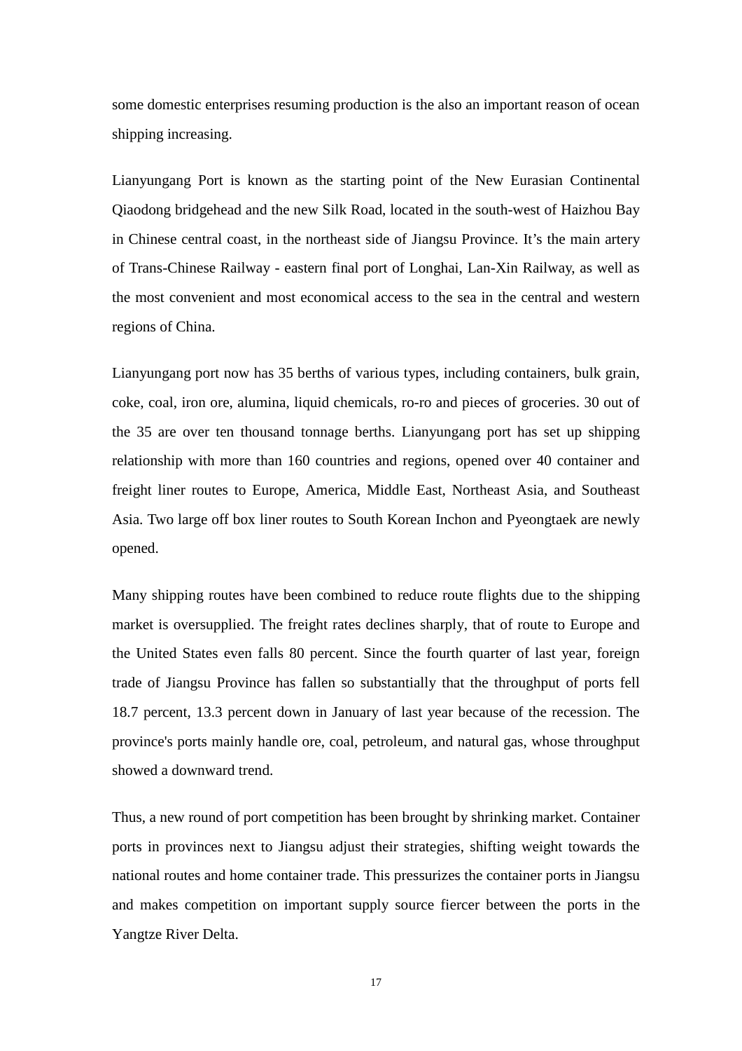some domestic enterprises resuming production is the also an important reason of ocean shipping increasing.

Lianyungang Port is known as the starting point of the New Eurasian Continental Qiaodong bridgehead and the new Silk Road, located in the south-west of Haizhou Bay in Chinese central coast, in the northeast side of Jiangsu Province. It's the main artery of Trans-Chinese Railway - eastern final port of Longhai, Lan-Xin Railway, as well as the most convenient and most economical access to the sea in the central and western regions of China.

Lianyungang port now has 35 berths of various types, including containers, bulk grain, coke, coal, iron ore, alumina, liquid chemicals, ro-ro and pieces of groceries. 30 out of the 35 are over ten thousand tonnage berths. Lianyungang port has set up shipping relationship with more than 160 countries and regions, opened over 40 container and freight liner routes to Europe, America, Middle East, Northeast Asia, and Southeast Asia. Two large off box liner routes to South Korean Inchon and Pyeongtaek are newly opened.

Many shipping routes have been combined to reduce route flights due to the shipping market is oversupplied. The freight rates declines sharply, that of route to Europe and the United States even falls 80 percent. Since the fourth quarter of last year, foreign trade of Jiangsu Province has fallen so substantially that the throughput of ports fell 18.7 percent, 13.3 percent down in January of last year because of the recession. The province's ports mainly handle ore, coal, petroleum, and natural gas, whose throughput showed a downward trend.

Thus, a new round of port competition has been brought by shrinking market. Container ports in provinces next to Jiangsu adjust their strategies, shifting weight towards the national routes and home container trade. This pressurizes the container ports in Jiangsu and makes competition on important supply source fiercer between the ports in the Yangtze River Delta.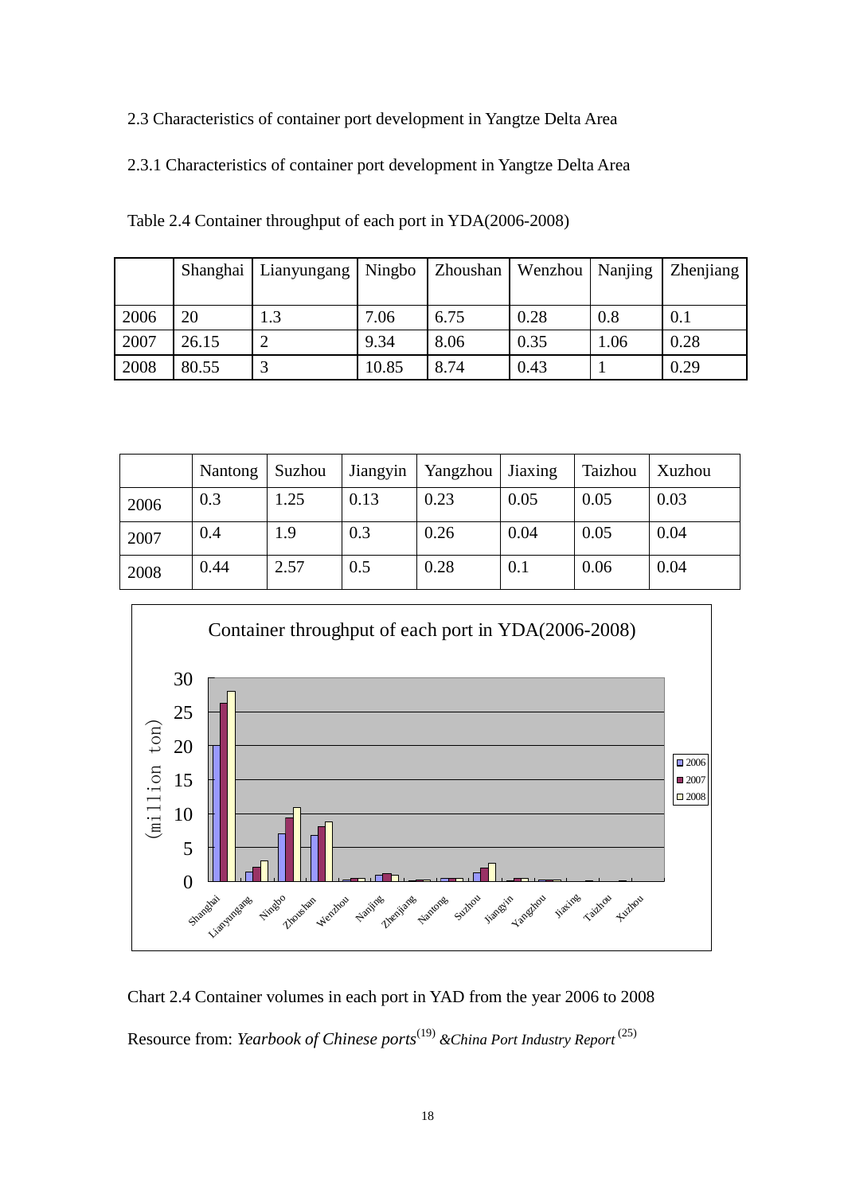2.3 Characteristics of container port development in Yangtze Delta Area

2.3.1 Characteristics of container port development in Yangtze Delta Area

Table 2.4 Container throughput of each port in YDA(2006-2008)

| | Shanghai | Lianyungang | Ningbo | Zhoushan | Wenzhou | Nanjing | Zhenjiang |
|---|---|---|---|---|---|---|---|
| 2006 | 20 | 1.3 | 7.06 | 6.75 | 0.28 | 0.8 | 0.1 |
| 2007 | 26.15 | 2 | 9.34 | 8.06 | 0.35 | 1.06 | 0.28 |
| 2008 | 80.55 | 3 | 10.85 | 8.74 | 0.43 | 1 | 0.29 |

| | Nantong | Suzhou | Jiangyin | Yangzhou | Jiaxing | Taizhou | Xuzhou |
|---|---|---|---|---|---|---|---|
| 2006 | 0.3 | 1.25 | 0.13 | 0.23 | 0.05 | 0.05 | 0.03 |
| 2007 | 0.4 | 1.9 | 0.3 | 0.26 | 0.04 | 0.05 | 0.04 |
| 2008 | 0.44 | 2.57 | 0.5 | 0.28 | 0.1 | 0.06 | 0.04 |

Chart 2.4 Container volumes in each port in YAD from the year 2006 to 2008

Resource from: *Yearbook of Chinese ports*(19) *&China Port Industry Report* (25)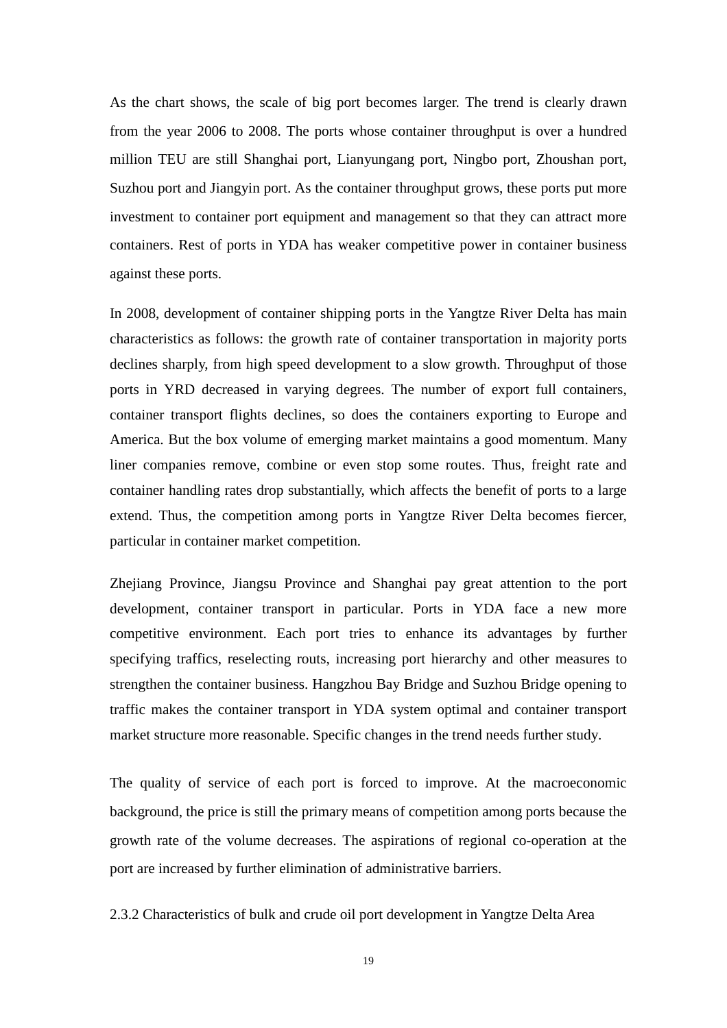As the chart shows, the scale of big port becomes larger. The trend is clearly drawn from the year 2006 to 2008. The ports whose container throughput is over a hundred million TEU are still Shanghai port, Lianyungang port, Ningbo port, Zhoushan port, Suzhou port and Jiangyin port. As the container throughput grows, these ports put more investment to container port equipment and management so that they can attract more containers. Rest of ports in YDA has weaker competitive power in container business against these ports.

In 2008, development of container shipping ports in the Yangtze River Delta has main characteristics as follows: the growth rate of container transportation in majority ports declines sharply, from high speed development to a slow growth. Throughput of those ports in YRD decreased in varying degrees. The number of export full containers, container transport flights declines, so does the containers exporting to Europe and America. But the box volume of emerging market maintains a good momentum. Many liner companies remove, combine or even stop some routes. Thus, freight rate and container handling rates drop substantially, which affects the benefit of ports to a large extend. Thus, the competition among ports in Yangtze River Delta becomes fiercer, particular in container market competition.

Zhejiang Province, Jiangsu Province and Shanghai pay great attention to the port development, container transport in particular. Ports in YDA face a new more competitive environment. Each port tries to enhance its advantages by further specifying traffics, reselecting routs, increasing port hierarchy and other measures to strengthen the container business. Hangzhou Bay Bridge and Suzhou Bridge opening to traffic makes the container transport in YDA system optimal and container transport market structure more reasonable. Specific changes in the trend needs further study.

The quality of service of each port is forced to improve. At the macroeconomic background, the price is still the primary means of competition among ports because the growth rate of the volume decreases. The aspirations of regional co-operation at the port are increased by further elimination of administrative barriers.

### 2.3.2 Characteristics of bulk and crude oil port development in Yangtze Delta Area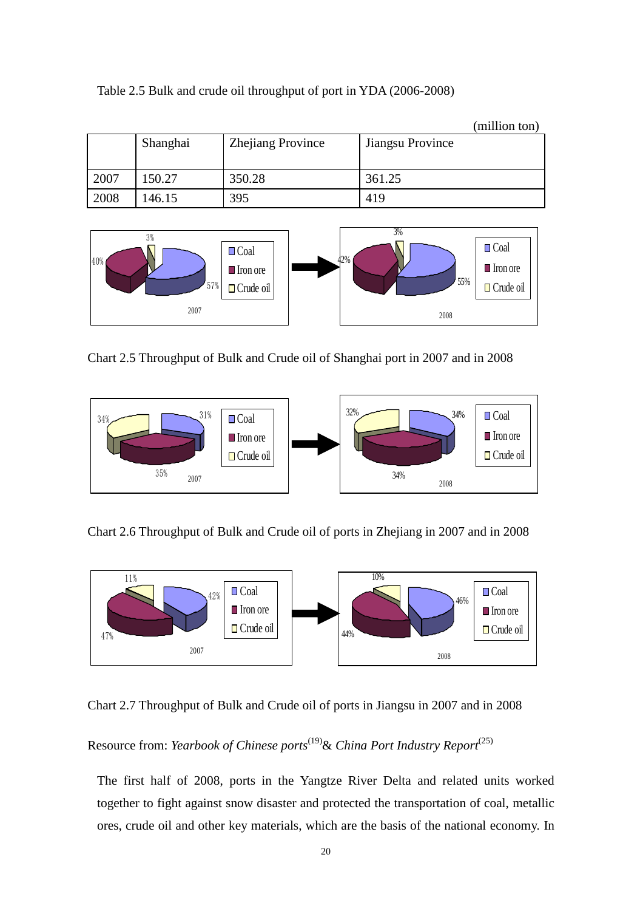Table 2.5 Bulk and crude oil throughput of port in YDA (2006-2008)

(million ton)

| | Shanghai | Zhejiang Province | Jiangsu Province |
|---|---|---|---|
| 2007 | 150.27 | 350.28 | 361.25 |
| 2008 | 146.15 | 395 | 419 |

Chart 2.5 Throughput of Bulk and Crude oil of Shanghai port in 2007 and in 2008

Chart 2.6 Throughput of Bulk and Crude oil of ports in Zhejiang in 2007 and in 2008

Chart 2.7 Throughput of Bulk and Crude oil of ports in Jiangsu in 2007 and in 2008

Resource from: *Yearbook of Chinese ports*(19)& *China Port Industry Report*(25)

The first half of 2008, ports in the Yangtze River Delta and related units worked together to fight against snow disaster and protected the transportation of coal, metallic ores, crude oil and other key materials, which are the basis of the national economy. In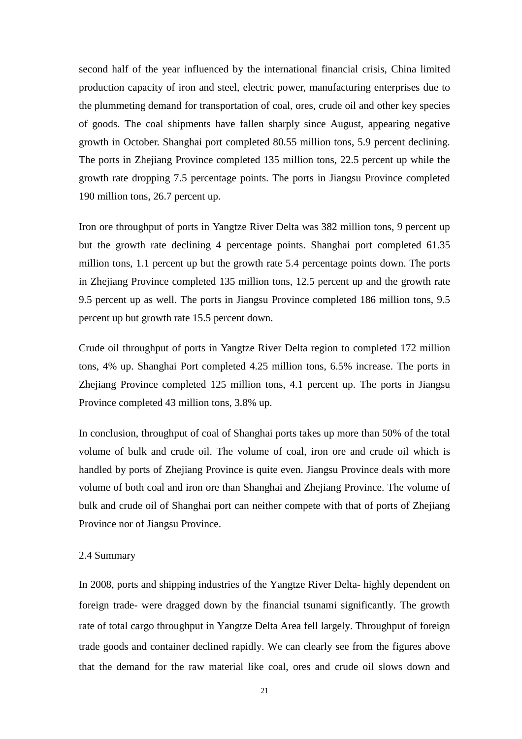second half of the year influenced by the international financial crisis, China limited production capacity of iron and steel, electric power, manufacturing enterprises due to the plummeting demand for transportation of coal, ores, crude oil and other key species of goods. The coal shipments have fallen sharply since August, appearing negative growth in October. Shanghai port completed 80.55 million tons, 5.9 percent declining. The ports in Zhejiang Province completed 135 million tons, 22.5 percent up while the growth rate dropping 7.5 percentage points. The ports in Jiangsu Province completed 190 million tons, 26.7 percent up.

Iron ore throughput of ports in Yangtze River Delta was 382 million tons, 9 percent up but the growth rate declining 4 percentage points. Shanghai port completed 61.35 million tons, 1.1 percent up but the growth rate 5.4 percentage points down. The ports in Zhejiang Province completed 135 million tons, 12.5 percent up and the growth rate 9.5 percent up as well. The ports in Jiangsu Province completed 186 million tons, 9.5 percent up but growth rate 15.5 percent down.

Crude oil throughput of ports in Yangtze River Delta region to completed 172 million tons, 4% up. Shanghai Port completed 4.25 million tons, 6.5% increase. The ports in Zhejiang Province completed 125 million tons, 4.1 percent up. The ports in Jiangsu Province completed 43 million tons, 3.8% up.

In conclusion, throughput of coal of Shanghai ports takes up more than 50% of the total volume of bulk and crude oil. The volume of coal, iron ore and crude oil which is handled by ports of Zhejiang Province is quite even. Jiangsu Province deals with more volume of both coal and iron ore than Shanghai and Zhejiang Province. The volume of bulk and crude oil of Shanghai port can neither compete with that of ports of Zhejiang Province nor of Jiangsu Province.

### 2.4 Summary

In 2008, ports and shipping industries of the Yangtze River Delta- highly dependent on foreign trade- were dragged down by the financial tsunami significantly. The growth rate of total cargo throughput in Yangtze Delta Area fell largely. Throughput of foreign trade goods and container declined rapidly. We can clearly see from the figures above that the demand for the raw material like coal, ores and crude oil slows down and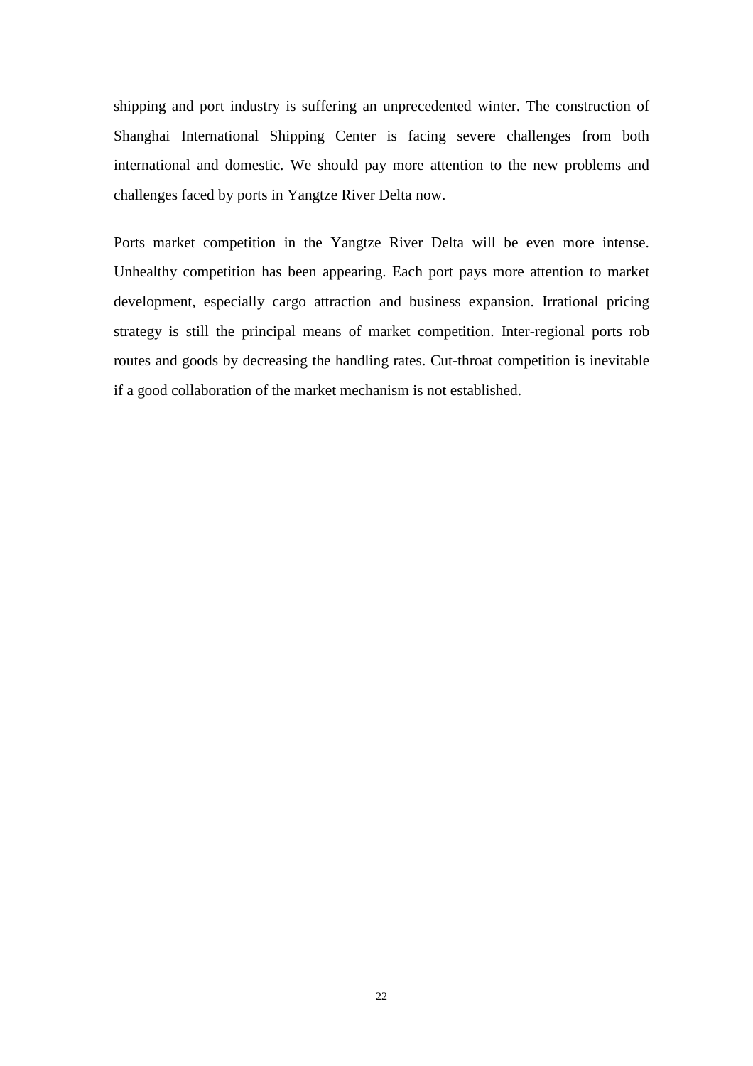shipping and port industry is suffering an unprecedented winter. The construction of Shanghai International Shipping Center is facing severe challenges from both international and domestic. We should pay more attention to the new problems and challenges faced by ports in Yangtze River Delta now.

Ports market competition in the Yangtze River Delta will be even more intense. Unhealthy competition has been appearing. Each port pays more attention to market development, especially cargo attraction and business expansion. Irrational pricing strategy is still the principal means of market competition. Inter-regional ports rob routes and goods by decreasing the handling rates. Cut-throat competition is inevitable if a good collaboration of the market mechanism is not established.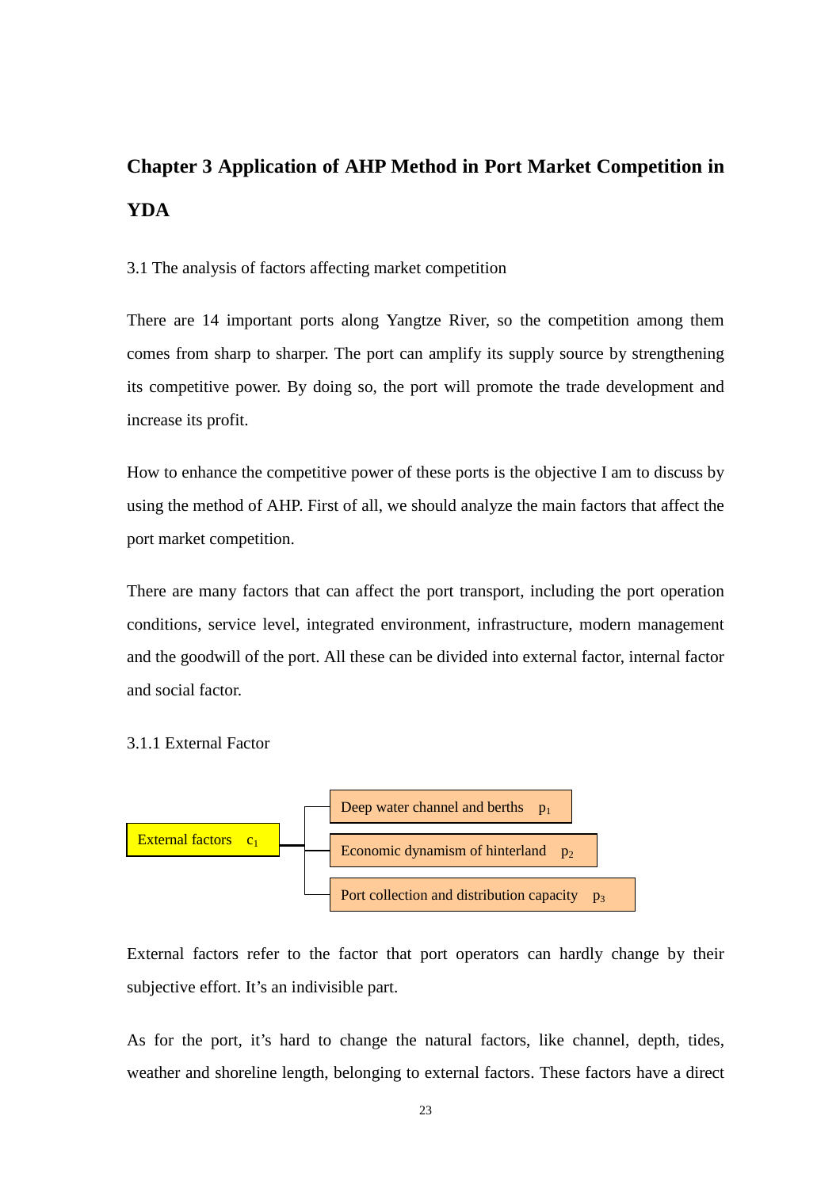# Chapter 3 Application of AHP Method in Port Market Competition in YDA

3.1 The analysis of factors affecting market competition

There are 14 important ports along Yangtze River, so the competition among them comes from sharp to sharper. The port can amplify its supply source by strengthening its competitive power. By doing so, the port will promote the trade development and increase its profit.

How to enhance the competitive power of these ports is the objective I am to discuss by using the method of AHP. First of all, we should analyze the main factors that affect the port market competition.

There are many factors that can affect the port transport, including the port operation conditions, service level, integrated environment, infrastructure, modern management and the goodwill of the port. All these can be divided into external factor, internal factor and social factor.

3.1.1 External Factor

External factors $c_1$
- Deep water channel and berths $p_1$
- Economic dynamism of hinterland $p_2$
- Port collection and distribution capacity $p_3$

External factors refer to the factor that port operators can hardly change by their subjective effort. It's an indivisible part.

As for the port, it's hard to change the natural factors, like channel, depth, tides, weather and shoreline length, belonging to external factors. These factors have a direct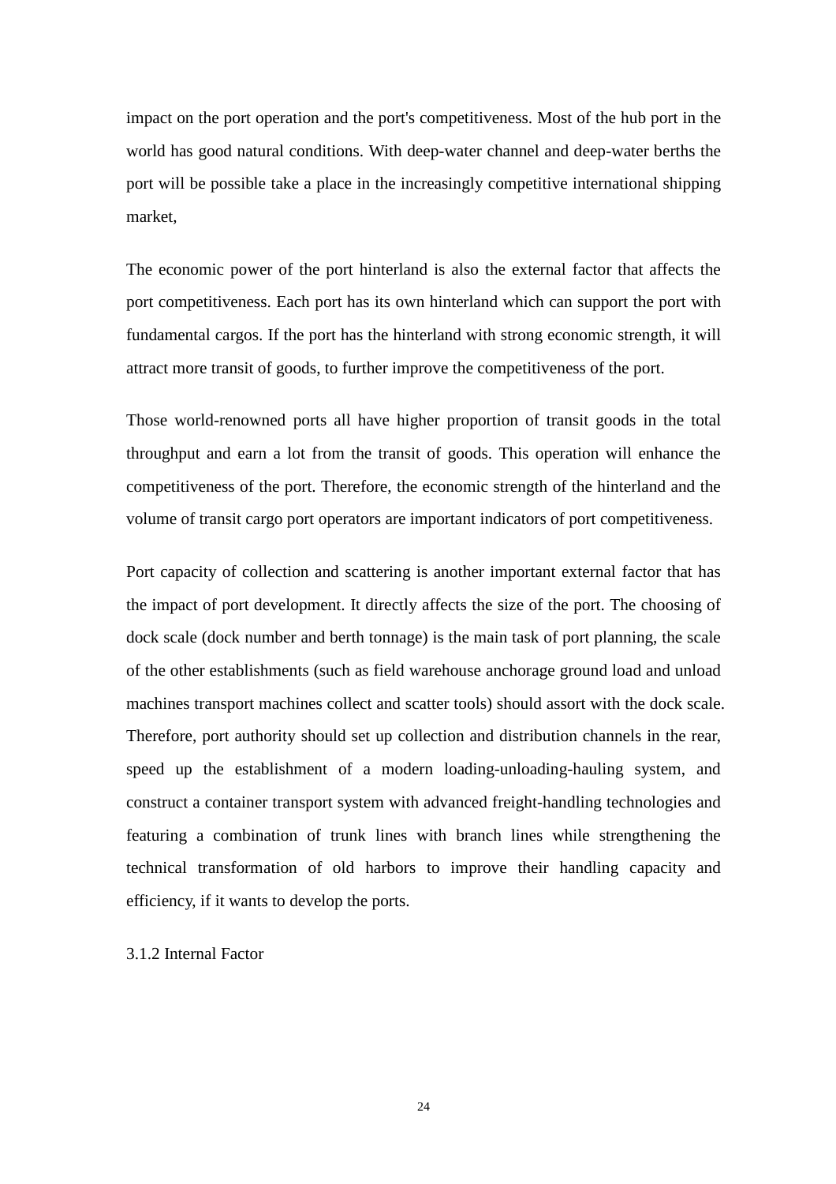impact on the port operation and the port's competitiveness. Most of the hub port in the world has good natural conditions. With deep-water channel and deep-water berths the port will be possible take a place in the increasingly competitive international shipping market,

The economic power of the port hinterland is also the external factor that affects the port competitiveness. Each port has its own hinterland which can support the port with fundamental cargos. If the port has the hinterland with strong economic strength, it will attract more transit of goods, to further improve the competitiveness of the port.

Those world-renowned ports all have higher proportion of transit goods in the total throughput and earn a lot from the transit of goods. This operation will enhance the competitiveness of the port. Therefore, the economic strength of the hinterland and the volume of transit cargo port operators are important indicators of port competitiveness.

Port capacity of collection and scattering is another important external factor that has the impact of port development. It directly affects the size of the port. The choosing of dock scale (dock number and berth tonnage) is the main task of port planning, the scale of the other establishments (such as field warehouse anchorage ground load and unload machines transport machines collect and scatter tools) should assort with the dock scale. Therefore, port authority should set up collection and distribution channels in the rear, speed up the establishment of a modern loading-unloading-hauling system, and construct a container transport system with advanced freight-handling technologies and featuring a combination of trunk lines with branch lines while strengthening the technical transformation of old harbors to improve their handling capacity and efficiency, if it wants to develop the ports.

### 3.1.2 Internal Factor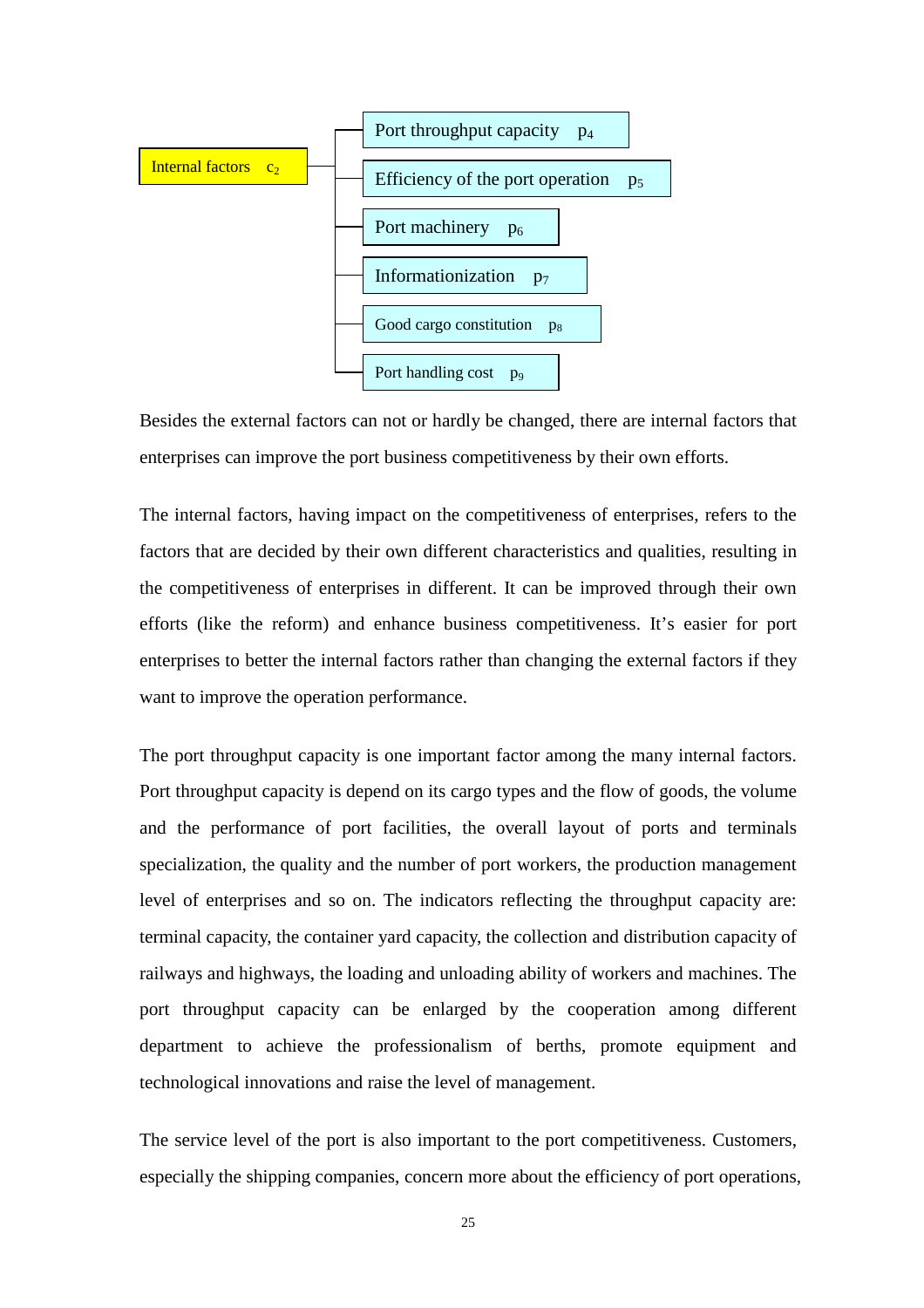Internal factors $c_2$

- Port throughput capacity $p_4$
- Efficiency of the port operation $p_5$
- Port machinery $p_6$
- Informationization $p_7$
- Good cargo constitution $p_8$
- Port handling cost $p_9$

Besides the external factors can not or hardly be changed, there are internal factors that enterprises can improve the port business competitiveness by their own efforts.

The internal factors, having impact on the competitiveness of enterprises, refers to the factors that are decided by their own different characteristics and qualities, resulting in the competitiveness of enterprises in different. It can be improved through their own efforts (like the reform) and enhance business competitiveness. It's easier for port enterprises to better the internal factors rather than changing the external factors if they want to improve the operation performance.

The port throughput capacity is one important factor among the many internal factors. Port throughput capacity is depend on its cargo types and the flow of goods, the volume and the performance of port facilities, the overall layout of ports and terminals specialization, the quality and the number of port workers, the production management level of enterprises and so on. The indicators reflecting the throughput capacity are: terminal capacity, the container yard capacity, the collection and distribution capacity of railways and highways, the loading and unloading ability of workers and machines. The port throughput capacity can be enlarged by the cooperation among different department to achieve the professionalism of berths, promote equipment and technological innovations and raise the level of management.

The service level of the port is also important to the port competitiveness. Customers, especially the shipping companies, concern more about the efficiency of port operations,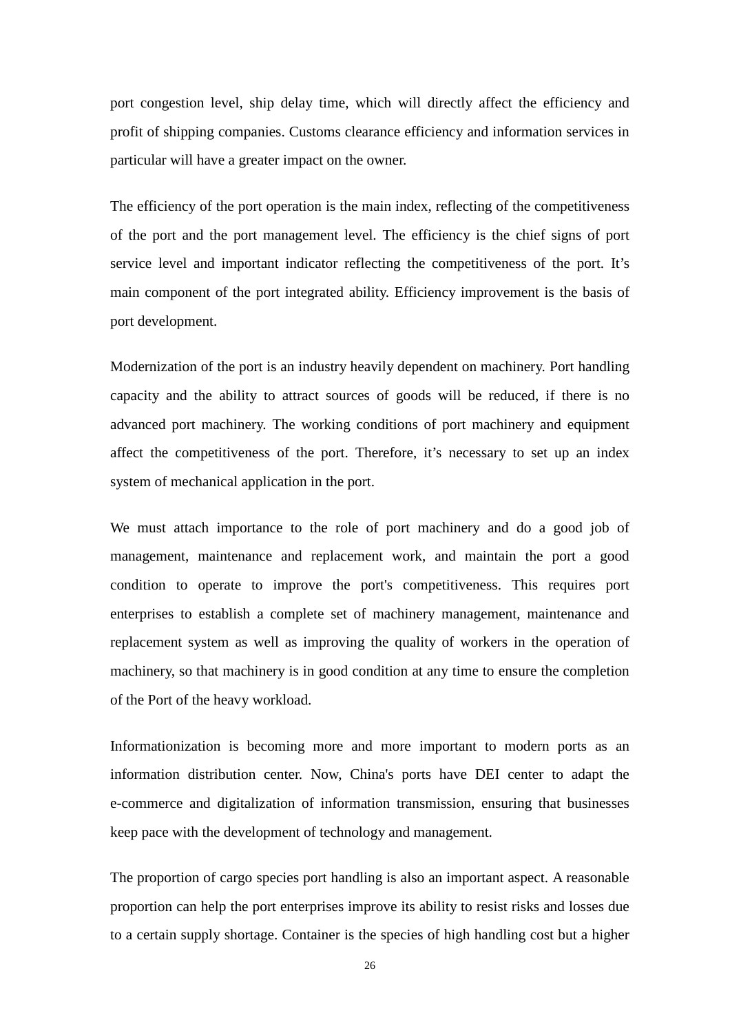port congestion level, ship delay time, which will directly affect the efficiency and profit of shipping companies. Customs clearance efficiency and information services in particular will have a greater impact on the owner.

The efficiency of the port operation is the main index, reflecting of the competitiveness of the port and the port management level. The efficiency is the chief signs of port service level and important indicator reflecting the competitiveness of the port. It's main component of the port integrated ability. Efficiency improvement is the basis of port development.

Modernization of the port is an industry heavily dependent on machinery. Port handling capacity and the ability to attract sources of goods will be reduced, if there is no advanced port machinery. The working conditions of port machinery and equipment affect the competitiveness of the port. Therefore, it's necessary to set up an index system of mechanical application in the port.

We must attach importance to the role of port machinery and do a good job of management, maintenance and replacement work, and maintain the port a good condition to operate to improve the port's competitiveness. This requires port enterprises to establish a complete set of machinery management, maintenance and replacement system as well as improving the quality of workers in the operation of machinery, so that machinery is in good condition at any time to ensure the completion of the Port of the heavy workload.

Informationization is becoming more and more important to modern ports as an information distribution center. Now, China's ports have DEI center to adapt the e-commerce and digitalization of information transmission, ensuring that businesses keep pace with the development of technology and management.

The proportion of cargo species port handling is also an important aspect. A reasonable proportion can help the port enterprises improve its ability to resist risks and losses due to a certain supply shortage. Container is the species of high handling cost but a higher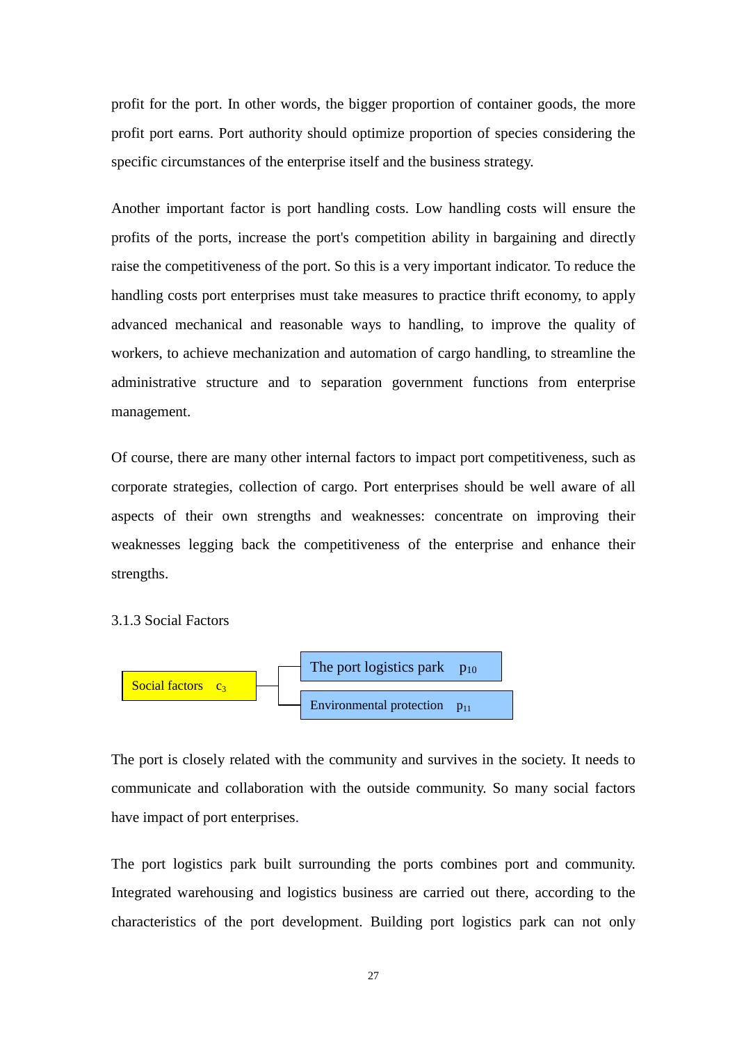profit for the port. In other words, the bigger proportion of container goods, the more profit port earns. Port authority should optimize proportion of species considering the specific circumstances of the enterprise itself and the business strategy.

Another important factor is port handling costs. Low handling costs will ensure the profits of the ports, increase the port's competition ability in bargaining and directly raise the competitiveness of the port. So this is a very important indicator. To reduce the handling costs port enterprises must take measures to practice thrift economy, to apply advanced mechanical and reasonable ways to handling, to improve the quality of workers, to achieve mechanization and automation of cargo handling, to streamline the administrative structure and to separation government functions from enterprise management.

Of course, there are many other internal factors to impact port competitiveness, such as corporate strategies, collection of cargo. Port enterprises should be well aware of all aspects of their own strengths and weaknesses: concentrate on improving their weaknesses legging back the competitiveness of the enterprise and enhance their strengths.

### 3.1.3 Social Factors

- Social factors $c_3$
  - The port logistics park $p_{10}$
  - Environmental protection $p_{11}$

The port is closely related with the community and survives in the society. It needs to communicate and collaboration with the outside community. So many social factors have impact of port enterprises.

The port logistics park built surrounding the ports combines port and community. Integrated warehousing and logistics business are carried out there, according to the characteristics of the port development. Building port logistics park can not only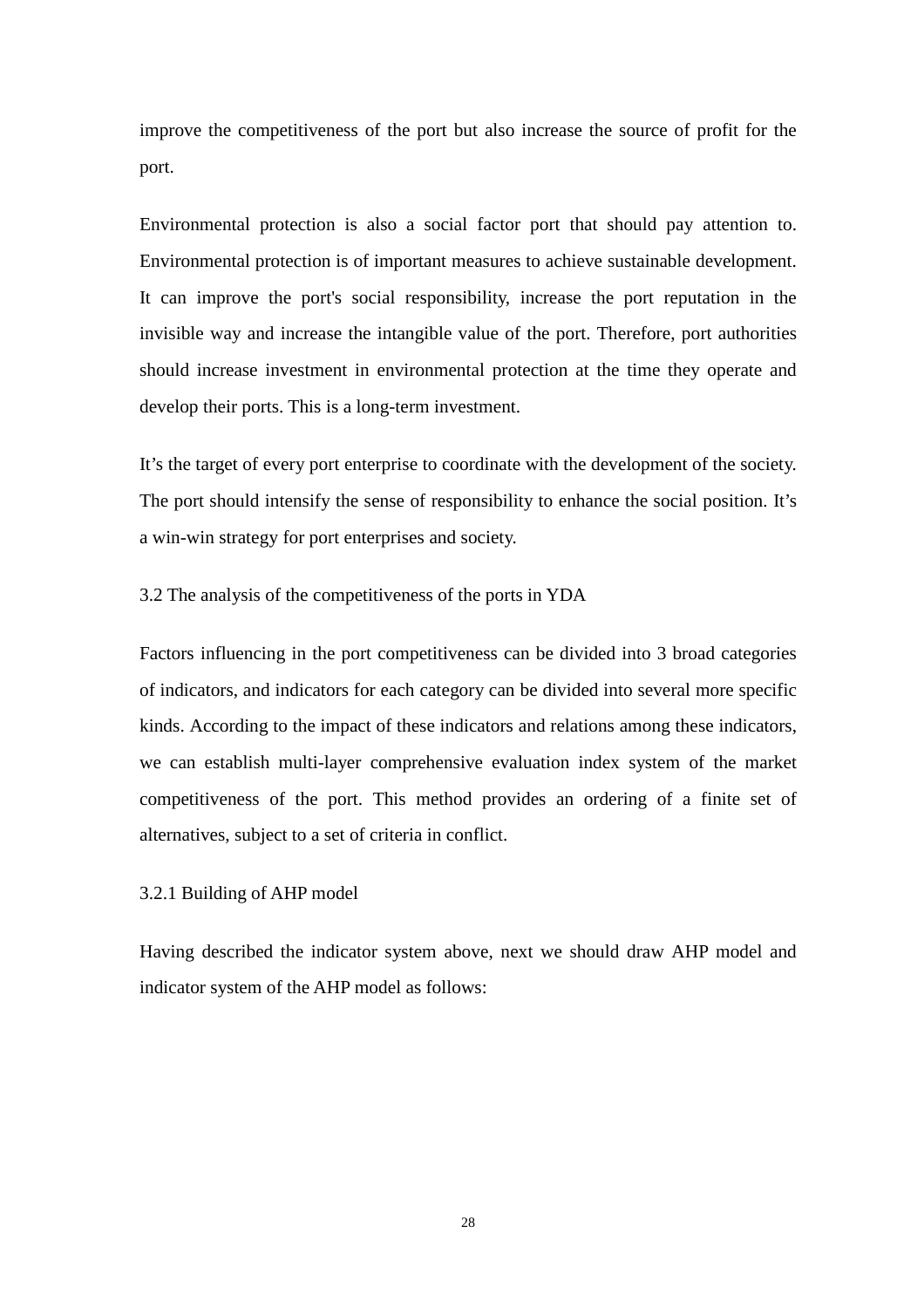improve the competitiveness of the port but also increase the source of profit for the port.

Environmental protection is also a social factor port that should pay attention to. Environmental protection is of important measures to achieve sustainable development. It can improve the port's social responsibility, increase the port reputation in the invisible way and increase the intangible value of the port. Therefore, port authorities should increase investment in environmental protection at the time they operate and develop their ports. This is a long-term investment.

It's the target of every port enterprise to coordinate with the development of the society. The port should intensify the sense of responsibility to enhance the social position. It's a win-win strategy for port enterprises and society.

### 3.2 The analysis of the competitiveness of the ports in YDA

Factors influencing in the port competitiveness can be divided into 3 broad categories of indicators, and indicators for each category can be divided into several more specific kinds. According to the impact of these indicators and relations among these indicators, we can establish multi-layer comprehensive evaluation index system of the market competitiveness of the port. This method provides an ordering of a finite set of alternatives, subject to a set of criteria in conflict.

#### 3.2.1 Building of AHP model

Having described the indicator system above, next we should draw AHP model and indicator system of the AHP model as follows: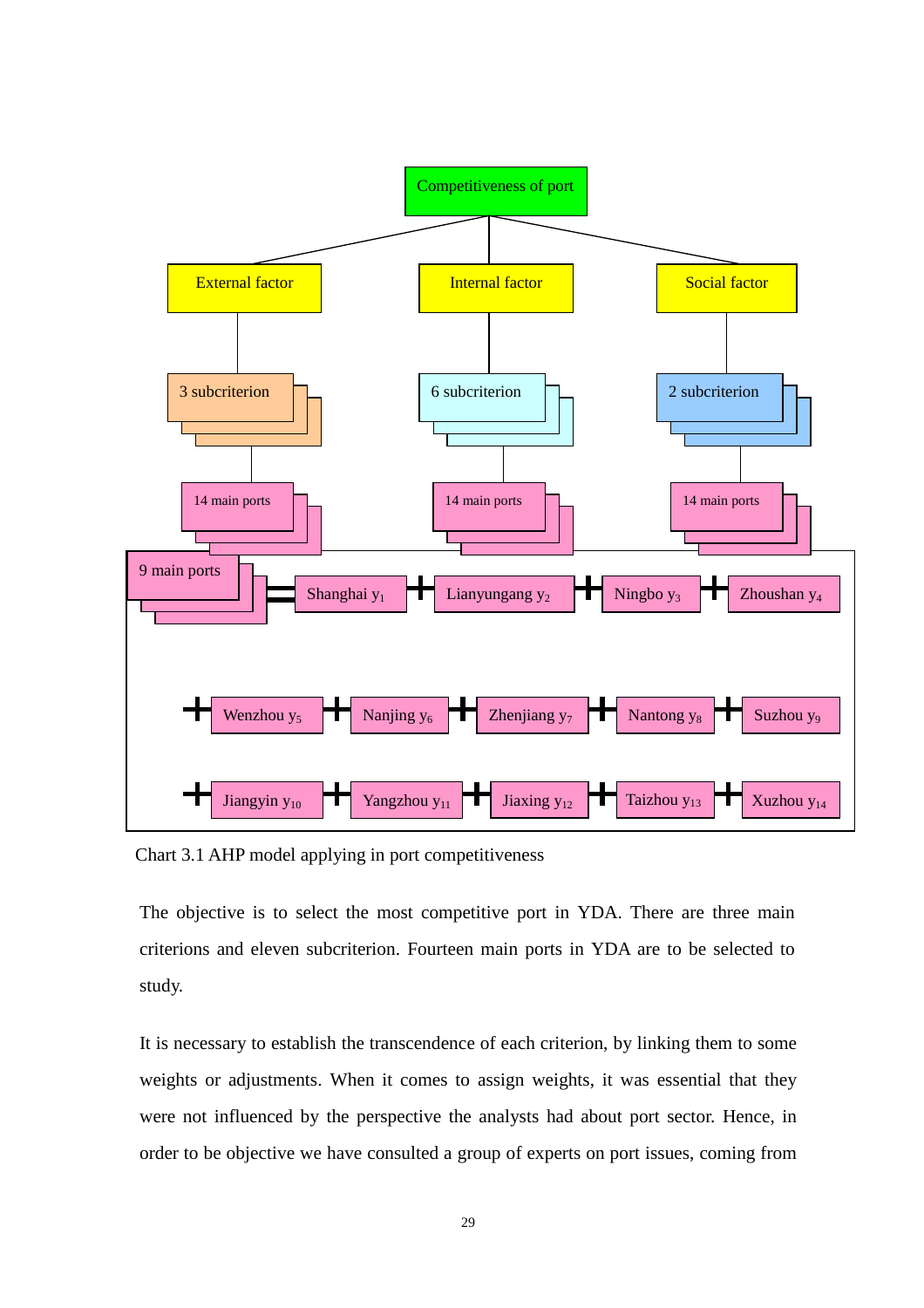Competitiveness of port

External factor | Internal factor | Social factor

3 subcriterion | 6 subcriterion | 2 subcriterion

14 main ports | 14 main ports | 14 main ports

9 main ports = Shanghai $y_1$ + Lianyungang $y_2$ + Ningbo $y_3$ + Zhoushan $y_4$

+ Wenzhou $y_5$ + Nanjing $y_6$ + Zhenjiang $y_7$ + Nantong $y_8$ + Suzhou $y_9$

+ Jiangyin $y_{10}$ + Yangzhou $y_{11}$ + Jiaxing $y_{12}$ + Taizhou $y_{13}$ + Xuzhou $y_{14}$

Chart 3.1 AHP model applying in port competitiveness

The objective is to select the most competitive port in YDA. There are three main criterions and eleven subcriterion. Fourteen main ports in YDA are to be selected to study.

It is necessary to establish the transcendence of each criterion, by linking them to some weights or adjustments. When it comes to assign weights, it was essential that they were not influenced by the perspective the analysts had about port sector. Hence, in order to be objective we have consulted a group of experts on port issues, coming from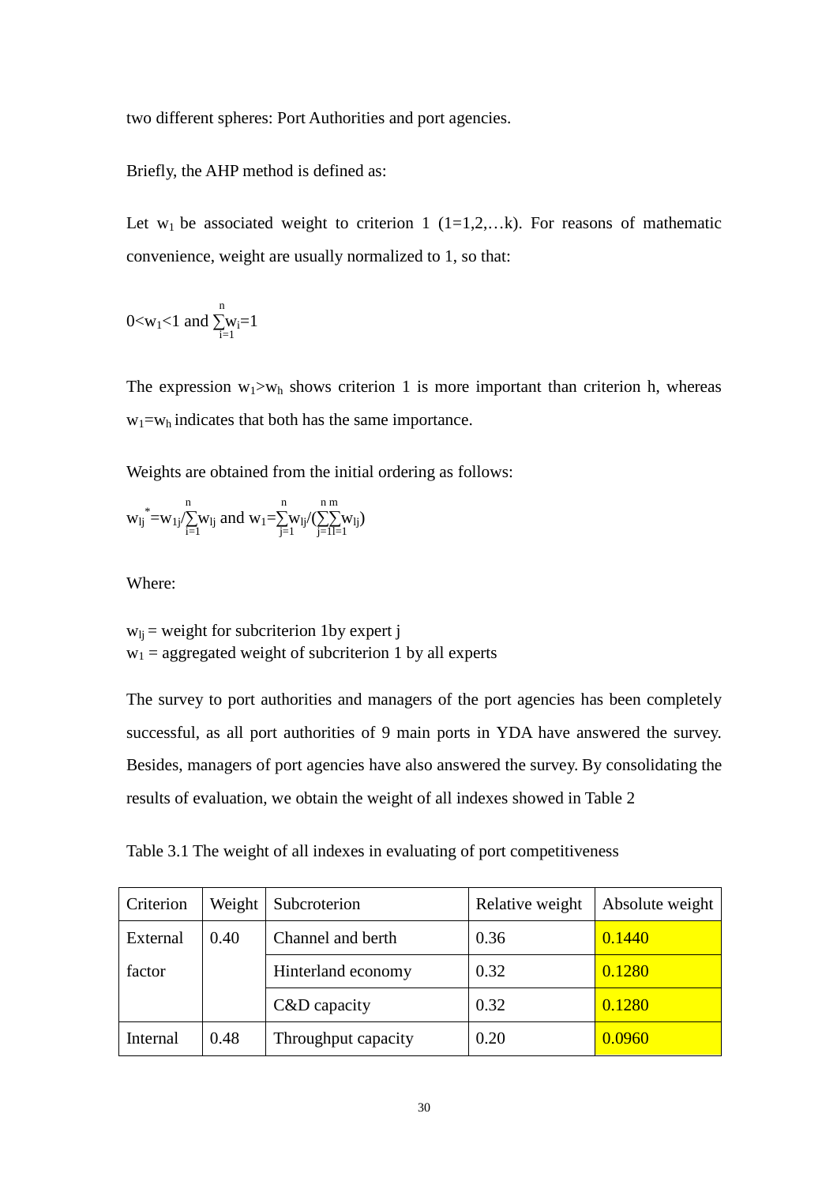two different spheres: Port Authorities and port agencies.

Briefly, the AHP method is defined as:

Let $w_1$ be associated weight to criterion 1 (1=1,2,…k). For reasons of mathematic convenience, weight are usually normalized to 1, so that:

$$0<w_1<1 \text{ and } \sum_{i=1}^{n} w_i=1$$

The expression $w_1>w_h$ shows criterion 1 is more important than criterion h, whereas $w_1=w_h$ indicates that both has the same importance.

Weights are obtained from the initial ordering as follows:

$$w_{lj}^{*}=w_{1j}/\sum_{i=1}^{n} w_{lj} \text{ and } w_1=\sum_{j=1}^{n} w_{lj}/(\sum_{j=1}^{n}\sum_{l=1}^{m} w_{lj})$$

Where:

$w_{lj}$ = weight for subcriterion 1by expert j
$w_1$ = aggregated weight of subcriterion 1 by all experts

The survey to port authorities and managers of the port agencies has been completely successful, as all port authorities of 9 main ports in YDA have answered the survey. Besides, managers of port agencies have also answered the survey. By consolidating the results of evaluation, we obtain the weight of all indexes showed in Table 2

Table 3.1 The weight of all indexes in evaluating of port competitiveness

| Criterion | Weight | Subcroterion | Relative weight | Absolute weight |
|---|---|---|---|---|
| External factor | 0.40 | Channel and berth | 0.36 | 0.1440 |
| | | Hinterland economy | 0.32 | 0.1280 |
| | | C&D capacity | 0.32 | 0.1280 |
| Internal | 0.48 | Throughput capacity | 0.20 | 0.0960 |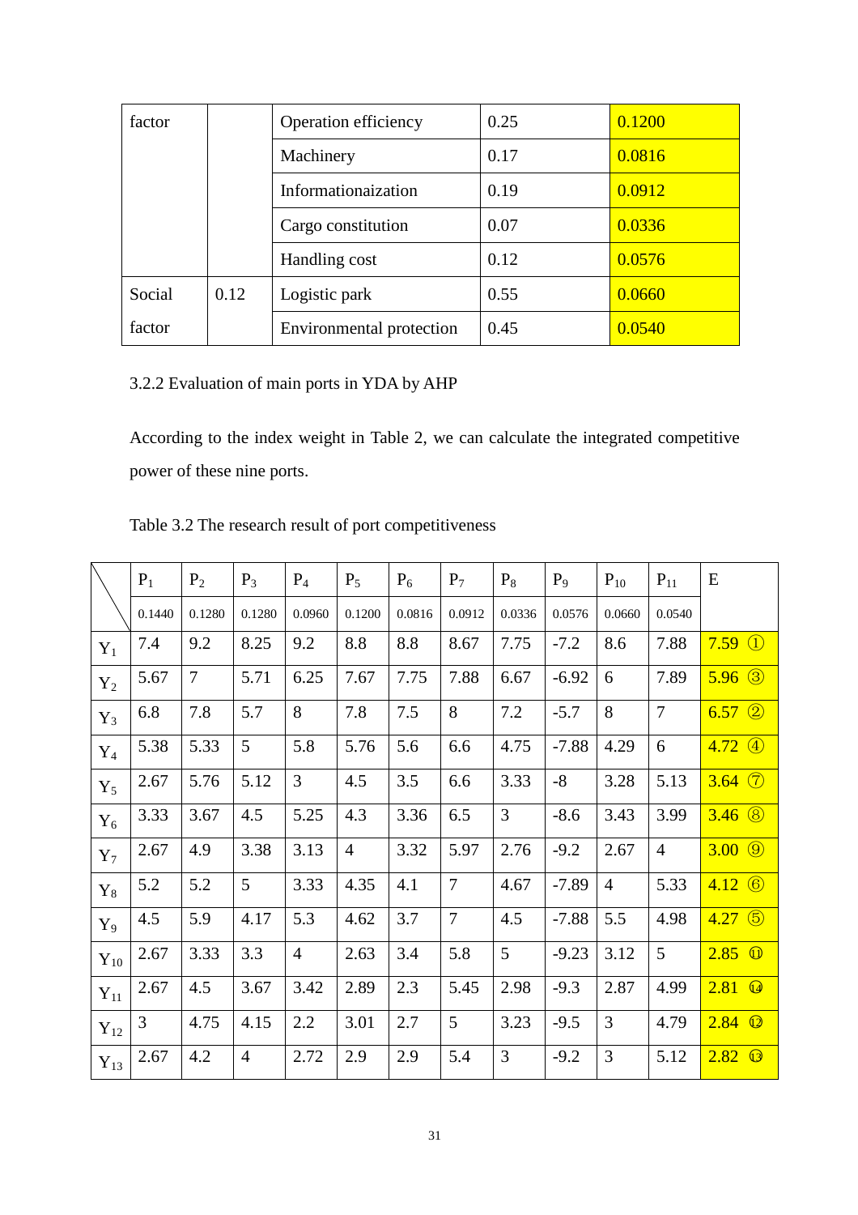| factor | | Operation efficiency | 0.25 | 0.1200 |
|---|---|---|---|---|
| | | Machinery | 0.17 | 0.0816 |
| | | Informationaization | 0.19 | 0.0912 |
| | | Cargo constitution | 0.07 | 0.0336 |
| | | Handling cost | 0.12 | 0.0576 |
| Social factor | 0.12 | Logistic park | 0.55 | 0.0660 |
| | | Environmental protection | 0.45 | 0.0540 |

3.2.2 Evaluation of main ports in YDA by AHP

According to the index weight in Table 2, we can calculate the integrated competitive power of these nine ports.

Table 3.2 The research result of port competitiveness

| | $P_1$ | $P_2$ | $P_3$ | $P_4$ | $P_5$ | $P_6$ | $P_7$ | $P_8$ | $P_9$ | $P_{10}$ | $P_{11}$ | E |
|---|---|---|---|---|---|---|---|---|---|---|---|---|
| | 0.1440 | 0.1280 | 0.1280 | 0.0960 | 0.1200 | 0.0816 | 0.0912 | 0.0336 | 0.0576 | 0.0660 | 0.0540 | |
| $Y_1$ | 7.4 | 9.2 | 8.25 | 9.2 | 8.8 | 8.8 | 8.67 | 7.75 | -7.2 | 8.6 | 7.88 | 7.59 ① |
| $Y_2$ | 5.67 | 7 | 5.71 | 6.25 | 7.67 | 7.75 | 7.88 | 6.67 | -6.92 | 6 | 7.89 | 5.96 ③ |
| $Y_3$ | 6.8 | 7.8 | 5.7 | 8 | 7.8 | 7.5 | 8 | 7.2 | -5.7 | 8 | 7 | 6.57 ② |
| $Y_4$ | 5.38 | 5.33 | 5 | 5.8 | 5.76 | 5.6 | 6.6 | 4.75 | -7.88 | 4.29 | 6 | 4.72 ④ |
| $Y_5$ | 2.67 | 5.76 | 5.12 | 3 | 4.5 | 3.5 | 6.6 | 3.33 | -8 | 3.28 | 5.13 | 3.64 ⑦ |
| $Y_6$ | 3.33 | 3.67 | 4.5 | 5.25 | 4.3 | 3.36 | 6.5 | 3 | -8.6 | 3.43 | 3.99 | 3.46 ⑧ |
| $Y_7$ | 2.67 | 4.9 | 3.38 | 3.13 | 4 | 3.32 | 5.97 | 2.76 | -9.2 | 2.67 | 4 | 3.00 ⑨ |
| $Y_8$ | 5.2 | 5.2 | 5 | 3.33 | 4.35 | 4.1 | 7 | 4.67 | -7.89 | 4 | 5.33 | 4.12 ⑥ |
| $Y_9$ | 4.5 | 5.9 | 4.17 | 5.3 | 4.62 | 3.7 | 7 | 4.5 | -7.88 | 5.5 | 4.98 | 4.27 ⑤ |
| $Y_{10}$ | 2.67 | 3.33 | 3.3 | 4 | 2.63 | 3.4 | 5.8 | 5 | -9.23 | 3.12 | 5 | 2.85 ⑪ |
| $Y_{11}$ | 2.67 | 4.5 | 3.67 | 3.42 | 2.89 | 2.3 | 5.45 | 2.98 | -9.3 | 2.87 | 4.99 | 2.81 ⑭ |
| $Y_{12}$ | 3 | 4.75 | 4.15 | 2.2 | 3.01 | 2.7 | 5 | 3.23 | -9.5 | 3 | 4.79 | 2.84 ⑫ |
| $Y_{13}$ | 2.67 | 4.2 | 4 | 2.72 | 2.9 | 2.9 | 5.4 | 3 | -9.2 | 3 | 5.12 | 2.82 ⑬ |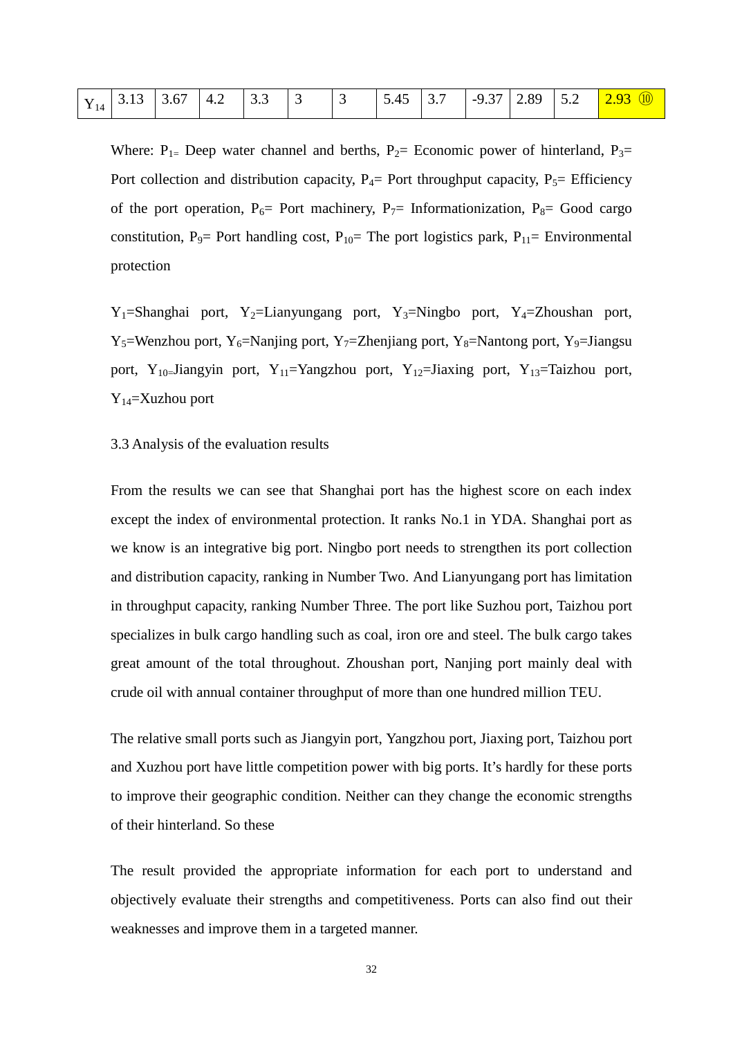| $Y_{14}$ | 3.13 | 3.67 | 4.2 | 3.3 | 3 | 3 | 5.45 | 3.7 | -9.37 | 2.89 | 5.2 | 2.93 ⑩ |
|---|---|---|---|---|---|---|---|---|---|---|---|---|

Where: $P_{1=}$ Deep water channel and berths, $P_2$= Economic power of hinterland, $P_3$= Port collection and distribution capacity, $P_4$= Port throughput capacity, $P_5$= Efficiency of the port operation, $P_6$= Port machinery, $P_7$= Informationization, $P_8$= Good cargo constitution, $P_9$= Port handling cost, $P_{10}$= The port logistics park, $P_{11}$= Environmental protection

$Y_1$=Shanghai port, $Y_2$=Lianyungang port, $Y_3$=Ningbo port, $Y_4$=Zhoushan port, $Y_5$=Wenzhou port, $Y_6$=Nanjing port, $Y_7$=Zhenjiang port, $Y_8$=Nantong port, $Y_9$=Jiangsu port, $Y_{10=}$Jiangyin port, $Y_{11}$=Yangzhou port, $Y_{12}$=Jiaxing port, $Y_{13}$=Taizhou port, $Y_{14}$=Xuzhou port

3.3 Analysis of the evaluation results

From the results we can see that Shanghai port has the highest score on each index except the index of environmental protection. It ranks No.1 in YDA. Shanghai port as we know is an integrative big port. Ningbo port needs to strengthen its port collection and distribution capacity, ranking in Number Two. And Lianyungang port has limitation in throughput capacity, ranking Number Three. The port like Suzhou port, Taizhou port specializes in bulk cargo handling such as coal, iron ore and steel. The bulk cargo takes great amount of the total throughout. Zhoushan port, Nanjing port mainly deal with crude oil with annual container throughput of more than one hundred million TEU.

The relative small ports such as Jiangyin port, Yangzhou port, Jiaxing port, Taizhou port and Xuzhou port have little competition power with big ports. It's hardly for these ports to improve their geographic condition. Neither can they change the economic strengths of their hinterland. So these

The result provided the appropriate information for each port to understand and objectively evaluate their strengths and competitiveness. Ports can also find out their weaknesses and improve them in a targeted manner.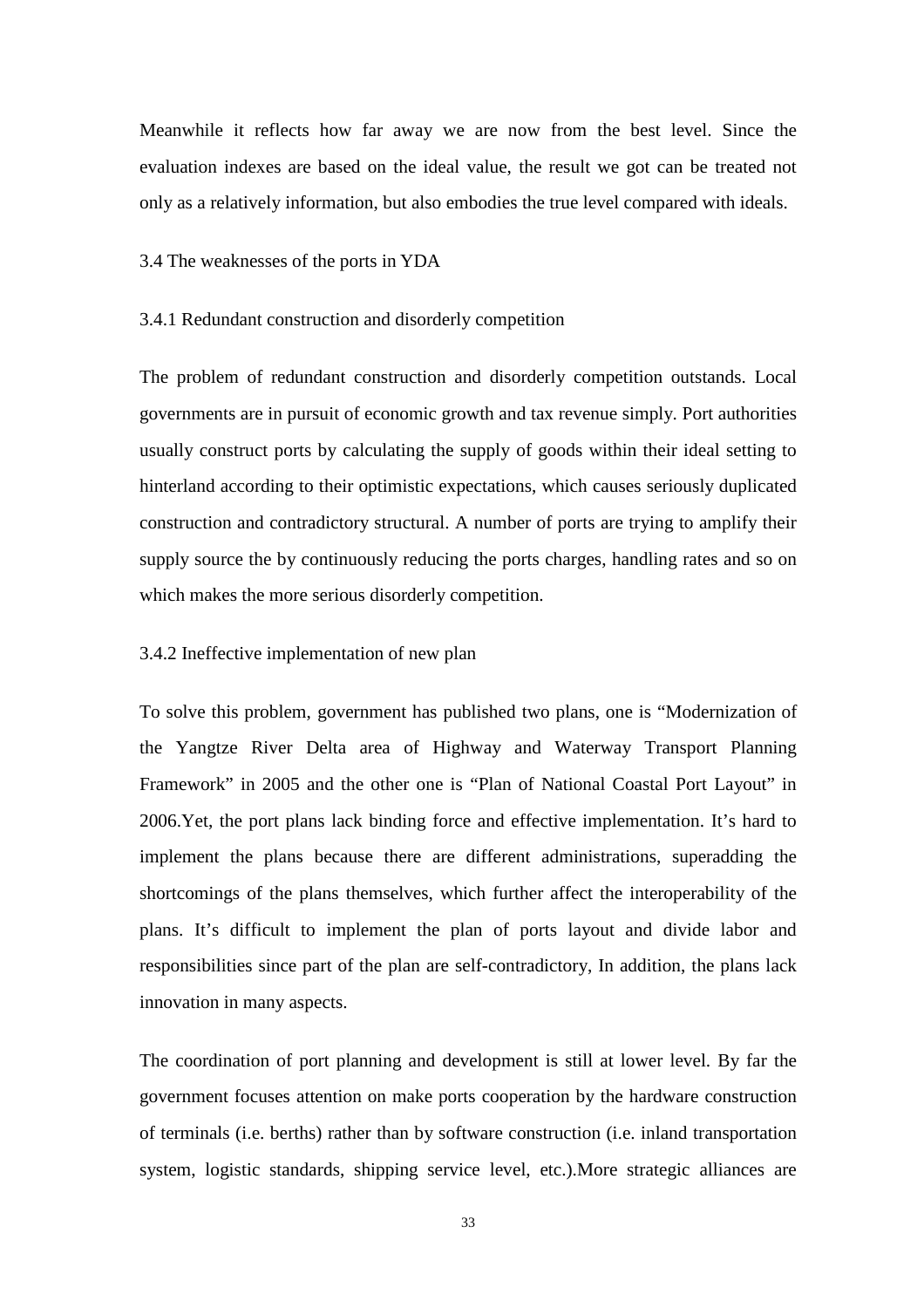Meanwhile it reflects how far away we are now from the best level. Since the evaluation indexes are based on the ideal value, the result we got can be treated not only as a relatively information, but also embodies the true level compared with ideals.

## 3.4 The weaknesses of the ports in YDA

### 3.4.1 Redundant construction and disorderly competition

The problem of redundant construction and disorderly competition outstands. Local governments are in pursuit of economic growth and tax revenue simply. Port authorities usually construct ports by calculating the supply of goods within their ideal setting to hinterland according to their optimistic expectations, which causes seriously duplicated construction and contradictory structural. A number of ports are trying to amplify their supply source the by continuously reducing the ports charges, handling rates and so on which makes the more serious disorderly competition.

### 3.4.2 Ineffective implementation of new plan

To solve this problem, government has published two plans, one is "Modernization of the Yangtze River Delta area of Highway and Waterway Transport Planning Framework" in 2005 and the other one is "Plan of National Coastal Port Layout" in 2006.Yet, the port plans lack binding force and effective implementation. It's hard to implement the plans because there are different administrations, superadding the shortcomings of the plans themselves, which further affect the interoperability of the plans. It's difficult to implement the plan of ports layout and divide labor and responsibilities since part of the plan are self-contradictory, In addition, the plans lack innovation in many aspects.

The coordination of port planning and development is still at lower level. By far the government focuses attention on make ports cooperation by the hardware construction of terminals (i.e. berths) rather than by software construction (i.e. inland transportation system, logistic standards, shipping service level, etc.).More strategic alliances are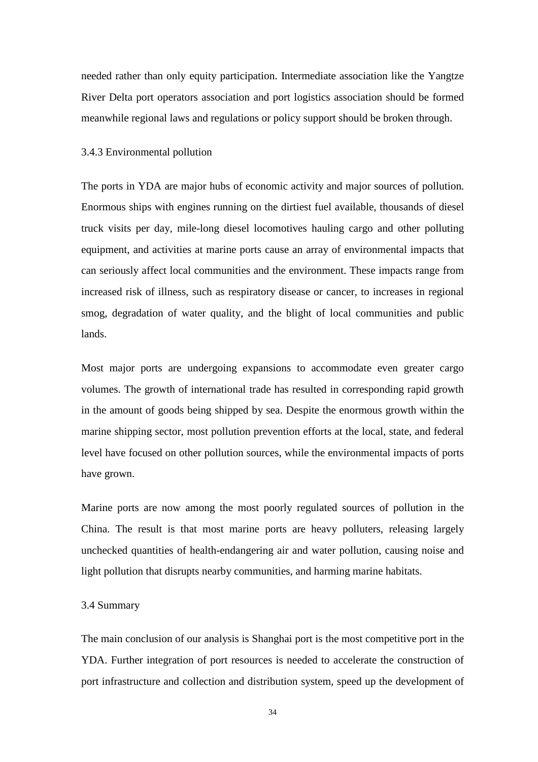needed rather than only equity participation. Intermediate association like the Yangtze River Delta port operators association and port logistics association should be formed meanwhile regional laws and regulations or policy support should be broken through.

### 3.4.3 Environmental pollution

The ports in YDA are major hubs of economic activity and major sources of pollution. Enormous ships with engines running on the dirtiest fuel available, thousands of diesel truck visits per day, mile-long diesel locomotives hauling cargo and other polluting equipment, and activities at marine ports cause an array of environmental impacts that can seriously affect local communities and the environment. These impacts range from increased risk of illness, such as respiratory disease or cancer, to increases in regional smog, degradation of water quality, and the blight of local communities and public lands.

Most major ports are undergoing expansions to accommodate even greater cargo volumes. The growth of international trade has resulted in corresponding rapid growth in the amount of goods being shipped by sea. Despite the enormous growth within the marine shipping sector, most pollution prevention efforts at the local, state, and federal level have focused on other pollution sources, while the environmental impacts of ports have grown.

Marine ports are now among the most poorly regulated sources of pollution in the China. The result is that most marine ports are heavy polluters, releasing largely unchecked quantities of health-endangering air and water pollution, causing noise and light pollution that disrupts nearby communities, and harming marine habitats.

## 3.4 Summary

The main conclusion of our analysis is Shanghai port is the most competitive port in the YDA. Further integration of port resources is needed to accelerate the construction of port infrastructure and collection and distribution system, speed up the development of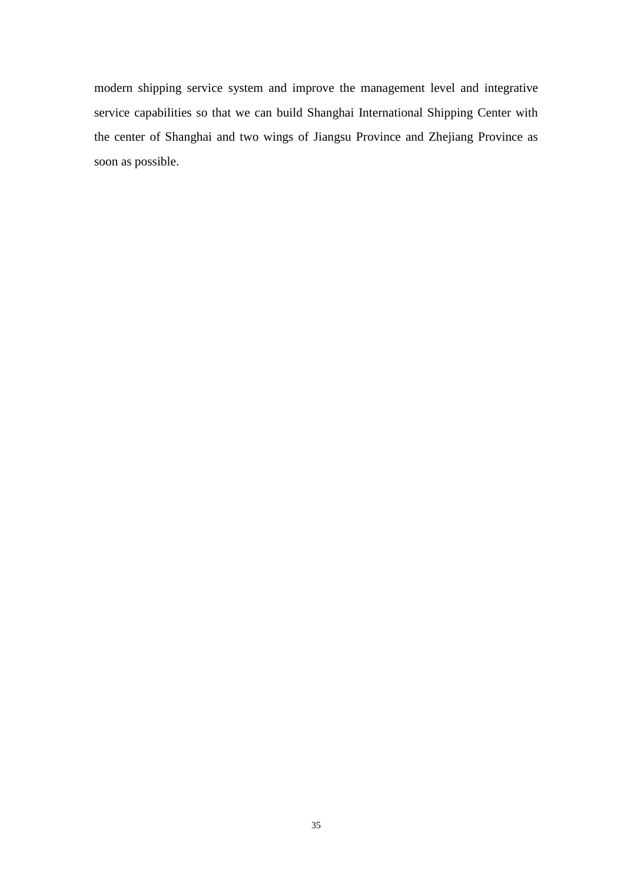modern shipping service system and improve the management level and integrative service capabilities so that we can build Shanghai International Shipping Center with the center of Shanghai and two wings of Jiangsu Province and Zhejiang Province as soon as possible.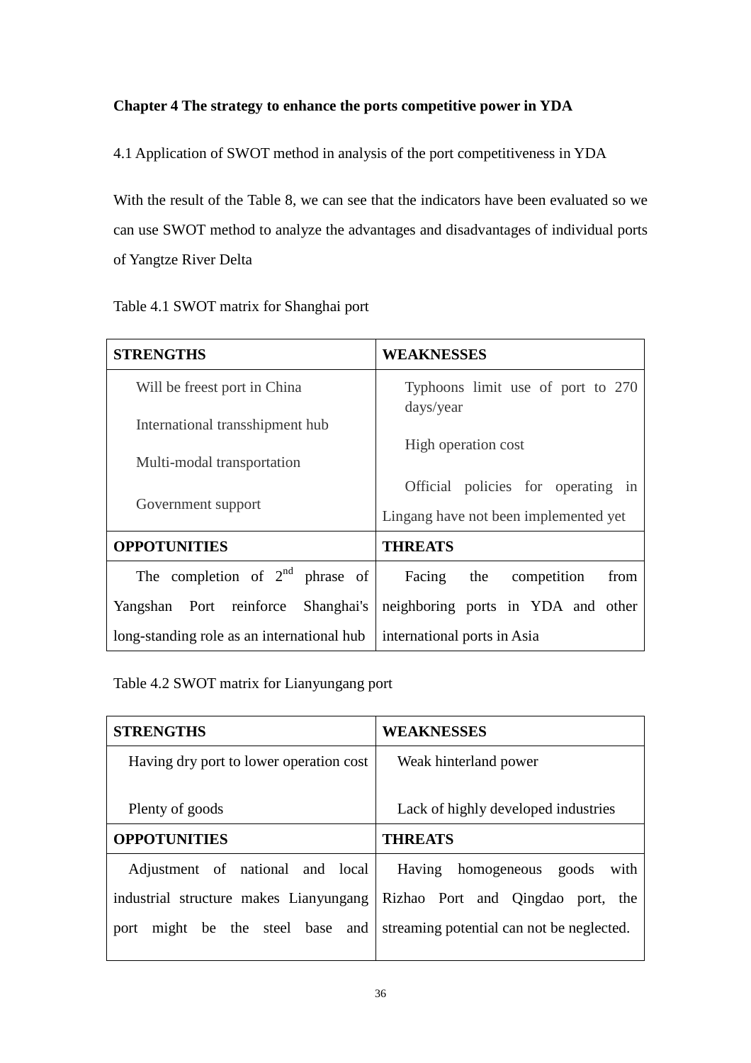## Chapter 4 The strategy to enhance the ports competitive power in YDA

### 4.1 Application of SWOT method in analysis of the port competitiveness in YDA

With the result of the Table 8, we can see that the indicators have been evaluated so we can use SWOT method to analyze the advantages and disadvantages of individual ports of Yangtze River Delta

Table 4.1 SWOT matrix for Shanghai port

| STRENGTHS | WEAKNESSES |
|---|---|
| Will be freest port in China<br>International transshipment hub<br>Multi-modal transportation<br>Government support | Typhoons limit use of port to 270 days/year<br>High operation cost<br>Official policies for operating in Lingang have not been implemented yet |
| **OPPOTUNITIES** | **THREATS** |
| The completion of 2nd phrase of Yangshan Port reinforce Shanghai's long-standing role as an international hub | Facing the competition from neighboring ports in YDA and other international ports in Asia |

Table 4.2 SWOT matrix for Lianyungang port

| STRENGTHS | WEAKNESSES |
|---|---|
| Having dry port to lower operation cost<br>Plenty of goods | Weak hinterland power<br>Lack of highly developed industries |
| **OPPOTUNITIES** | **THREATS** |
| Adjustment of national and local industrial structure makes Lianyungang port might be the steel base and | Having homogeneous goods with Rizhao Port and Qingdao port, the streaming potential can not be neglected. |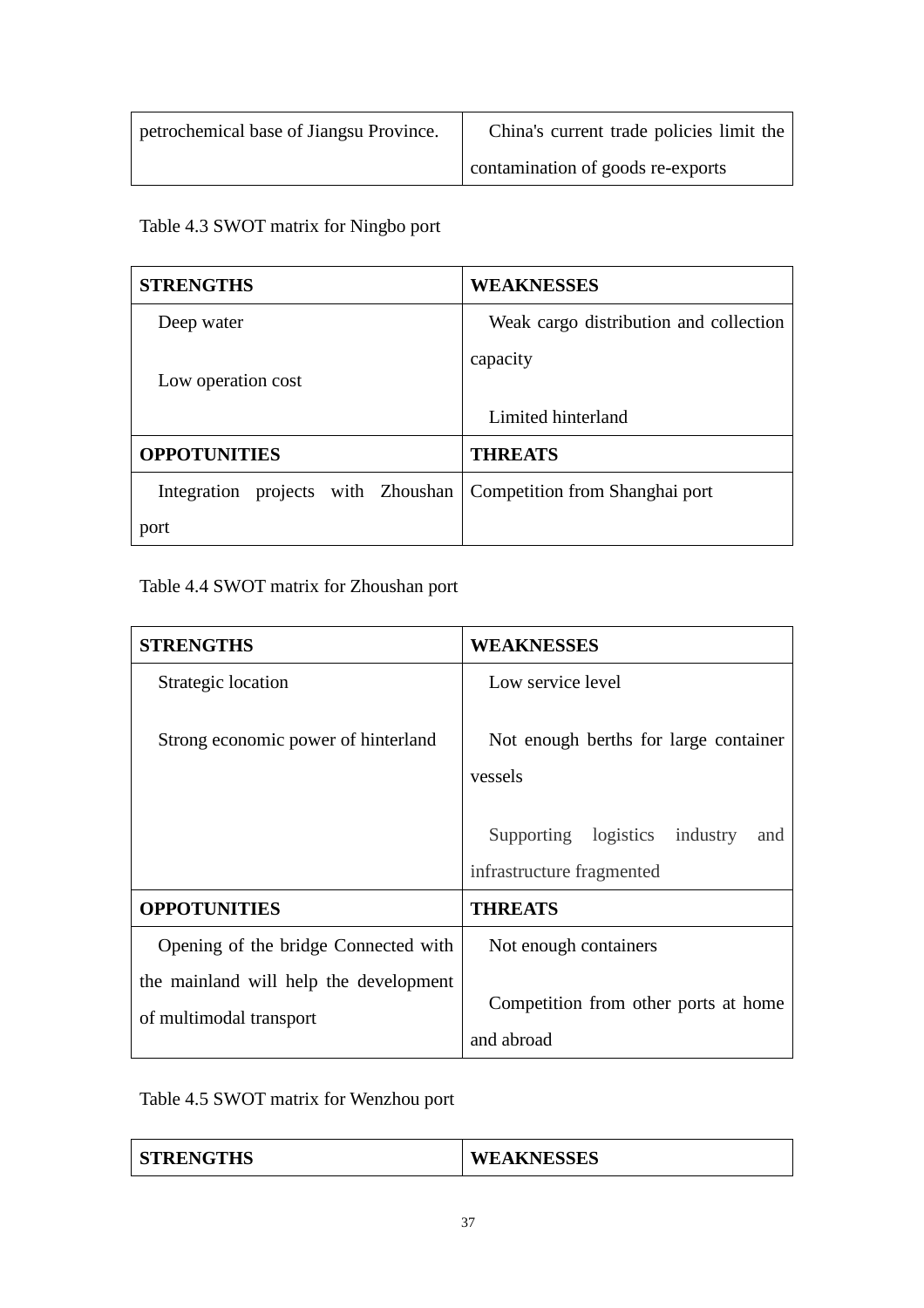| | |
|---|---|
| petrochemical base of Jiangsu Province. | China's current trade policies limit the contamination of goods re-exports |

Table 4.3 SWOT matrix for Ningbo port

| STRENGTHS | WEAKNESSES |
|---|---|
| Deep water<br><br>Low operation cost | Weak cargo distribution and collection capacity<br><br>Limited hinterland |
| **OPPOTUNITIES** | **THREATS** |
| Integration projects with Zhoushan port | Competition from Shanghai port |

Table 4.4 SWOT matrix for Zhoushan port

| STRENGTHS | WEAKNESSES |
|---|---|
| Strategic location<br><br>Strong economic power of hinterland | Low service level<br><br>Not enough berths for large container vessels<br><br>Supporting logistics industry and infrastructure fragmented |
| **OPPOTUNITIES** | **THREATS** |
| Opening of the bridge Connected with the mainland will help the development of multimodal transport | Not enough containers<br><br>Competition from other ports at home and abroad |

Table 4.5 SWOT matrix for Wenzhou port

| STRENGTHS | WEAKNESSES |
|---|---|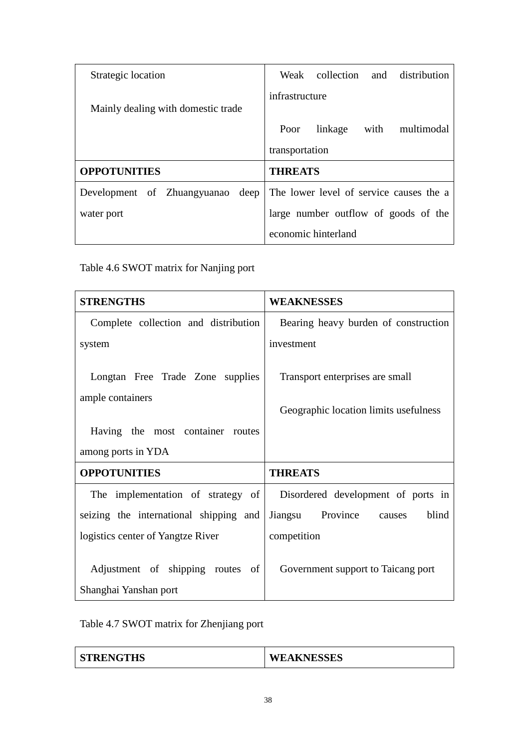| | |
|---|---|
| Strategic location<br><br>Mainly dealing with domestic trade | Weak collection and distribution infrastructure<br><br>Poor linkage with multimodal transportation |
| **OPPOTUNITIES** | **THREATS** |
| Development of Zhuangyuanao deep water port | The lower level of service causes the a large number outflow of goods of the economic hinterland |

Table 4.6 SWOT matrix for Nanjing port

| **STRENGTHS** | **WEAKNESSES** |
|---|---|
| Complete collection and distribution system<br><br>Longtan Free Trade Zone supplies ample containers<br><br>Having the most container routes among ports in YDA | Bearing heavy burden of construction investment<br><br>Transport enterprises are small<br><br>Geographic location limits usefulness |
| **OPPOTUNITIES** | **THREATS** |
| The implementation of strategy of seizing the international shipping and logistics center of Yangtze River<br><br>Adjustment of shipping routes of Shanghai Yanshan port | Disordered development of ports in Jiangsu Province causes blind competition<br><br>Government support to Taicang port |

Table 4.7 SWOT matrix for Zhenjiang port

| **STRENGTHS** | **WEAKNESSES** |
|---|---|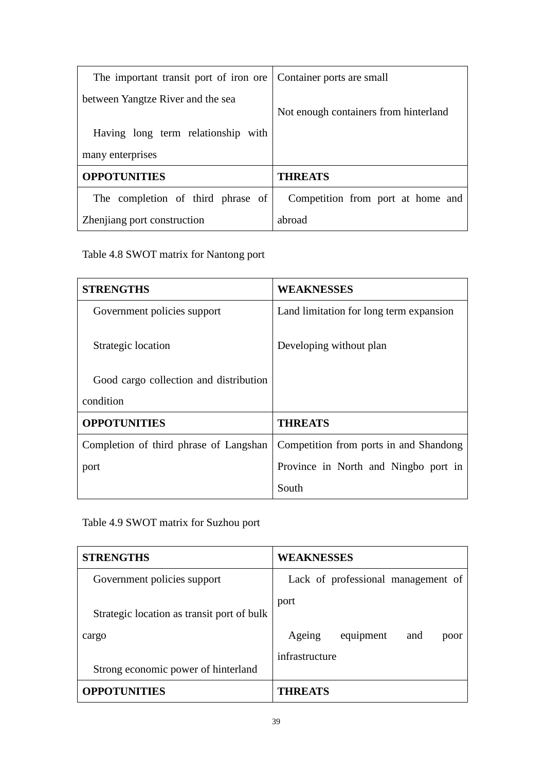| The important transit port of iron ore between Yangtze River and the sea<br><br>Having long term relationship with many enterprises | Container ports are small<br><br>Not enough containers from hinterland |
|---|---|
| **OPPOTUNITIES** | **THREATS** |
| The completion of third phrase of Zhenjiang port construction | Competition from port at home and abroad |

Table 4.8 SWOT matrix for Nantong port

| **STRENGTHS** | **WEAKNESSES** |
|---|---|
| Government policies support<br><br>Strategic location<br><br>Good cargo collection and distribution condition | Land limitation for long term expansion<br><br>Developing without plan |
| **OPPOTUNITIES** | **THREATS** |
| Completion of third phrase of Langshan port | Competition from ports in and Shandong Province in North and Ningbo port in South |

Table 4.9 SWOT matrix for Suzhou port

| **STRENGTHS** | **WEAKNESSES** |
|---|---|
| Government policies support<br><br>Strategic location as transit port of bulk cargo<br><br>Strong economic power of hinterland | Lack of professional management of port<br><br>Ageing equipment and poor infrastructure |
| **OPPOTUNITIES** | **THREATS** |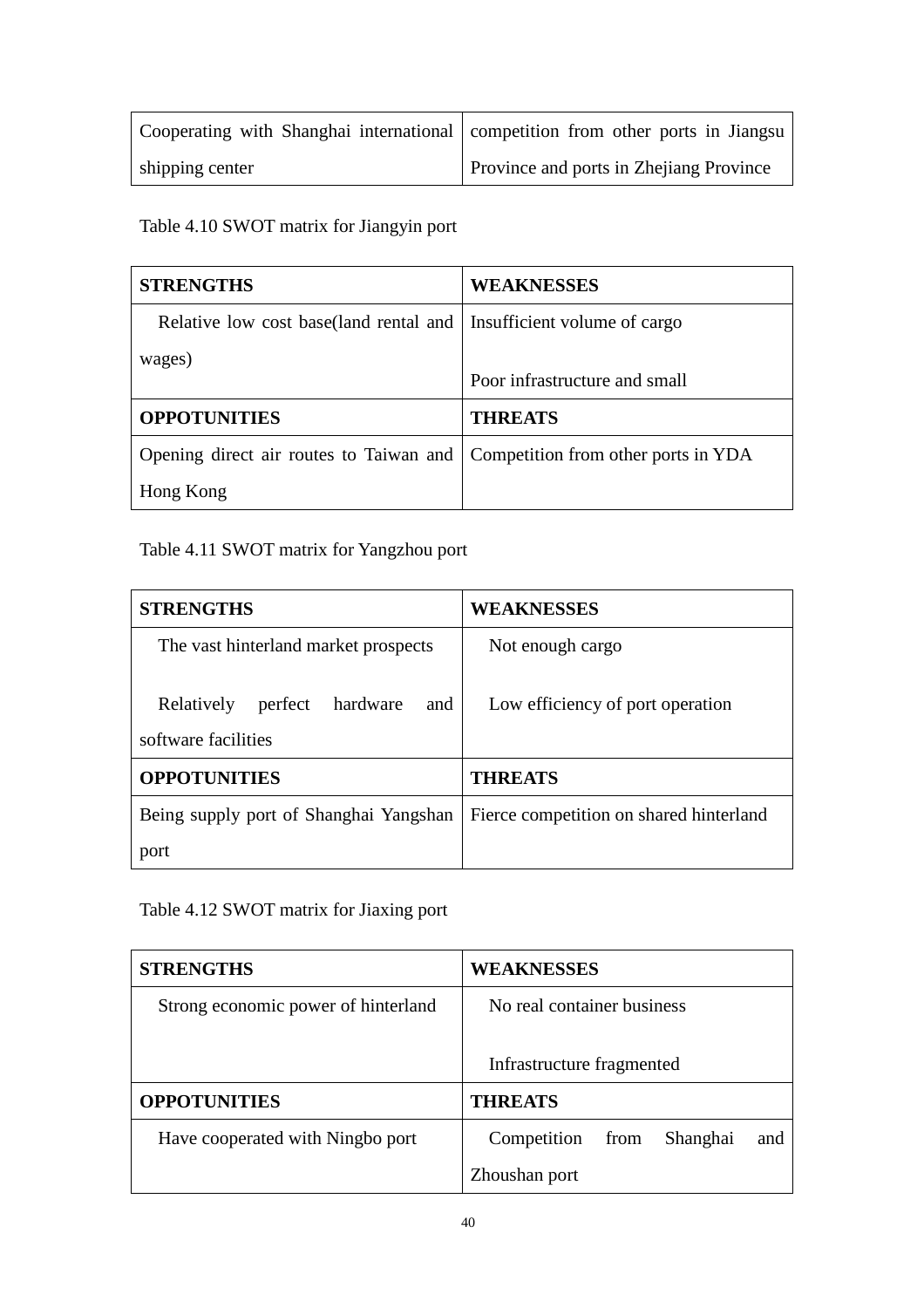| Cooperating with Shanghai international shipping center | competition from other ports in Jiangsu Province and ports in Zhejiang Province |
|---|---|

Table 4.10 SWOT matrix for Jiangyin port

| **STRENGTHS** | **WEAKNESSES** |
|---|---|
| Relative low cost base(land rental and wages) | Insufficient volume of cargo<br><br>Poor infrastructure and small |
| **OPPOTUNITIES** | **THREATS** |
| Opening direct air routes to Taiwan and Hong Kong | Competition from other ports in YDA |

Table 4.11 SWOT matrix for Yangzhou port

| **STRENGTHS** | **WEAKNESSES** |
|---|---|
| The vast hinterland market prospects<br><br>Relatively perfect hardware and software facilities | Not enough cargo<br><br>Low efficiency of port operation |
| **OPPOTUNITIES** | **THREATS** |
| Being supply port of Shanghai Yangshan port | Fierce competition on shared hinterland |

Table 4.12 SWOT matrix for Jiaxing port

| **STRENGTHS** | **WEAKNESSES** |
|---|---|
| Strong economic power of hinterland | No real container business<br><br>Infrastructure fragmented |
| **OPPOTUNITIES** | **THREATS** |
| Have cooperated with Ningbo port | Competition from Shanghai and Zhoushan port |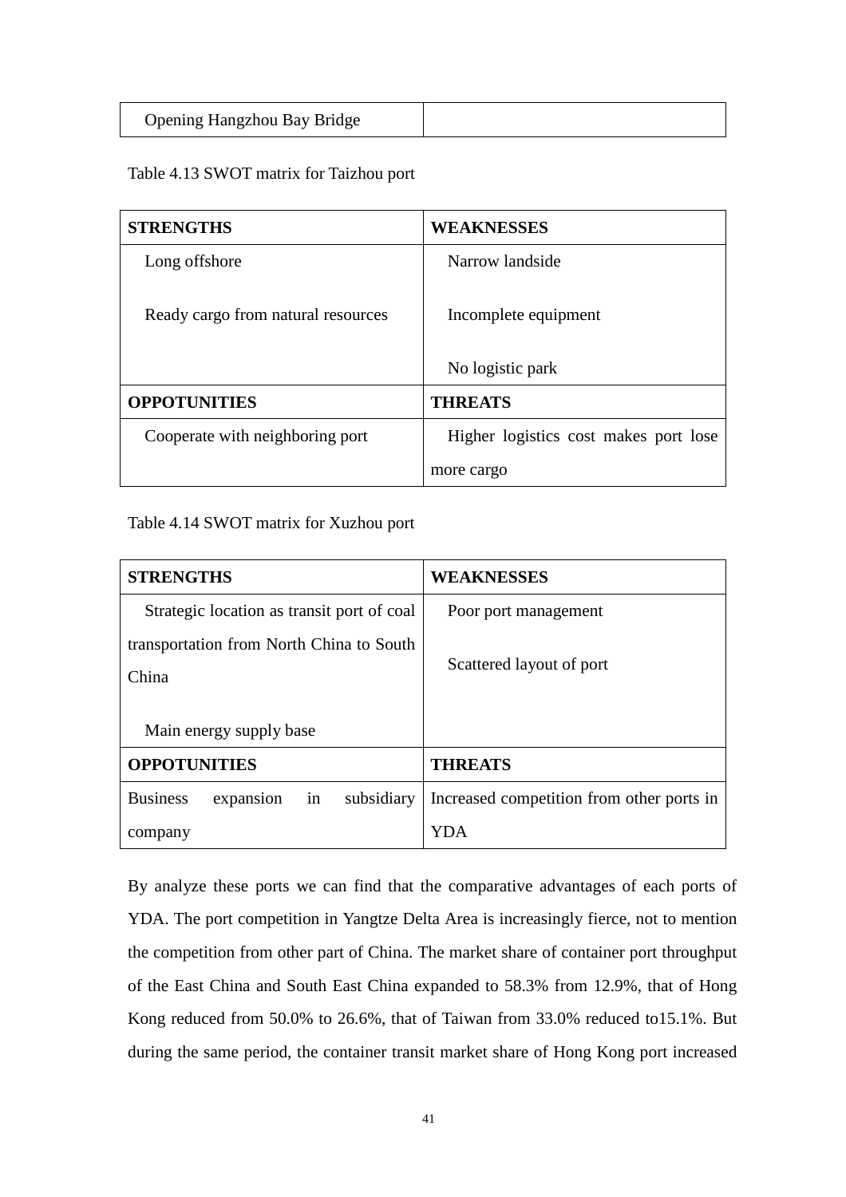| Opening Hangzhou Bay Bridge | |
|---|---|

Table 4.13 SWOT matrix for Taizhou port

| **STRENGTHS** | **WEAKNESSES** |
|---|---|
| Long offshore<br><br>Ready cargo from natural resources | Narrow landside<br><br>Incomplete equipment<br><br>No logistic park |
| **OPPOTUNITIES** | **THREATS** |
| Cooperate with neighboring port | Higher logistics cost makes port lose more cargo |

Table 4.14 SWOT matrix for Xuzhou port

| **STRENGTHS** | **WEAKNESSES** |
|---|---|
| Strategic location as transit port of coal transportation from North China to South China<br><br>Main energy supply base | Poor port management<br><br>Scattered layout of port |
| **OPPOTUNITIES** | **THREATS** |
| Business expansion in subsidiary company | Increased competition from other ports in YDA |

By analyze these ports we can find that the comparative advantages of each ports of YDA. The port competition in Yangtze Delta Area is increasingly fierce, not to mention the competition from other part of China. The market share of container port throughput of the East China and South East China expanded to 58.3% from 12.9%, that of Hong Kong reduced from 50.0% to 26.6%, that of Taiwan from 33.0% reduced to15.1%. But during the same period, the container transit market share of Hong Kong port increased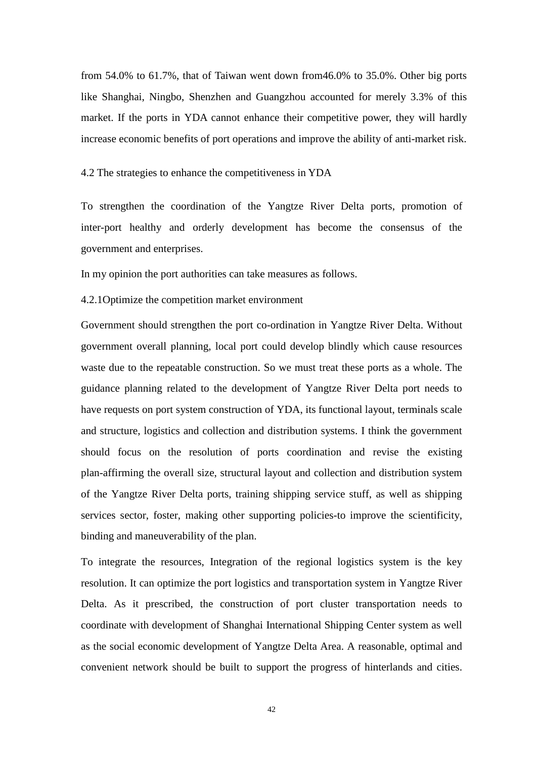from 54.0% to 61.7%, that of Taiwan went down from46.0% to 35.0%. Other big ports like Shanghai, Ningbo, Shenzhen and Guangzhou accounted for merely 3.3% of this market. If the ports in YDA cannot enhance their competitive power, they will hardly increase economic benefits of port operations and improve the ability of anti-market risk.

### 4.2 The strategies to enhance the competitiveness in YDA

To strengthen the coordination of the Yangtze River Delta ports, promotion of inter-port healthy and orderly development has become the consensus of the government and enterprises.

In my opinion the port authorities can take measures as follows.

#### 4.2.1Optimize the competition market environment

Government should strengthen the port co-ordination in Yangtze River Delta. Without government overall planning, local port could develop blindly which cause resources waste due to the repeatable construction. So we must treat these ports as a whole. The guidance planning related to the development of Yangtze River Delta port needs to have requests on port system construction of YDA, its functional layout, terminals scale and structure, logistics and collection and distribution systems. I think the government should focus on the resolution of ports coordination and revise the existing plan-affirming the overall size, structural layout and collection and distribution system of the Yangtze River Delta ports, training shipping service stuff, as well as shipping services sector, foster, making other supporting policies-to improve the scientificity, binding and maneuverability of the plan.

To integrate the resources, Integration of the regional logistics system is the key resolution. It can optimize the port logistics and transportation system in Yangtze River Delta. As it prescribed, the construction of port cluster transportation needs to coordinate with development of Shanghai International Shipping Center system as well as the social economic development of Yangtze Delta Area. A reasonable, optimal and convenient network should be built to support the progress of hinterlands and cities.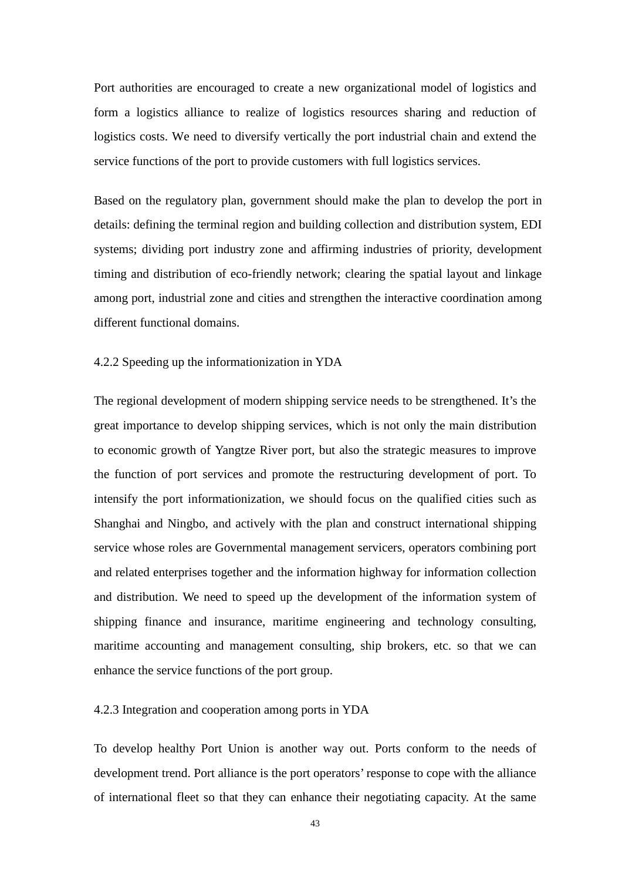Port authorities are encouraged to create a new organizational model of logistics and form a logistics alliance to realize of logistics resources sharing and reduction of logistics costs. We need to diversify vertically the port industrial chain and extend the service functions of the port to provide customers with full logistics services.

Based on the regulatory plan, government should make the plan to develop the port in details: defining the terminal region and building collection and distribution system, EDI systems; dividing port industry zone and affirming industries of priority, development timing and distribution of eco-friendly network; clearing the spatial layout and linkage among port, industrial zone and cities and strengthen the interactive coordination among different functional domains.

### 4.2.2 Speeding up the informationization in YDA

The regional development of modern shipping service needs to be strengthened. It's the great importance to develop shipping services, which is not only the main distribution to economic growth of Yangtze River port, but also the strategic measures to improve the function of port services and promote the restructuring development of port. To intensify the port informationization, we should focus on the qualified cities such as Shanghai and Ningbo, and actively with the plan and construct international shipping service whose roles are Governmental management servicers, operators combining port and related enterprises together and the information highway for information collection and distribution. We need to speed up the development of the information system of shipping finance and insurance, maritime engineering and technology consulting, maritime accounting and management consulting, ship brokers, etc. so that we can enhance the service functions of the port group.

### 4.2.3 Integration and cooperation among ports in YDA

To develop healthy Port Union is another way out. Ports conform to the needs of development trend. Port alliance is the port operators' response to cope with the alliance of international fleet so that they can enhance their negotiating capacity. At the same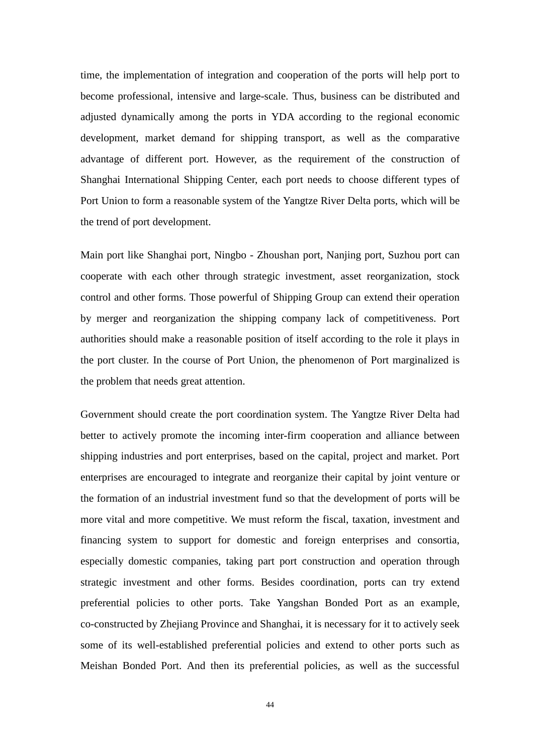time, the implementation of integration and cooperation of the ports will help port to become professional, intensive and large-scale. Thus, business can be distributed and adjusted dynamically among the ports in YDA according to the regional economic development, market demand for shipping transport, as well as the comparative advantage of different port. However, as the requirement of the construction of Shanghai International Shipping Center, each port needs to choose different types of Port Union to form a reasonable system of the Yangtze River Delta ports, which will be the trend of port development.

Main port like Shanghai port, Ningbo - Zhoushan port, Nanjing port, Suzhou port can cooperate with each other through strategic investment, asset reorganization, stock control and other forms. Those powerful of Shipping Group can extend their operation by merger and reorganization the shipping company lack of competitiveness. Port authorities should make a reasonable position of itself according to the role it plays in the port cluster. In the course of Port Union, the phenomenon of Port marginalized is the problem that needs great attention.

Government should create the port coordination system. The Yangtze River Delta had better to actively promote the incoming inter-firm cooperation and alliance between shipping industries and port enterprises, based on the capital, project and market. Port enterprises are encouraged to integrate and reorganize their capital by joint venture or the formation of an industrial investment fund so that the development of ports will be more vital and more competitive. We must reform the fiscal, taxation, investment and financing system to support for domestic and foreign enterprises and consortia, especially domestic companies, taking part port construction and operation through strategic investment and other forms. Besides coordination, ports can try extend preferential policies to other ports. Take Yangshan Bonded Port as an example, co-constructed by Zhejiang Province and Shanghai, it is necessary for it to actively seek some of its well-established preferential policies and extend to other ports such as Meishan Bonded Port. And then its preferential policies, as well as the successful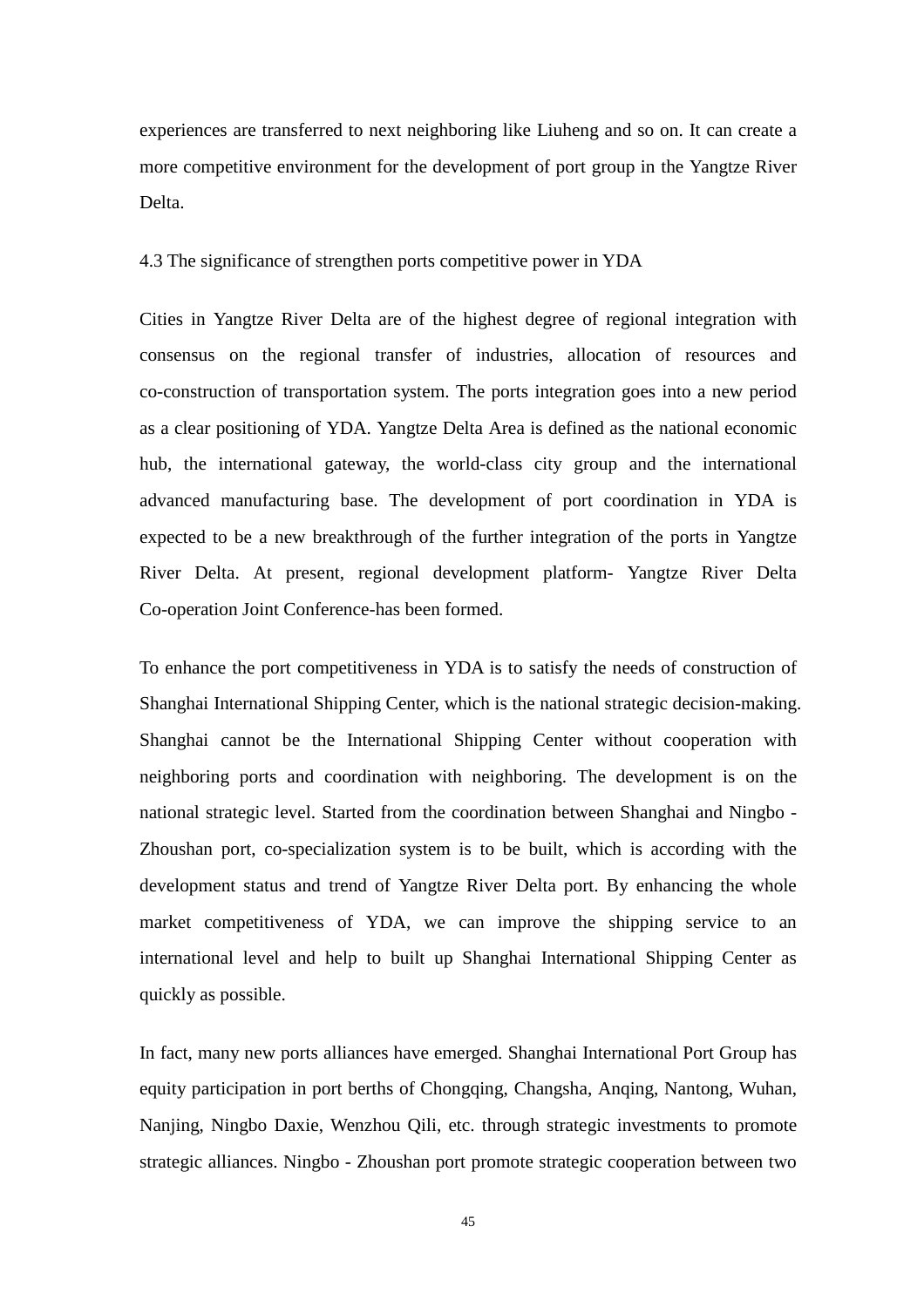experiences are transferred to next neighboring like Liuheng and so on. It can create a more competitive environment for the development of port group in the Yangtze River Delta.

### 4.3 The significance of strengthen ports competitive power in YDA

Cities in Yangtze River Delta are of the highest degree of regional integration with consensus on the regional transfer of industries, allocation of resources and co-construction of transportation system. The ports integration goes into a new period as a clear positioning of YDA. Yangtze Delta Area is defined as the national economic hub, the international gateway, the world-class city group and the international advanced manufacturing base. The development of port coordination in YDA is expected to be a new breakthrough of the further integration of the ports in Yangtze River Delta. At present, regional development platform- Yangtze River Delta Co-operation Joint Conference-has been formed.

To enhance the port competitiveness in YDA is to satisfy the needs of construction of Shanghai International Shipping Center, which is the national strategic decision-making. Shanghai cannot be the International Shipping Center without cooperation with neighboring ports and coordination with neighboring. The development is on the national strategic level. Started from the coordination between Shanghai and Ningbo - Zhoushan port, co-specialization system is to be built, which is according with the development status and trend of Yangtze River Delta port. By enhancing the whole market competitiveness of YDA, we can improve the shipping service to an international level and help to built up Shanghai International Shipping Center as quickly as possible.

In fact, many new ports alliances have emerged. Shanghai International Port Group has equity participation in port berths of Chongqing, Changsha, Anqing, Nantong, Wuhan, Nanjing, Ningbo Daxie, Wenzhou Qili, etc. through strategic investments to promote strategic alliances. Ningbo - Zhoushan port promote strategic cooperation between two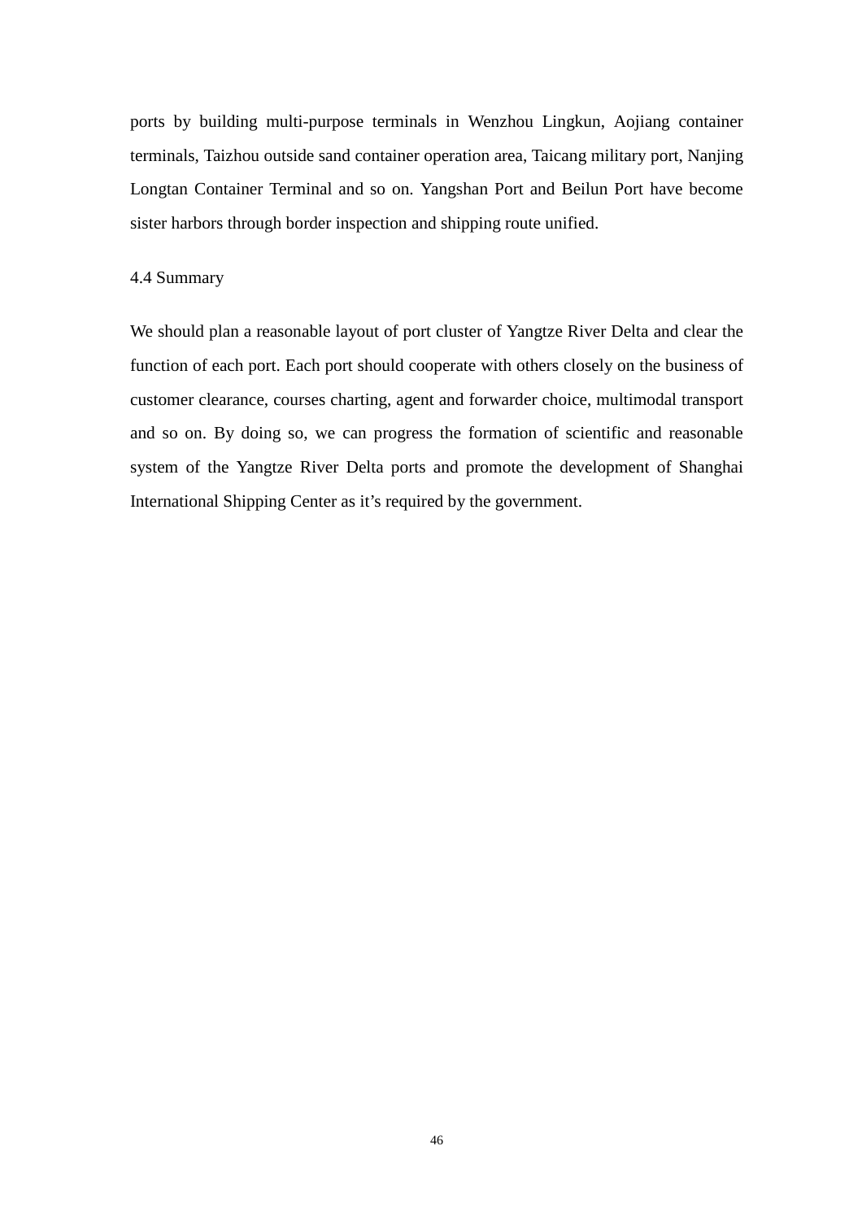ports by building multi-purpose terminals in Wenzhou Lingkun, Aojiang container terminals, Taizhou outside sand container operation area, Taicang military port, Nanjing Longtan Container Terminal and so on. Yangshan Port and Beilun Port have become sister harbors through border inspection and shipping route unified.

## 4.4 Summary

We should plan a reasonable layout of port cluster of Yangtze River Delta and clear the function of each port. Each port should cooperate with others closely on the business of customer clearance, courses charting, agent and forwarder choice, multimodal transport and so on. By doing so, we can progress the formation of scientific and reasonable system of the Yangtze River Delta ports and promote the development of Shanghai International Shipping Center as it's required by the government.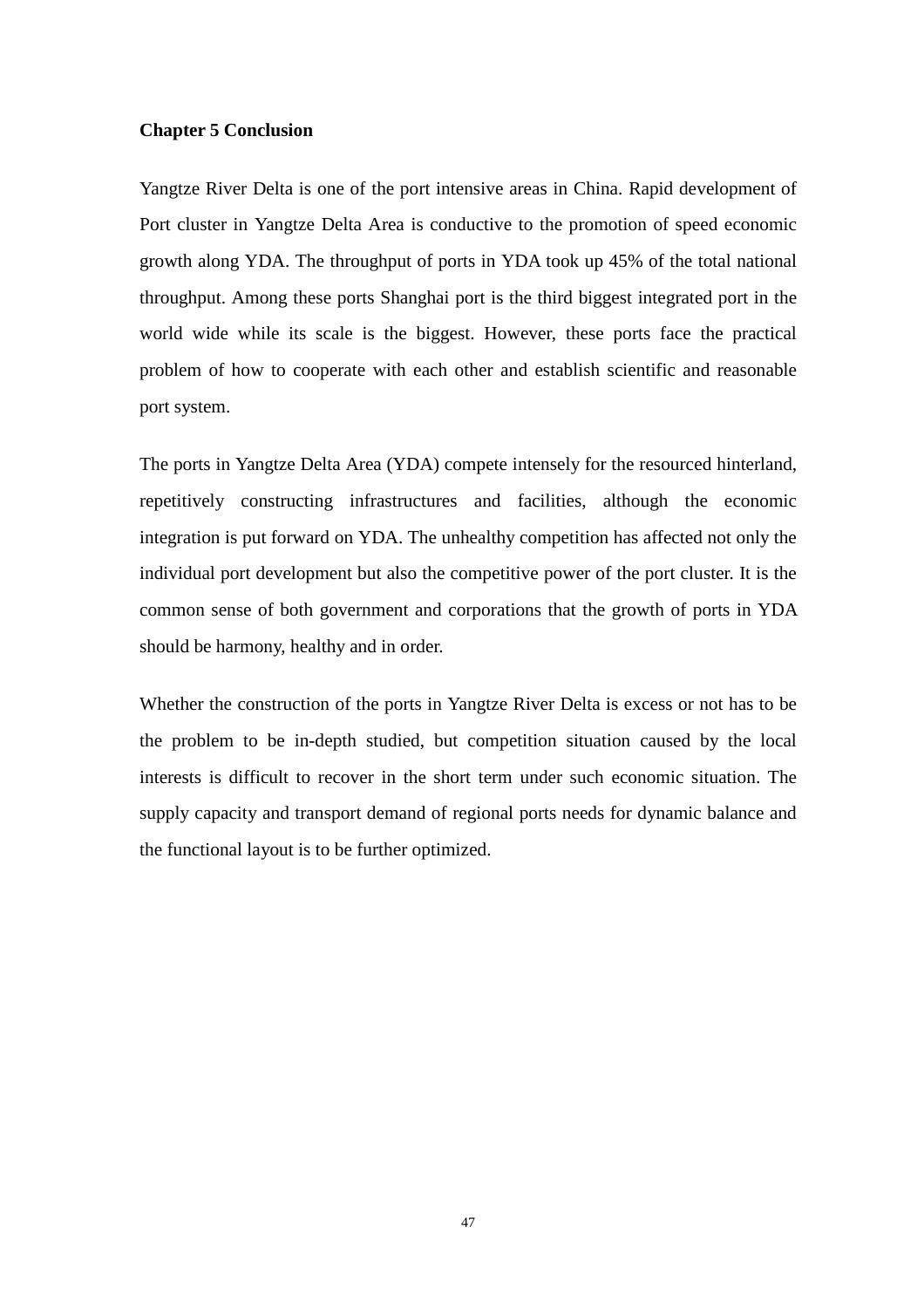# Chapter 5 Conclusion

Yangtze River Delta is one of the port intensive areas in China. Rapid development of Port cluster in Yangtze Delta Area is conductive to the promotion of speed economic growth along YDA. The throughput of ports in YDA took up 45% of the total national throughput. Among these ports Shanghai port is the third biggest integrated port in the world wide while its scale is the biggest. However, these ports face the practical problem of how to cooperate with each other and establish scientific and reasonable port system.

The ports in Yangtze Delta Area (YDA) compete intensely for the resourced hinterland, repetitively constructing infrastructures and facilities, although the economic integration is put forward on YDA. The unhealthy competition has affected not only the individual port development but also the competitive power of the port cluster. It is the common sense of both government and corporations that the growth of ports in YDA should be harmony, healthy and in order.

Whether the construction of the ports in Yangtze River Delta is excess or not has to be the problem to be in-depth studied, but competition situation caused by the local interests is difficult to recover in the short term under such economic situation. The supply capacity and transport demand of regional ports needs for dynamic balance and the functional layout is to be further optimized.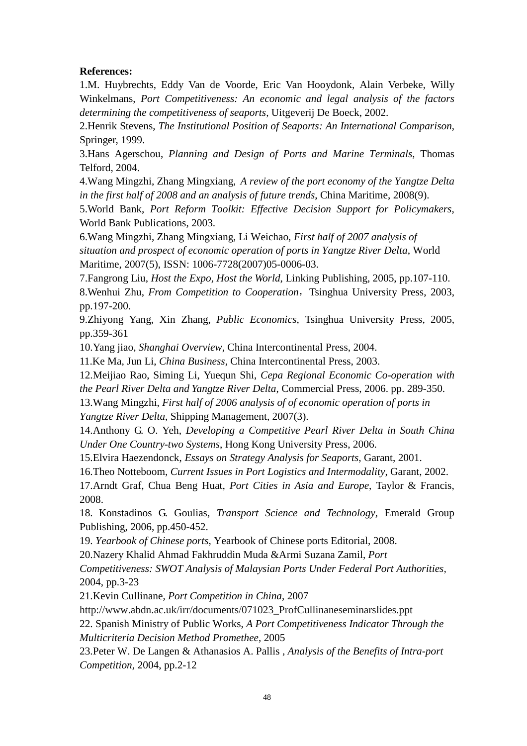**References:**

1.M. Huybrechts, Eddy Van de Voorde, Eric Van Hooydonk, Alain Verbeke, Willy Winkelmans, *Port Competitiveness: An economic and legal analysis of the factors determining the competitiveness of seaports*, Uitgeverij De Boeck, 2002.

2.Henrik Stevens, *The Institutional Position of Seaports: An International Comparison*, Springer, 1999.

3.Hans Agerschou, *Planning and Design of Ports and Marine Terminals*, Thomas Telford, 2004.

4.Wang Mingzhi, Zhang Mingxiang, *A review of the port economy of the Yangtze Delta in the first half of 2008 and an analysis of future trends*, China Maritime, 2008(9).

5.World Bank, *Port Reform Toolkit: Effective Decision Support for Policymakers*, World Bank Publications, 2003.

6.Wang Mingzhi, Zhang Mingxiang, Li Weichao, *First half of 2007 analysis of situation and prospect of economic operation of ports in Yangtze River Delta*, World Maritime, 2007(5), ISSN: 1006-7728(2007)05-0006-03.

7.Fangrong Liu, *Host the Expo, Host the World*, Linking Publishing, 2005, pp.107-110.

8.Wenhui Zhu, *From Competition to Cooperation*，Tsinghua University Press, 2003, pp.197-200.

9.Zhiyong Yang, Xin Zhang, *Public Economics*, Tsinghua University Press, 2005, pp.359-361

10.Yang jiao, *Shanghai Overview*, China Intercontinental Press, 2004.

11.Ke Ma, Jun Li, *China Business*, China Intercontinental Press, 2003.

12.Meijiao Rao, Siming Li, Yuequn Shi, *Cepa Regional Economic Co-operation with the Pearl River Delta and Yangtze River Delta*, Commercial Press, 2006. pp. 289-350.

13.Wang Mingzhi, *First half of 2006 analysis of of economic operation of ports in Yangtze River Delta*, Shipping Management, 2007(3).

14.Anthony G. O. Yeh, *Developing a Competitive Pearl River Delta in South China Under One Country-two Systems*, Hong Kong University Press, 2006.

15.Elvira Haezendonck, *Essays on Strategy Analysis for Seaports*, Garant, 2001.

16.Theo Notteboom, *Current Issues in Port Logistics and Intermodality*, Garant, 2002.

17.Arndt Graf, Chua Beng Huat, *Port Cities in Asia and Europe*, Taylor & Francis, 2008.

18. Konstadinos G. Goulias, *Transport Science and Technology*, Emerald Group Publishing, 2006, pp.450-452.

19. *Yearbook of Chinese ports*, Yearbook of Chinese ports Editorial, 2008.

20.Nazery Khalid Ahmad Fakhruddin Muda &Armi Suzana Zamil, *Port Competitiveness: SWOT Analysis of Malaysian Ports Under Federal Port Authorities*, 2004, pp.3-23

21.Kevin Cullinane, *Port Competition in China*, 2007
http://www.abdn.ac.uk/irr/documents/071023_ProfCullinaneseminarslides.ppt

22. Spanish Ministry of Public Works, *A Port Competitiveness Indicator Through the Multicriteria Decision Method Promethee*, 2005

23.Peter W. De Langen & Athanasios A. Pallis , *Analysis of the Benefits of Intra-port Competition*, 2004, pp.2-12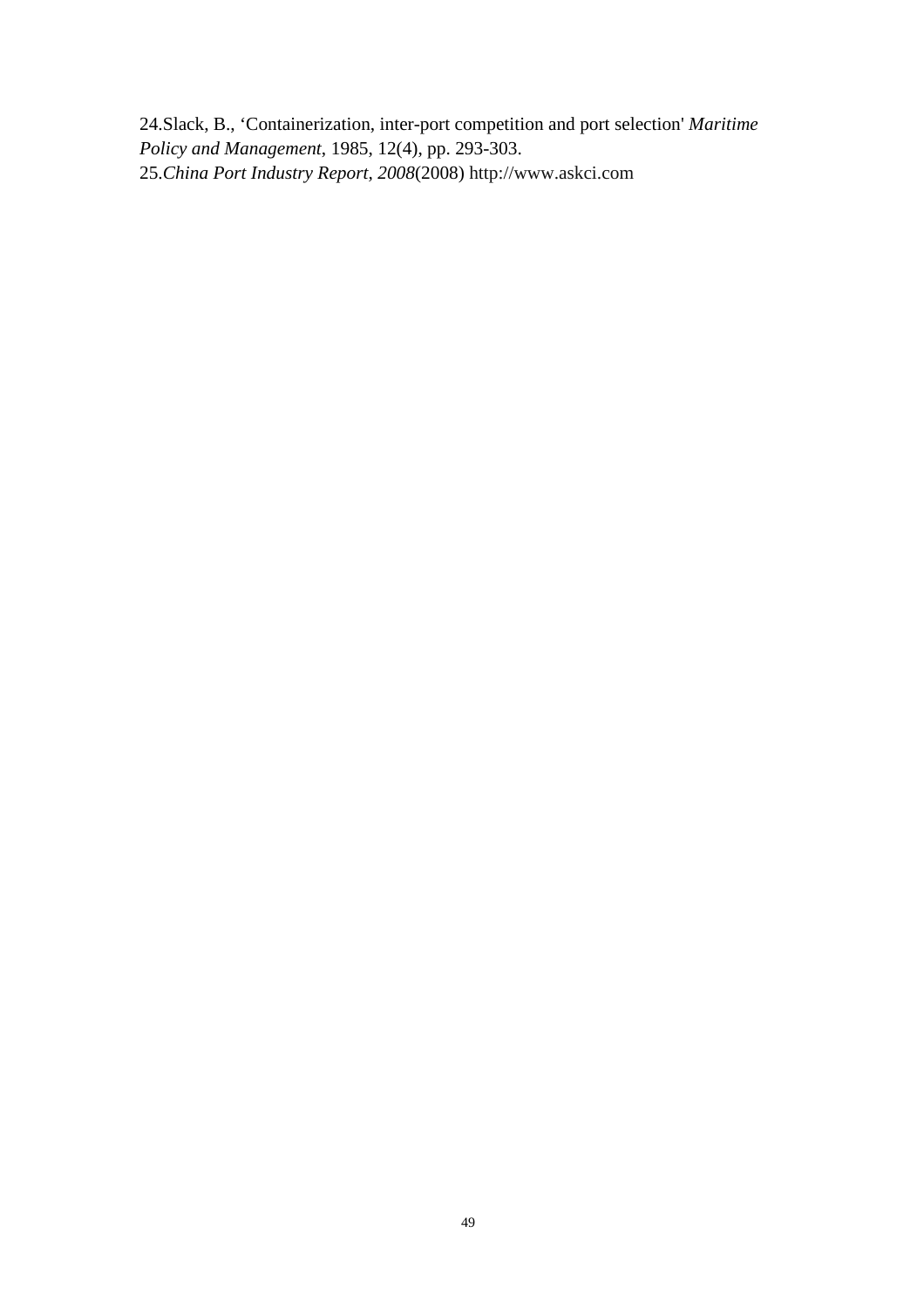24.Slack, B., ‘Containerization, inter-port competition and port selection' *Maritime Policy and Management*, 1985, 12(4), pp. 293-303.
25.*China Port Industry Report, 2008*(2008) http://www.askci.com